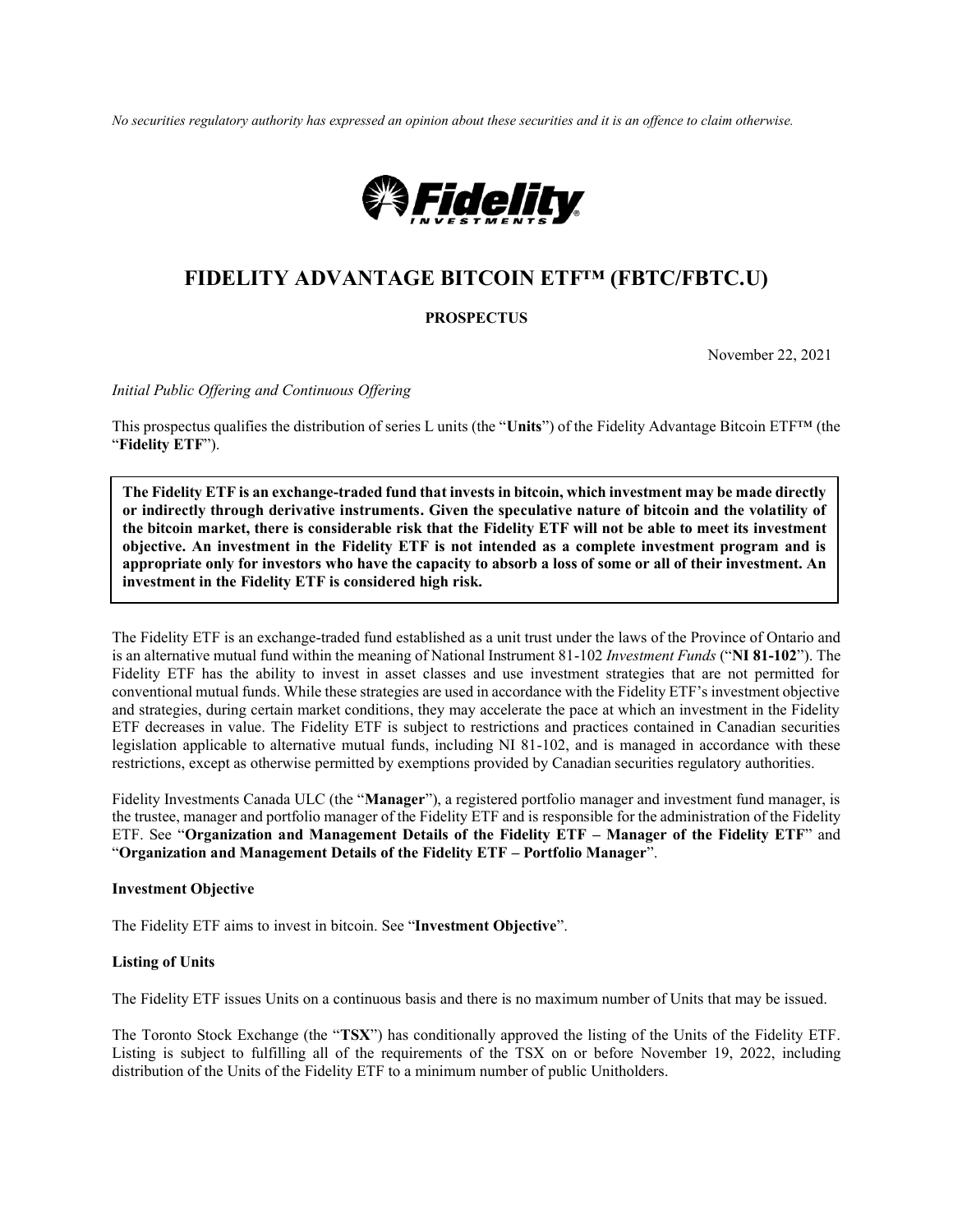*No securities regulatory authority has expressed an opinion about these securities and it is an offence to claim otherwise.*

# FIDELITY ADVANTAGE BITCOIN ETF™ (FBTC/FBTC.U)

**PROSPECTUS**

November 22, 2021

*Initial Public Offering and Continuous Offering*

This prospectus qualifies the distribution of series L units (the "**Units**") of the Fidelity Advantage Bitcoin ETF™ (the "**Fidelity ETF**").

**The Fidelity ETF is an exchange-traded fund that invests in bitcoin, which investment may be made directly or indirectly through derivative instruments. Given the speculative nature of bitcoin and the volatility of the bitcoin market, there is considerable risk that the Fidelity ETF will not be able to meet its investment objective. An investment in the Fidelity ETF is not intended as a complete investment program and is appropriate only for investors who have the capacity to absorb a loss of some or all of their investment. An investment in the Fidelity ETF is considered high risk.**

The Fidelity ETF is an exchange-traded fund established as a unit trust under the laws of the Province of Ontario and is an alternative mutual fund within the meaning of National Instrument 81-102 *Investment Funds* ("**NI 81-102**"). The Fidelity ETF has the ability to invest in asset classes and use investment strategies that are not permitted for conventional mutual funds. While these strategies are used in accordance with the Fidelity ETF's investment objective and strategies, during certain market conditions, they may accelerate the pace at which an investment in the Fidelity ETF decreases in value. The Fidelity ETF is subject to restrictions and practices contained in Canadian securities legislation applicable to alternative mutual funds, including NI 81-102, and is managed in accordance with these restrictions, except as otherwise permitted by exemptions provided by Canadian securities regulatory authorities.

Fidelity Investments Canada ULC (the "**Manager**"), a registered portfolio manager and investment fund manager, is the trustee, manager and portfolio manager of the Fidelity ETF and is responsible for the administration of the Fidelity ETF. See "**Organization and Management Details of the Fidelity ETF – Manager of the Fidelity ETF**" and "**Organization and Management Details of the Fidelity ETF – Portfolio Manager**".

### Investment Objective

The Fidelity ETF aims to invest in bitcoin. See "**Investment Objective**".

### Listing of Units

The Fidelity ETF issues Units on a continuous basis and there is no maximum number of Units that may be issued.

The Toronto Stock Exchange (the "**TSX**") has conditionally approved the listing of the Units of the Fidelity ETF. Listing is subject to fulfilling all of the requirements of the TSX on or before November 19, 2022, including distribution of the Units of the Fidelity ETF to a minimum number of public Unitholders.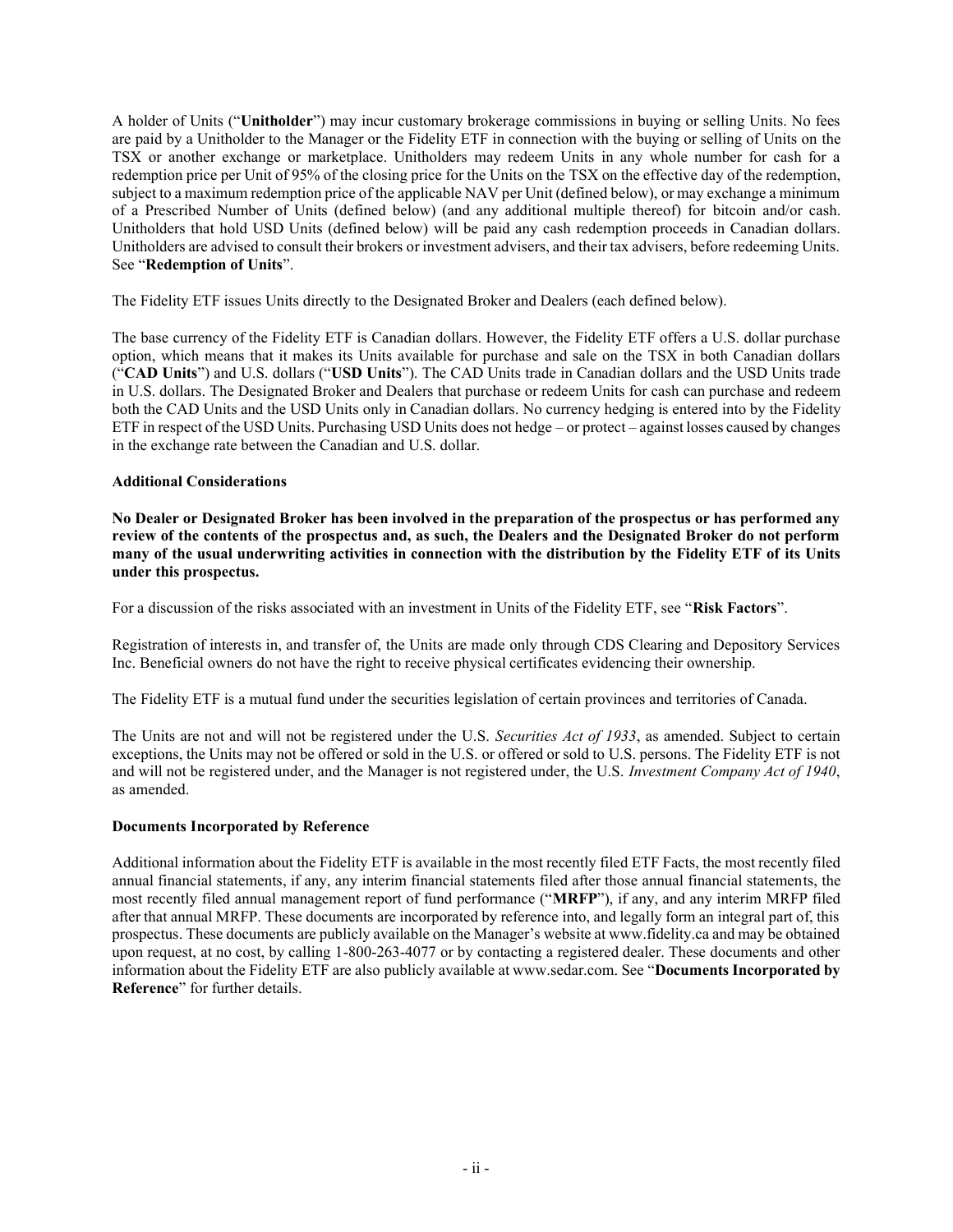A holder of Units ("**Unitholder**") may incur customary brokerage commissions in buying or selling Units. No fees are paid by a Unitholder to the Manager or the Fidelity ETF in connection with the buying or selling of Units on the TSX or another exchange or marketplace. Unitholders may redeem Units in any whole number for cash for a redemption price per Unit of 95% of the closing price for the Units on the TSX on the effective day of the redemption, subject to a maximum redemption price of the applicable NAV per Unit (defined below), or may exchange a minimum of a Prescribed Number of Units (defined below) (and any additional multiple thereof) for bitcoin and/or cash. Unitholders that hold USD Units (defined below) will be paid any cash redemption proceeds in Canadian dollars. Unitholders are advised to consult their brokers or investment advisers, and their tax advisers, before redeeming Units. See "**Redemption of Units**".

The Fidelity ETF issues Units directly to the Designated Broker and Dealers (each defined below).

The base currency of the Fidelity ETF is Canadian dollars. However, the Fidelity ETF offers a U.S. dollar purchase option, which means that it makes its Units available for purchase and sale on the TSX in both Canadian dollars ("**CAD Units**") and U.S. dollars ("**USD Units**"). The CAD Units trade in Canadian dollars and the USD Units trade in U.S. dollars. The Designated Broker and Dealers that purchase or redeem Units for cash can purchase and redeem both the CAD Units and the USD Units only in Canadian dollars. No currency hedging is entered into by the Fidelity ETF in respect of the USD Units. Purchasing USD Units does not hedge – or protect – against losses caused by changes in the exchange rate between the Canadian and U.S. dollar.

**Additional Considerations**

**No Dealer or Designated Broker has been involved in the preparation of the prospectus or has performed any review of the contents of the prospectus and, as such, the Dealers and the Designated Broker do not perform many of the usual underwriting activities in connection with the distribution by the Fidelity ETF of its Units under this prospectus.**

For a discussion of the risks associated with an investment in Units of the Fidelity ETF, see "**Risk Factors**".

Registration of interests in, and transfer of, the Units are made only through CDS Clearing and Depository Services Inc. Beneficial owners do not have the right to receive physical certificates evidencing their ownership.

The Fidelity ETF is a mutual fund under the securities legislation of certain provinces and territories of Canada.

The Units are not and will not be registered under the U.S. *Securities Act of 1933*, as amended. Subject to certain exceptions, the Units may not be offered or sold in the U.S. or offered or sold to U.S. persons. The Fidelity ETF is not and will not be registered under, and the Manager is not registered under, the U.S. *Investment Company Act of 1940*, as amended.

**Documents Incorporated by Reference**

Additional information about the Fidelity ETF is available in the most recently filed ETF Facts, the most recently filed annual financial statements, if any, any interim financial statements filed after those annual financial statements, the most recently filed annual management report of fund performance ("**MRFP**"), if any, and any interim MRFP filed after that annual MRFP. These documents are incorporated by reference into, and legally form an integral part of, this prospectus. These documents are publicly available on the Manager's website at www.fidelity.ca and may be obtained upon request, at no cost, by calling 1-800-263-4077 or by contacting a registered dealer. These documents and other information about the Fidelity ETF are also publicly available at www.sedar.com. See "**Documents Incorporated by Reference**" for further details.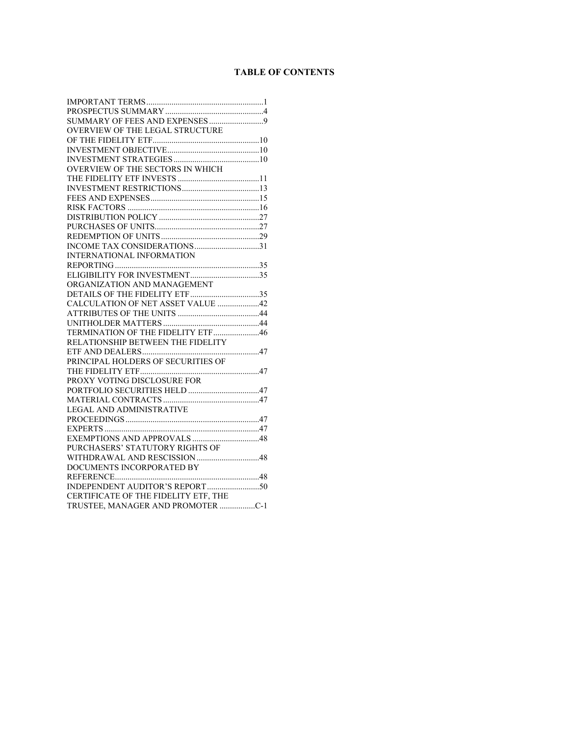# TABLE OF CONTENTS

| Section | Page |
|---|---|
| IMPORTANT TERMS | 1 |
| PROSPECTUS SUMMARY | 4 |
| SUMMARY OF FEES AND EXPENSES | 9 |
| OVERVIEW OF THE LEGAL STRUCTURE OF THE FIDELITY ETF | 10 |
| INVESTMENT OBJECTIVE | 10 |
| INVESTMENT STRATEGIES | 10 |
| OVERVIEW OF THE SECTORS IN WHICH THE FIDELITY ETF INVESTS | 11 |
| INVESTMENT RESTRICTIONS | 13 |
| FEES AND EXPENSES | 15 |
| RISK FACTORS | 16 |
| DISTRIBUTION POLICY | 27 |
| PURCHASES OF UNITS | 27 |
| REDEMPTION OF UNITS | 29 |
| INCOME TAX CONSIDERATIONS | 31 |
| INTERNATIONAL INFORMATION REPORTING | 35 |
| ELIGIBILITY FOR INVESTMENT | 35 |
| ORGANIZATION AND MANAGEMENT DETAILS OF THE FIDELITY ETF | 35 |
| CALCULATION OF NET ASSET VALUE | 42 |
| ATTRIBUTES OF THE UNITS | 44 |
| UNITHOLDER MATTERS | 44 |
| TERMINATION OF THE FIDELITY ETF | 46 |
| RELATIONSHIP BETWEEN THE FIDELITY ETF AND DEALERS | 47 |
| PRINCIPAL HOLDERS OF SECURITIES OF THE FIDELITY ETF | 47 |
| PROXY VOTING DISCLOSURE FOR PORTFOLIO SECURITIES HELD | 47 |
| MATERIAL CONTRACTS | 47 |
| LEGAL AND ADMINISTRATIVE PROCEEDINGS | 47 |
| EXPERTS | 47 |
| EXEMPTIONS AND APPROVALS | 48 |
| PURCHASERS' STATUTORY RIGHTS OF WITHDRAWAL AND RESCISSION | 48 |
| DOCUMENTS INCORPORATED BY REFERENCE | 48 |
| INDEPENDENT AUDITOR'S REPORT | 50 |
| CERTIFICATE OF THE FIDELITY ETF, THE TRUSTEE, MANAGER AND PROMOTER | C-1 |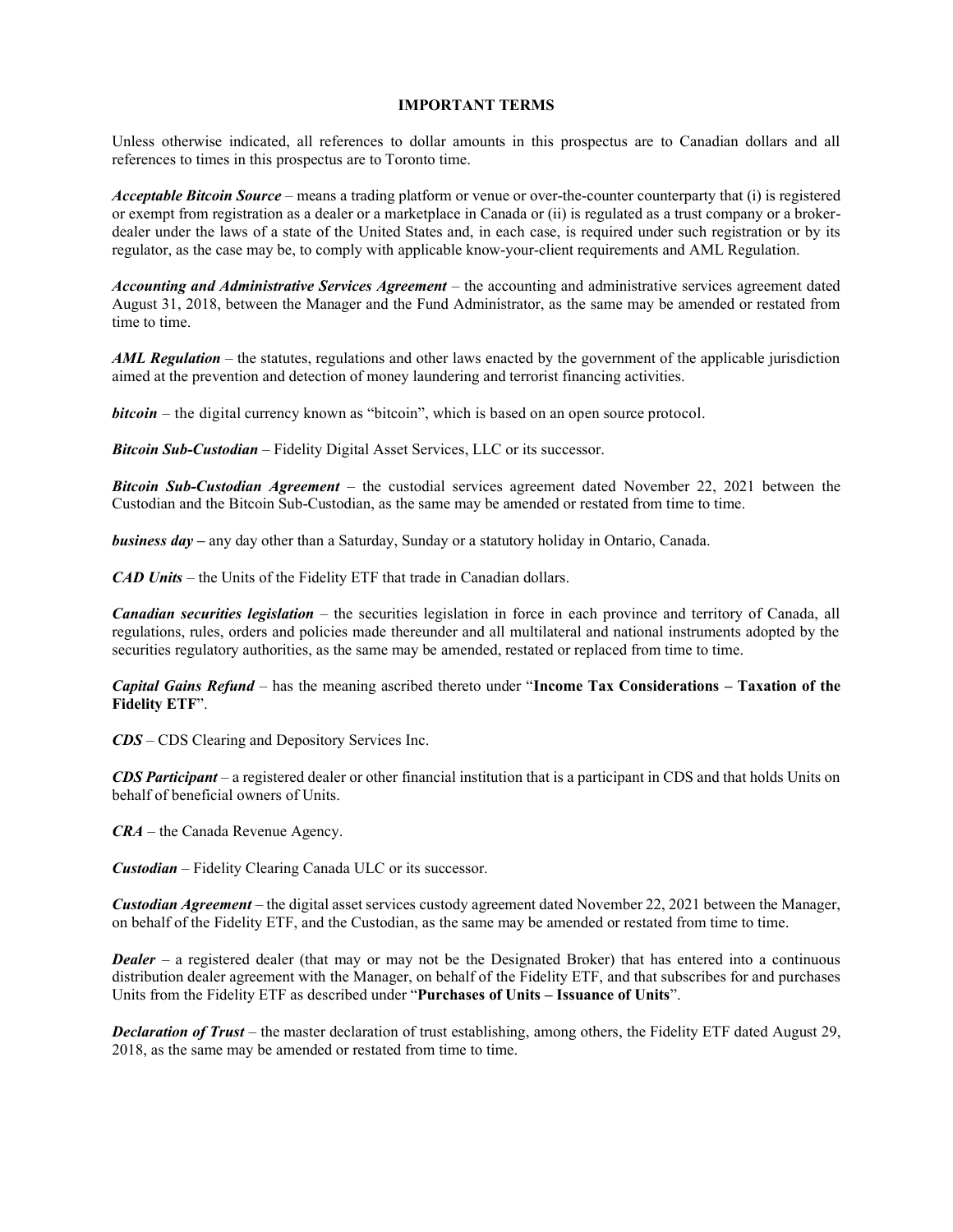## IMPORTANT TERMS

Unless otherwise indicated, all references to dollar amounts in this prospectus are to Canadian dollars and all references to times in this prospectus are to Toronto time.

***Acceptable Bitcoin Source*** – means a trading platform or venue or over-the-counter counterparty that (i) is registered or exempt from registration as a dealer or a marketplace in Canada or (ii) is regulated as a trust company or a broker-dealer under the laws of a state of the United States and, in each case, is required under such registration or by its regulator, as the case may be, to comply with applicable know-your-client requirements and AML Regulation.

***Accounting and Administrative Services Agreement*** – the accounting and administrative services agreement dated August 31, 2018, between the Manager and the Fund Administrator, as the same may be amended or restated from time to time.

***AML Regulation*** – the statutes, regulations and other laws enacted by the government of the applicable jurisdiction aimed at the prevention and detection of money laundering and terrorist financing activities.

***bitcoin*** – the digital currency known as "bitcoin", which is based on an open source protocol.

***Bitcoin Sub-Custodian*** – Fidelity Digital Asset Services, LLC or its successor.

***Bitcoin Sub-Custodian Agreement*** – the custodial services agreement dated November 22, 2021 between the Custodian and the Bitcoin Sub-Custodian, as the same may be amended or restated from time to time.

***business day*** **–** any day other than a Saturday, Sunday or a statutory holiday in Ontario, Canada.

***CAD Units*** – the Units of the Fidelity ETF that trade in Canadian dollars.

***Canadian securities legislation*** – the securities legislation in force in each province and territory of Canada, all regulations, rules, orders and policies made thereunder and all multilateral and national instruments adopted by the securities regulatory authorities, as the same may be amended, restated or replaced from time to time.

***Capital Gains Refund*** – has the meaning ascribed thereto under "**Income Tax Considerations – Taxation of the Fidelity ETF**".

***CDS*** – CDS Clearing and Depository Services Inc.

***CDS Participant*** – a registered dealer or other financial institution that is a participant in CDS and that holds Units on behalf of beneficial owners of Units.

***CRA*** – the Canada Revenue Agency.

***Custodian*** – Fidelity Clearing Canada ULC or its successor.

***Custodian Agreement*** – the digital asset services custody agreement dated November 22, 2021 between the Manager, on behalf of the Fidelity ETF, and the Custodian, as the same may be amended or restated from time to time.

***Dealer*** – a registered dealer (that may or may not be the Designated Broker) that has entered into a continuous distribution dealer agreement with the Manager, on behalf of the Fidelity ETF, and that subscribes for and purchases Units from the Fidelity ETF as described under "**Purchases of Units – Issuance of Units**".

***Declaration of Trust*** – the master declaration of trust establishing, among others, the Fidelity ETF dated August 29, 2018, as the same may be amended or restated from time to time.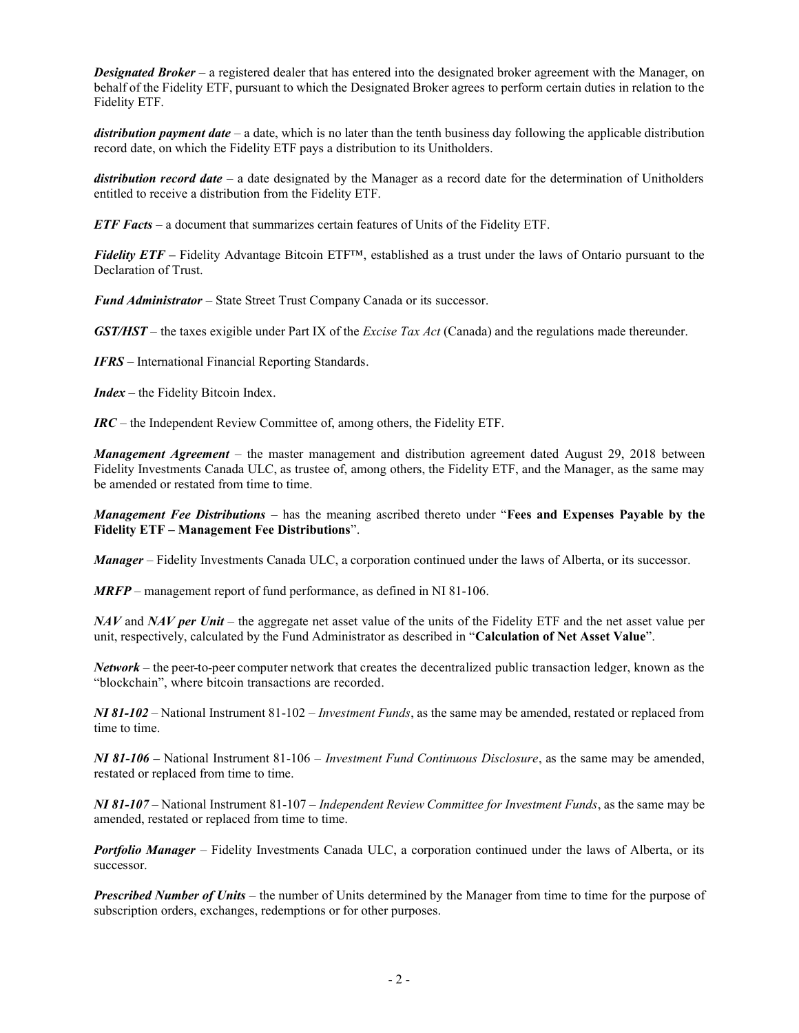***Designated Broker*** – a registered dealer that has entered into the designated broker agreement with the Manager, on behalf of the Fidelity ETF, pursuant to which the Designated Broker agrees to perform certain duties in relation to the Fidelity ETF.

***distribution payment date*** – a date, which is no later than the tenth business day following the applicable distribution record date, on which the Fidelity ETF pays a distribution to its Unitholders.

***distribution record date*** – a date designated by the Manager as a record date for the determination of Unitholders entitled to receive a distribution from the Fidelity ETF.

***ETF Facts*** – a document that summarizes certain features of Units of the Fidelity ETF.

***Fidelity ETF*** – Fidelity Advantage Bitcoin ETF™, established as a trust under the laws of Ontario pursuant to the Declaration of Trust.

***Fund Administrator*** – State Street Trust Company Canada or its successor.

***GST/HST*** – the taxes exigible under Part IX of the *Excise Tax Act* (Canada) and the regulations made thereunder.

***IFRS*** – International Financial Reporting Standards.

***Index*** – the Fidelity Bitcoin Index.

***IRC*** – the Independent Review Committee of, among others, the Fidelity ETF.

***Management Agreement*** – the master management and distribution agreement dated August 29, 2018 between Fidelity Investments Canada ULC, as trustee of, among others, the Fidelity ETF, and the Manager, as the same may be amended or restated from time to time.

***Management Fee Distributions*** – has the meaning ascribed thereto under "**Fees and Expenses Payable by the Fidelity ETF – Management Fee Distributions**".

***Manager*** – Fidelity Investments Canada ULC, a corporation continued under the laws of Alberta, or its successor.

***MRFP*** – management report of fund performance, as defined in NI 81-106.

***NAV*** and ***NAV per Unit*** – the aggregate net asset value of the units of the Fidelity ETF and the net asset value per unit, respectively, calculated by the Fund Administrator as described in "**Calculation of Net Asset Value**".

***Network*** – the peer-to-peer computer network that creates the decentralized public transaction ledger, known as the "blockchain", where bitcoin transactions are recorded.

***NI 81-102*** – National Instrument 81-102 – *Investment Funds*, as the same may be amended, restated or replaced from time to time.

***NI 81-106*** – National Instrument 81-106 – *Investment Fund Continuous Disclosure*, as the same may be amended, restated or replaced from time to time.

***NI 81-107*** – National Instrument 81-107 – *Independent Review Committee for Investment Funds*, as the same may be amended, restated or replaced from time to time.

***Portfolio Manager*** – Fidelity Investments Canada ULC, a corporation continued under the laws of Alberta, or its successor.

***Prescribed Number of Units*** – the number of Units determined by the Manager from time to time for the purpose of subscription orders, exchanges, redemptions or for other purposes.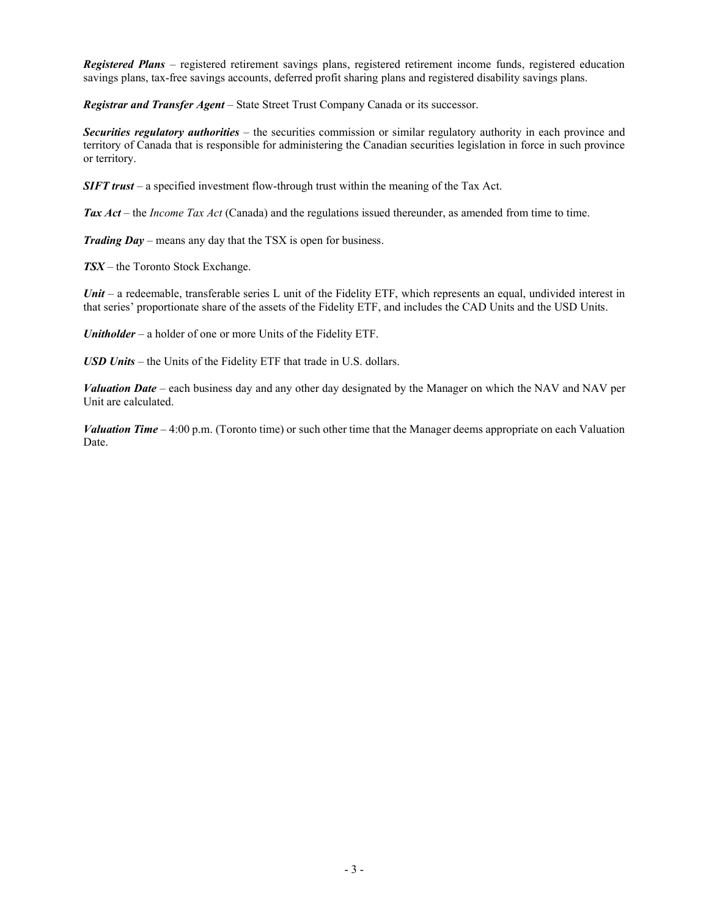***Registered Plans*** – registered retirement savings plans, registered retirement income funds, registered education savings plans, tax-free savings accounts, deferred profit sharing plans and registered disability savings plans.

***Registrar and Transfer Agent*** – State Street Trust Company Canada or its successor.

***Securities regulatory authorities*** – the securities commission or similar regulatory authority in each province and territory of Canada that is responsible for administering the Canadian securities legislation in force in such province or territory.

***SIFT trust*** – a specified investment flow-through trust within the meaning of the Tax Act.

***Tax Act*** – the *Income Tax Act* (Canada) and the regulations issued thereunder, as amended from time to time.

***Trading Day*** – means any day that the TSX is open for business.

***TSX*** – the Toronto Stock Exchange.

***Unit*** – a redeemable, transferable series L unit of the Fidelity ETF, which represents an equal, undivided interest in that series' proportionate share of the assets of the Fidelity ETF, and includes the CAD Units and the USD Units.

***Unitholder*** – a holder of one or more Units of the Fidelity ETF.

***USD Units*** – the Units of the Fidelity ETF that trade in U.S. dollars.

***Valuation Date*** – each business day and any other day designated by the Manager on which the NAV and NAV per Unit are calculated.

***Valuation Time*** – 4:00 p.m. (Toronto time) or such other time that the Manager deems appropriate on each Valuation Date.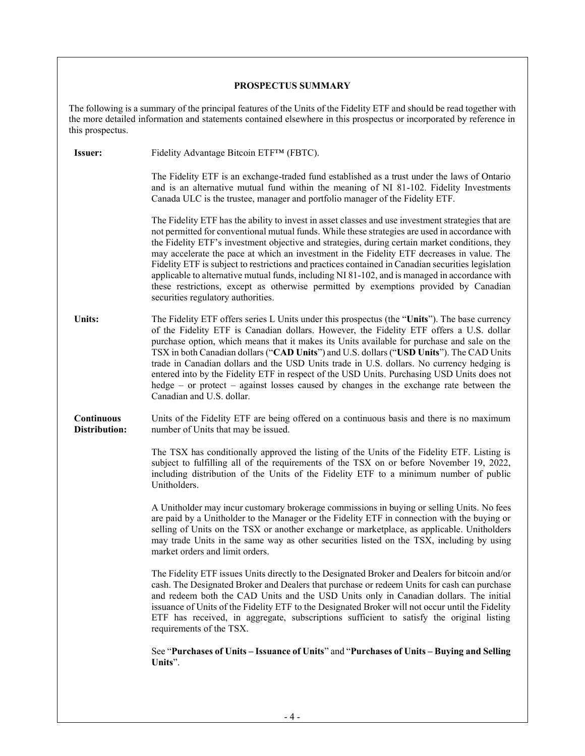## PROSPECTUS SUMMARY

The following is a summary of the principal features of the Units of the Fidelity ETF and should be read together with the more detailed information and statements contained elsewhere in this prospectus or incorporated by reference in this prospectus.

**Issuer:** Fidelity Advantage Bitcoin ETF™ (FBTC).

The Fidelity ETF is an exchange-traded fund established as a trust under the laws of Ontario and is an alternative mutual fund within the meaning of NI 81-102. Fidelity Investments Canada ULC is the trustee, manager and portfolio manager of the Fidelity ETF.

The Fidelity ETF has the ability to invest in asset classes and use investment strategies that are not permitted for conventional mutual funds. While these strategies are used in accordance with the Fidelity ETF's investment objective and strategies, during certain market conditions, they may accelerate the pace at which an investment in the Fidelity ETF decreases in value. The Fidelity ETF is subject to restrictions and practices contained in Canadian securities legislation applicable to alternative mutual funds, including NI 81-102, and is managed in accordance with these restrictions, except as otherwise permitted by exemptions provided by Canadian securities regulatory authorities.

**Units:** The Fidelity ETF offers series L Units under this prospectus (the "**Units**"). The base currency of the Fidelity ETF is Canadian dollars. However, the Fidelity ETF offers a U.S. dollar purchase option, which means that it makes its Units available for purchase and sale on the TSX in both Canadian dollars ("**CAD Units**") and U.S. dollars ("**USD Units**"). The CAD Units trade in Canadian dollars and the USD Units trade in U.S. dollars. No currency hedging is entered into by the Fidelity ETF in respect of the USD Units. Purchasing USD Units does not hedge – or protect – against losses caused by changes in the exchange rate between the Canadian and U.S. dollar.

**Continuous Distribution:** Units of the Fidelity ETF are being offered on a continuous basis and there is no maximum number of Units that may be issued.

The TSX has conditionally approved the listing of the Units of the Fidelity ETF. Listing is subject to fulfilling all of the requirements of the TSX on or before November 19, 2022, including distribution of the Units of the Fidelity ETF to a minimum number of public Unitholders.

A Unitholder may incur customary brokerage commissions in buying or selling Units. No fees are paid by a Unitholder to the Manager or the Fidelity ETF in connection with the buying or selling of Units on the TSX or another exchange or marketplace, as applicable. Unitholders may trade Units in the same way as other securities listed on the TSX, including by using market orders and limit orders.

The Fidelity ETF issues Units directly to the Designated Broker and Dealers for bitcoin and/or cash. The Designated Broker and Dealers that purchase or redeem Units for cash can purchase and redeem both the CAD Units and the USD Units only in Canadian dollars. The initial issuance of Units of the Fidelity ETF to the Designated Broker will not occur until the Fidelity ETF has received, in aggregate, subscriptions sufficient to satisfy the original listing requirements of the TSX.

See "**Purchases of Units – Issuance of Units**" and "**Purchases of Units – Buying and Selling Units**".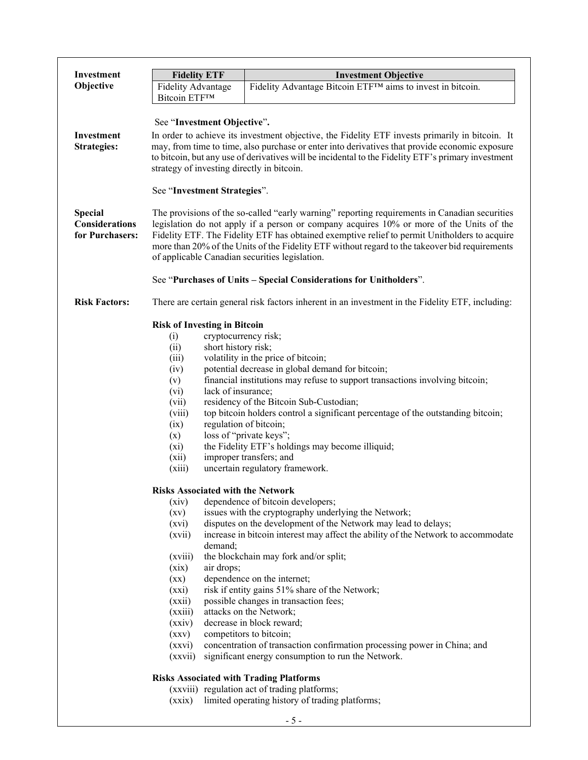**Investment Objective**

| Fidelity ETF | Investment Objective |
| --- | --- |
| Fidelity Advantage Bitcoin ETF™ | Fidelity Advantage Bitcoin ETF™ aims to invest in bitcoin. |

See "**Investment Objective**".

**Investment Strategies:**

In order to achieve its investment objective, the Fidelity ETF invests primarily in bitcoin. It may, from time to time, also purchase or enter into derivatives that provide economic exposure to bitcoin, but any use of derivatives will be incidental to the Fidelity ETF's primary investment strategy of investing directly in bitcoin.

See "**Investment Strategies**".

**Special Considerations for Purchasers:**

The provisions of the so-called "early warning" reporting requirements in Canadian securities legislation do not apply if a person or company acquires 10% or more of the Units of the Fidelity ETF. The Fidelity ETF has obtained exemptive relief to permit Unitholders to acquire more than 20% of the Units of the Fidelity ETF without regard to the takeover bid requirements of applicable Canadian securities legislation.

See "**Purchases of Units – Special Considerations for Unitholders**".

**Risk Factors:**

There are certain general risk factors inherent in an investment in the Fidelity ETF, including:

**Risk of Investing in Bitcoin**

- (i) cryptocurrency risk;
- (ii) short history risk;
- (iii) volatility in the price of bitcoin;
- (iv) potential decrease in global demand for bitcoin;
- (v) financial institutions may refuse to support transactions involving bitcoin;
- (vi) lack of insurance;
- (vii) residency of the Bitcoin Sub-Custodian;
- (viii) top bitcoin holders control a significant percentage of the outstanding bitcoin;
- (ix) regulation of bitcoin;
- (x) loss of "private keys";
- (xi) the Fidelity ETF's holdings may become illiquid;
- (xii) improper transfers; and
- (xiii) uncertain regulatory framework.

**Risks Associated with the Network**

- (xiv) dependence of bitcoin developers;
- (xv) issues with the cryptography underlying the Network;
- (xvi) disputes on the development of the Network may lead to delays;
- (xvii) increase in bitcoin interest may affect the ability of the Network to accommodate demand;
- (xviii) the blockchain may fork and/or split;
- (xix) air drops;
- (xx) dependence on the internet;
- (xxi) risk if entity gains 51% share of the Network;
- (xxii) possible changes in transaction fees;
- (xxiii) attacks on the Network;
- (xxiv) decrease in block reward;
- (xxv) competitors to bitcoin;
- (xxvi) concentration of transaction confirmation processing power in China; and
- (xxvii) significant energy consumption to run the Network.

**Risks Associated with Trading Platforms**

- (xxviii) regulation act of trading platforms;
- (xxix) limited operating history of trading platforms;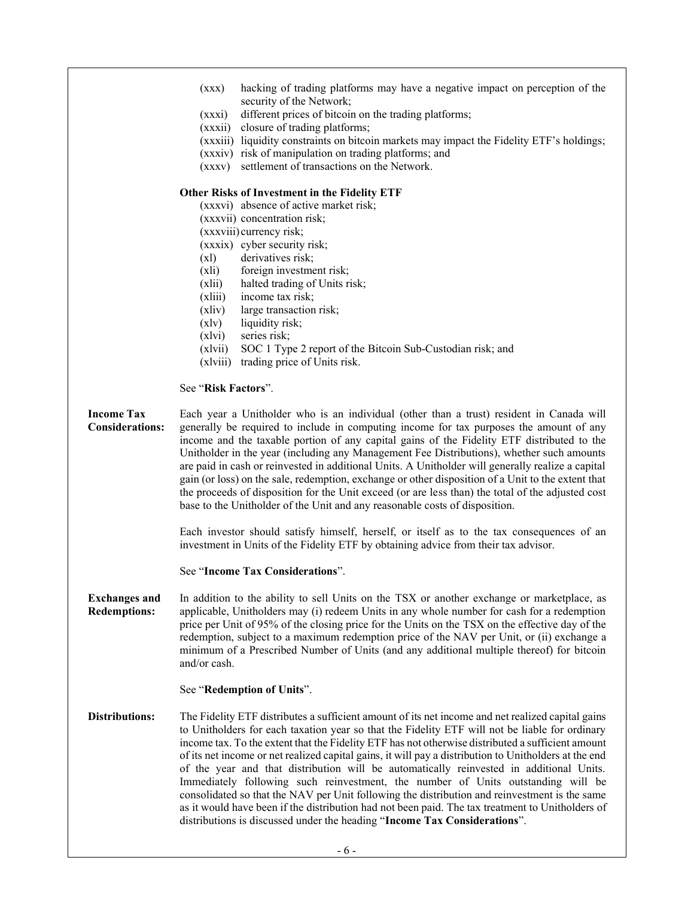(xxx) hacking of trading platforms may have a negative impact on perception of the security of the Network;

(xxxi) different prices of bitcoin on the trading platforms;

(xxxii) closure of trading platforms;

(xxxiii) liquidity constraints on bitcoin markets may impact the Fidelity ETF's holdings;

(xxxiv) risk of manipulation on trading platforms; and

(xxxv) settlement of transactions on the Network.

**Other Risks of Investment in the Fidelity ETF**

(xxxvi) absence of active market risk;

(xxxvii) concentration risk;

(xxxviii) currency risk;

(xxxix) cyber security risk;

(xl) derivatives risk;

(xli) foreign investment risk;

(xlii) halted trading of Units risk;

(xliii) income tax risk;

(xliv) large transaction risk;

(xlv) liquidity risk;

(xlvi) series risk;

(xlvii) SOC 1 Type 2 report of the Bitcoin Sub-Custodian risk; and

(xlviii) trading price of Units risk.

See "**Risk Factors**".

**Income Tax Considerations:** Each year a Unitholder who is an individual (other than a trust) resident in Canada will generally be required to include in computing income for tax purposes the amount of any income and the taxable portion of any capital gains of the Fidelity ETF distributed to the Unitholder in the year (including any Management Fee Distributions), whether such amounts are paid in cash or reinvested in additional Units. A Unitholder will generally realize a capital gain (or loss) on the sale, redemption, exchange or other disposition of a Unit to the extent that the proceeds of disposition for the Unit exceed (or are less than) the total of the adjusted cost base to the Unitholder of the Unit and any reasonable costs of disposition.

Each investor should satisfy himself, herself, or itself as to the tax consequences of an investment in Units of the Fidelity ETF by obtaining advice from their tax advisor.

See "**Income Tax Considerations**".

**Exchanges and Redemptions:** In addition to the ability to sell Units on the TSX or another exchange or marketplace, as applicable, Unitholders may (i) redeem Units in any whole number for cash for a redemption price per Unit of 95% of the closing price for the Units on the TSX on the effective day of the redemption, subject to a maximum redemption price of the NAV per Unit, or (ii) exchange a minimum of a Prescribed Number of Units (and any additional multiple thereof) for bitcoin and/or cash.

See "**Redemption of Units**".

**Distributions:** The Fidelity ETF distributes a sufficient amount of its net income and net realized capital gains to Unitholders for each taxation year so that the Fidelity ETF will not be liable for ordinary income tax. To the extent that the Fidelity ETF has not otherwise distributed a sufficient amount of its net income or net realized capital gains, it will pay a distribution to Unitholders at the end of the year and that distribution will be automatically reinvested in additional Units. Immediately following such reinvestment, the number of Units outstanding will be consolidated so that the NAV per Unit following the distribution and reinvestment is the same as it would have been if the distribution had not been paid. The tax treatment to Unitholders of distributions is discussed under the heading "**Income Tax Considerations**".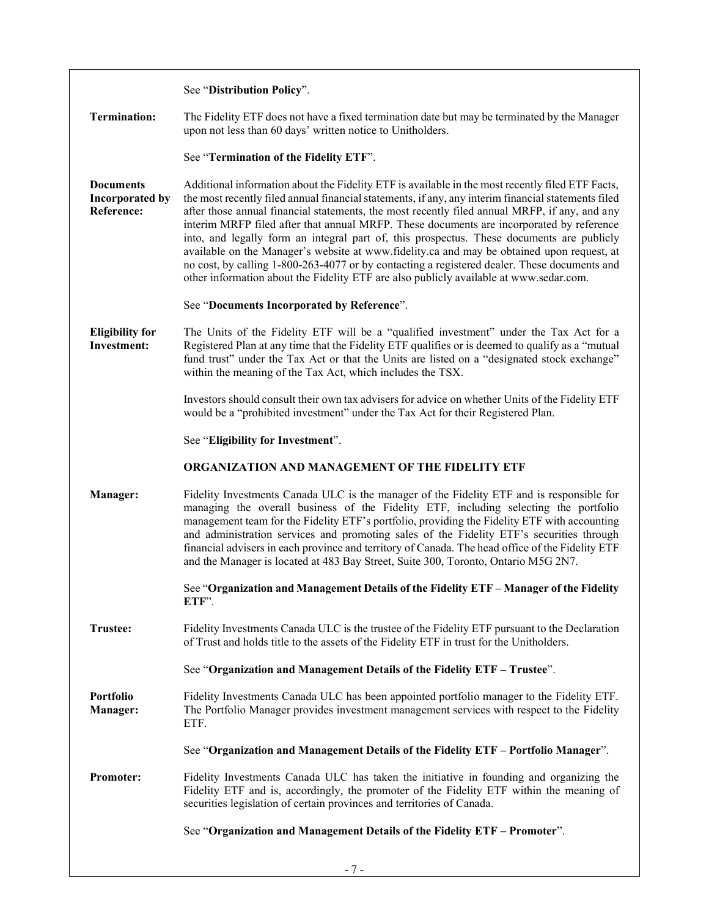See "**Distribution Policy**".

**Termination:** The Fidelity ETF does not have a fixed termination date but may be terminated by the Manager upon not less than 60 days' written notice to Unitholders.

See "**Termination of the Fidelity ETF**".

**Documents Incorporated by Reference:** Additional information about the Fidelity ETF is available in the most recently filed ETF Facts, the most recently filed annual financial statements, if any, any interim financial statements filed after those annual financial statements, the most recently filed annual MRFP, if any, and any interim MRFP filed after that annual MRFP. These documents are incorporated by reference into, and legally form an integral part of, this prospectus. These documents are publicly available on the Manager's website at www.fidelity.ca and may be obtained upon request, at no cost, by calling 1-800-263-4077 or by contacting a registered dealer. These documents and other information about the Fidelity ETF are also publicly available at www.sedar.com.

See "**Documents Incorporated by Reference**".

**Eligibility for Investment:** The Units of the Fidelity ETF will be a "qualified investment" under the Tax Act for a Registered Plan at any time that the Fidelity ETF qualifies or is deemed to qualify as a "mutual fund trust" under the Tax Act or that the Units are listed on a "designated stock exchange" within the meaning of the Tax Act, which includes the TSX.

Investors should consult their own tax advisers for advice on whether Units of the Fidelity ETF would be a "prohibited investment" under the Tax Act for their Registered Plan.

See "**Eligibility for Investment**".

## ORGANIZATION AND MANAGEMENT OF THE FIDELITY ETF

**Manager:** Fidelity Investments Canada ULC is the manager of the Fidelity ETF and is responsible for managing the overall business of the Fidelity ETF, including selecting the portfolio management team for the Fidelity ETF's portfolio, providing the Fidelity ETF with accounting and administration services and promoting sales of the Fidelity ETF's securities through financial advisers in each province and territory of Canada. The head office of the Fidelity ETF and the Manager is located at 483 Bay Street, Suite 300, Toronto, Ontario M5G 2N7.

See "**Organization and Management Details of the Fidelity ETF – Manager of the Fidelity ETF**".

**Trustee:** Fidelity Investments Canada ULC is the trustee of the Fidelity ETF pursuant to the Declaration of Trust and holds title to the assets of the Fidelity ETF in trust for the Unitholders.

See "**Organization and Management Details of the Fidelity ETF – Trustee**".

**Portfolio Manager:** Fidelity Investments Canada ULC has been appointed portfolio manager to the Fidelity ETF. The Portfolio Manager provides investment management services with respect to the Fidelity ETF.

See "**Organization and Management Details of the Fidelity ETF – Portfolio Manager**".

**Promoter:** Fidelity Investments Canada ULC has taken the initiative in founding and organizing the Fidelity ETF and is, accordingly, the promoter of the Fidelity ETF within the meaning of securities legislation of certain provinces and territories of Canada.

See "**Organization and Management Details of the Fidelity ETF – Promoter**".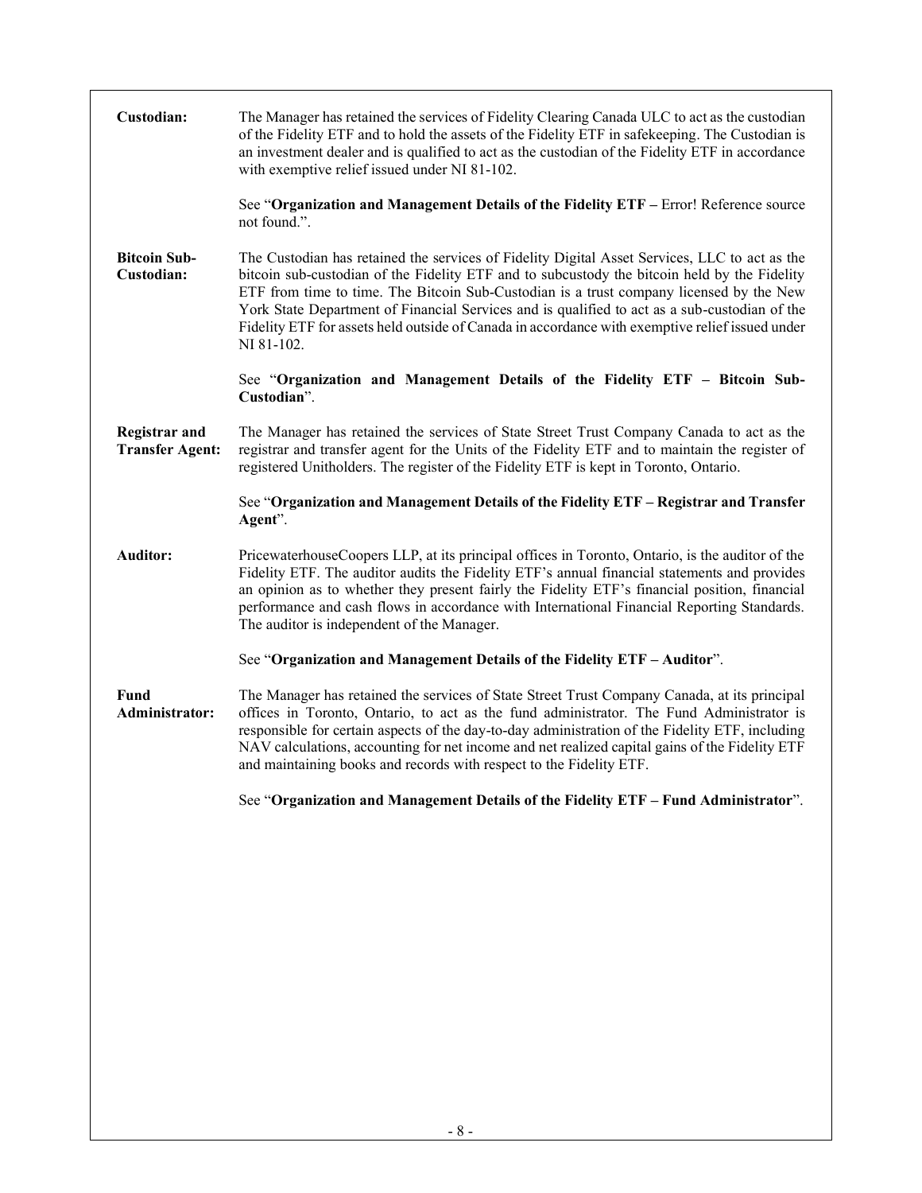**Custodian:** The Manager has retained the services of Fidelity Clearing Canada ULC to act as the custodian of the Fidelity ETF and to hold the assets of the Fidelity ETF in safekeeping. The Custodian is an investment dealer and is qualified to act as the custodian of the Fidelity ETF in accordance with exemptive relief issued under NI 81-102.

See "**Organization and Management Details of the Fidelity ETF –** Error! Reference source not found.".

**Bitcoin Sub-Custodian:** The Custodian has retained the services of Fidelity Digital Asset Services, LLC to act as the bitcoin sub-custodian of the Fidelity ETF and to subcustody the bitcoin held by the Fidelity ETF from time to time. The Bitcoin Sub-Custodian is a trust company licensed by the New York State Department of Financial Services and is qualified to act as a sub-custodian of the Fidelity ETF for assets held outside of Canada in accordance with exemptive relief issued under NI 81-102.

See "**Organization and Management Details of the Fidelity ETF – Bitcoin Sub-Custodian**".

**Registrar and Transfer Agent:** The Manager has retained the services of State Street Trust Company Canada to act as the registrar and transfer agent for the Units of the Fidelity ETF and to maintain the register of registered Unitholders. The register of the Fidelity ETF is kept in Toronto, Ontario.

See "**Organization and Management Details of the Fidelity ETF – Registrar and Transfer Agent**".

**Auditor:** PricewaterhouseCoopers LLP, at its principal offices in Toronto, Ontario, is the auditor of the Fidelity ETF. The auditor audits the Fidelity ETF's annual financial statements and provides an opinion as to whether they present fairly the Fidelity ETF's financial position, financial performance and cash flows in accordance with International Financial Reporting Standards. The auditor is independent of the Manager.

See "**Organization and Management Details of the Fidelity ETF – Auditor**".

**Fund Administrator:** The Manager has retained the services of State Street Trust Company Canada, at its principal offices in Toronto, Ontario, to act as the fund administrator. The Fund Administrator is responsible for certain aspects of the day-to-day administration of the Fidelity ETF, including NAV calculations, accounting for net income and net realized capital gains of the Fidelity ETF and maintaining books and records with respect to the Fidelity ETF.

See "**Organization and Management Details of the Fidelity ETF – Fund Administrator**".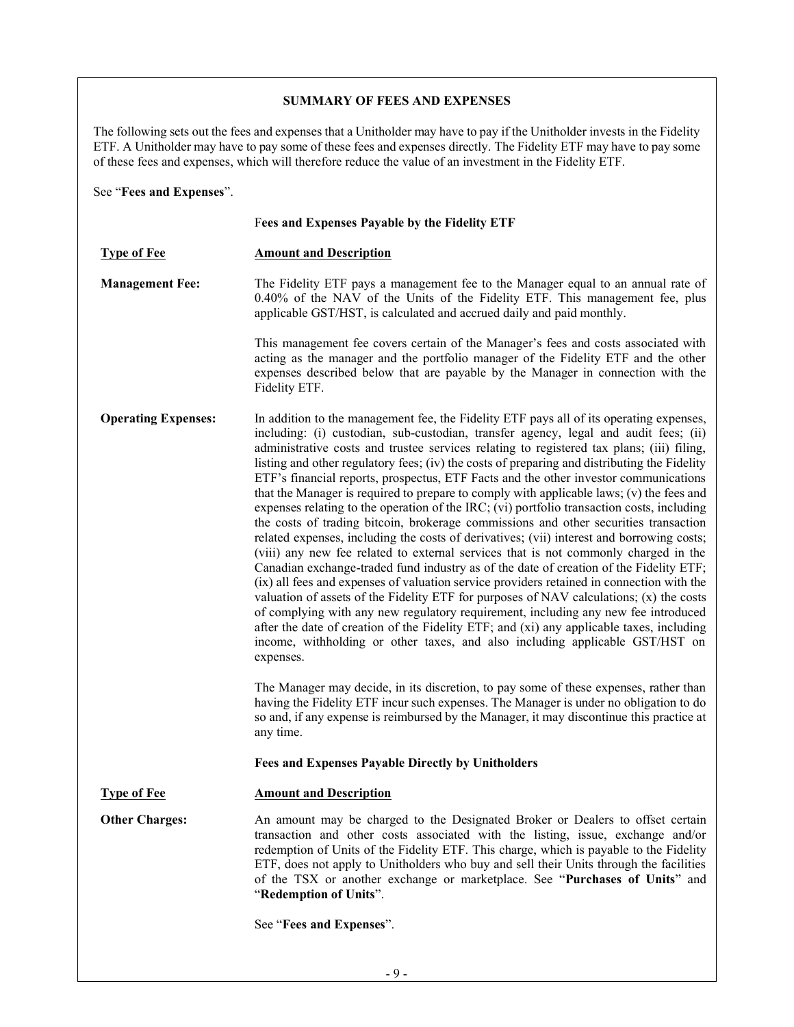**SUMMARY OF FEES AND EXPENSES**

The following sets out the fees and expenses that a Unitholder may have to pay if the Unitholder invests in the Fidelity ETF. A Unitholder may have to pay some of these fees and expenses directly. The Fidelity ETF may have to pay some of these fees and expenses, which will therefore reduce the value of an investment in the Fidelity ETF.

See "**Fees and Expenses**".

**Fees and Expenses Payable by the Fidelity ETF**

| **Type of Fee** | **Amount and Description** |
|---|---|
| **Management Fee:** | The Fidelity ETF pays a management fee to the Manager equal to an annual rate of 0.40% of the NAV of the Units of the Fidelity ETF. This management fee, plus applicable GST/HST, is calculated and accrued daily and paid monthly.<br><br>This management fee covers certain of the Manager's fees and costs associated with acting as the manager and the portfolio manager of the Fidelity ETF and the other expenses described below that are payable by the Manager in connection with the Fidelity ETF. |
| **Operating Expenses:** | In addition to the management fee, the Fidelity ETF pays all of its operating expenses, including: (i) custodian, sub-custodian, transfer agency, legal and audit fees; (ii) administrative costs and trustee services relating to registered tax plans; (iii) filing, listing and other regulatory fees; (iv) the costs of preparing and distributing the Fidelity ETF's financial reports, prospectus, ETF Facts and the other investor communications that the Manager is required to prepare to comply with applicable laws; (v) the fees and expenses relating to the operation of the IRC; (vi) portfolio transaction costs, including the costs of trading bitcoin, brokerage commissions and other securities transaction related expenses, including the costs of derivatives; (vii) interest and borrowing costs; (viii) any new fee related to external services that is not commonly charged in the Canadian exchange-traded fund industry as of the date of creation of the Fidelity ETF; (ix) all fees and expenses of valuation service providers retained in connection with the valuation of assets of the Fidelity ETF for purposes of NAV calculations; (x) the costs of complying with any new regulatory requirement, including any new fee introduced after the date of creation of the Fidelity ETF; and (xi) any applicable taxes, including income, withholding or other taxes, and also including applicable GST/HST on expenses.<br><br>The Manager may decide, in its discretion, to pay some of these expenses, rather than having the Fidelity ETF incur such expenses. The Manager is under no obligation to do so and, if any expense is reimbursed by the Manager, it may discontinue this practice at any time. |

**Fees and Expenses Payable Directly by Unitholders**

| **Type of Fee** | **Amount and Description** |
|---|---|
| **Other Charges:** | An amount may be charged to the Designated Broker or Dealers to offset certain transaction and other costs associated with the listing, issue, exchange and/or redemption of Units of the Fidelity ETF. This charge, which is payable to the Fidelity ETF, does not apply to Unitholders who buy and sell their Units through the facilities of the TSX or another exchange or marketplace. See "**Purchases of Units**" and "**Redemption of Units**".<br><br>See "**Fees and Expenses**". |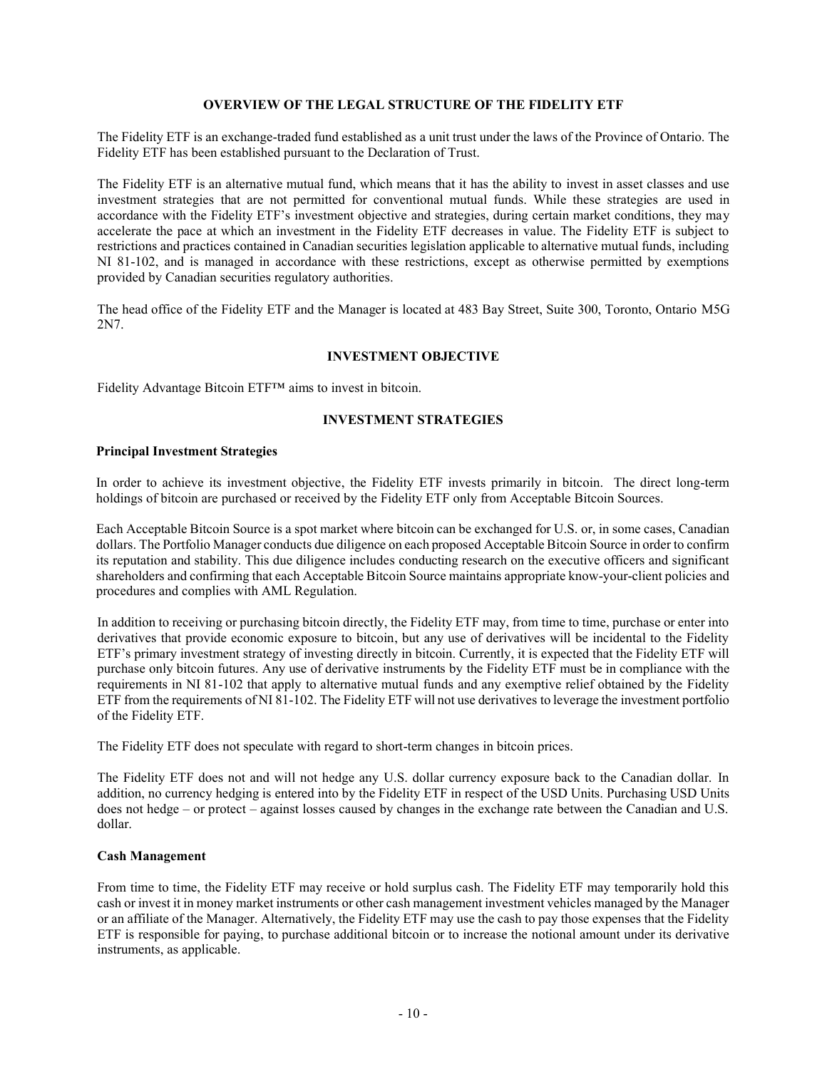## OVERVIEW OF THE LEGAL STRUCTURE OF THE FIDELITY ETF

The Fidelity ETF is an exchange-traded fund established as a unit trust under the laws of the Province of Ontario. The Fidelity ETF has been established pursuant to the Declaration of Trust.

The Fidelity ETF is an alternative mutual fund, which means that it has the ability to invest in asset classes and use investment strategies that are not permitted for conventional mutual funds. While these strategies are used in accordance with the Fidelity ETF's investment objective and strategies, during certain market conditions, they may accelerate the pace at which an investment in the Fidelity ETF decreases in value. The Fidelity ETF is subject to restrictions and practices contained in Canadian securities legislation applicable to alternative mutual funds, including NI 81-102, and is managed in accordance with these restrictions, except as otherwise permitted by exemptions provided by Canadian securities regulatory authorities.

The head office of the Fidelity ETF and the Manager is located at 483 Bay Street, Suite 300, Toronto, Ontario M5G 2N7.

## INVESTMENT OBJECTIVE

Fidelity Advantage Bitcoin ETF™ aims to invest in bitcoin.

## INVESTMENT STRATEGIES

### Principal Investment Strategies

In order to achieve its investment objective, the Fidelity ETF invests primarily in bitcoin. The direct long-term holdings of bitcoin are purchased or received by the Fidelity ETF only from Acceptable Bitcoin Sources.

Each Acceptable Bitcoin Source is a spot market where bitcoin can be exchanged for U.S. or, in some cases, Canadian dollars. The Portfolio Manager conducts due diligence on each proposed Acceptable Bitcoin Source in order to confirm its reputation and stability. This due diligence includes conducting research on the executive officers and significant shareholders and confirming that each Acceptable Bitcoin Source maintains appropriate know-your-client policies and procedures and complies with AML Regulation.

In addition to receiving or purchasing bitcoin directly, the Fidelity ETF may, from time to time, purchase or enter into derivatives that provide economic exposure to bitcoin, but any use of derivatives will be incidental to the Fidelity ETF's primary investment strategy of investing directly in bitcoin. Currently, it is expected that the Fidelity ETF will purchase only bitcoin futures. Any use of derivative instruments by the Fidelity ETF must be in compliance with the requirements in NI 81-102 that apply to alternative mutual funds and any exemptive relief obtained by the Fidelity ETF from the requirements of NI 81-102. The Fidelity ETF will not use derivatives to leverage the investment portfolio of the Fidelity ETF.

The Fidelity ETF does not speculate with regard to short-term changes in bitcoin prices.

The Fidelity ETF does not and will not hedge any U.S. dollar currency exposure back to the Canadian dollar. In addition, no currency hedging is entered into by the Fidelity ETF in respect of the USD Units. Purchasing USD Units does not hedge – or protect – against losses caused by changes in the exchange rate between the Canadian and U.S. dollar.

### Cash Management

From time to time, the Fidelity ETF may receive or hold surplus cash. The Fidelity ETF may temporarily hold this cash or invest it in money market instruments or other cash management investment vehicles managed by the Manager or an affiliate of the Manager. Alternatively, the Fidelity ETF may use the cash to pay those expenses that the Fidelity ETF is responsible for paying, to purchase additional bitcoin or to increase the notional amount under its derivative instruments, as applicable.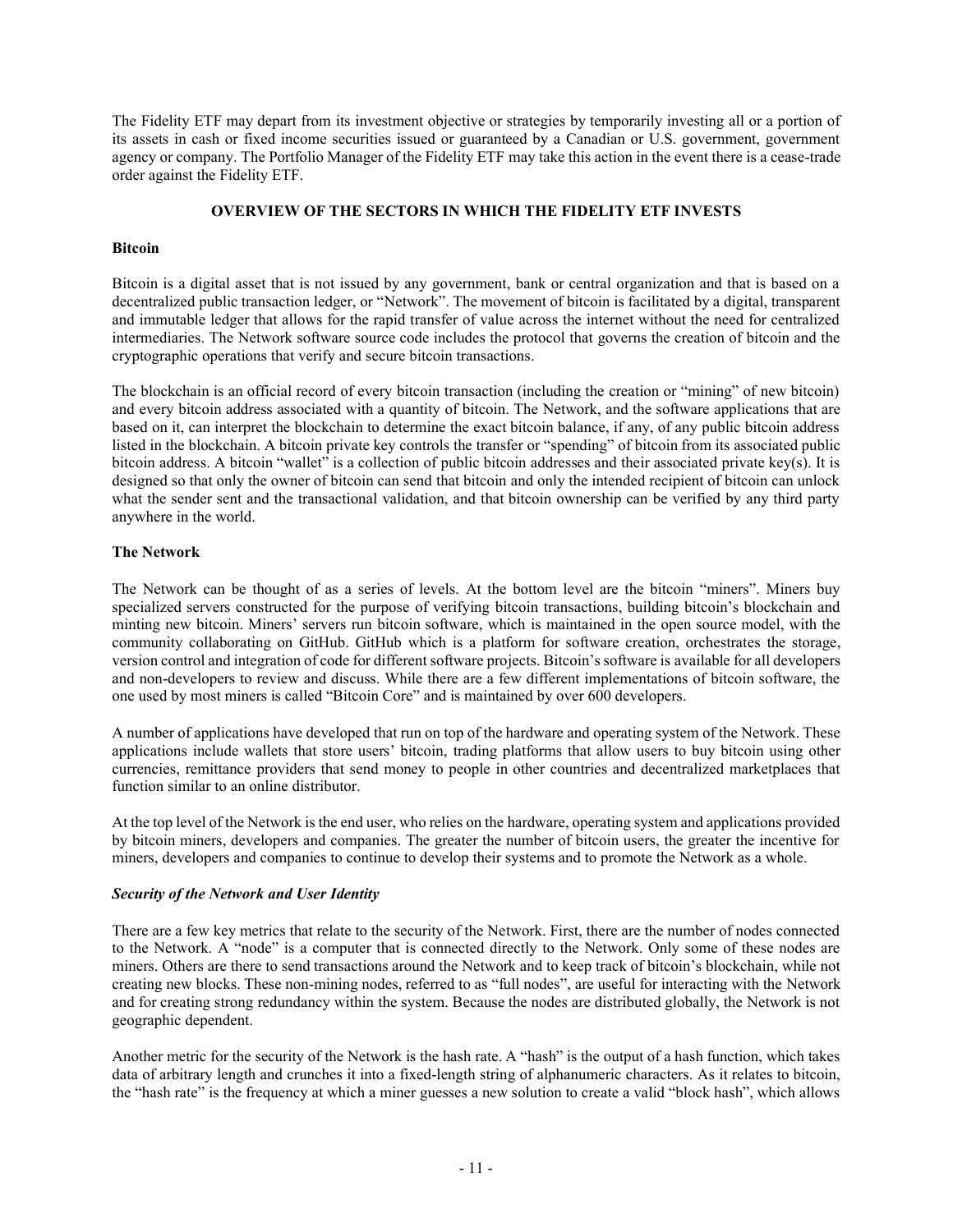The Fidelity ETF may depart from its investment objective or strategies by temporarily investing all or a portion of its assets in cash or fixed income securities issued or guaranteed by a Canadian or U.S. government, government agency or company. The Portfolio Manager of the Fidelity ETF may take this action in the event there is a cease-trade order against the Fidelity ETF.

## OVERVIEW OF THE SECTORS IN WHICH THE FIDELITY ETF INVESTS

### Bitcoin

Bitcoin is a digital asset that is not issued by any government, bank or central organization and that is based on a decentralized public transaction ledger, or "Network". The movement of bitcoin is facilitated by a digital, transparent and immutable ledger that allows for the rapid transfer of value across the internet without the need for centralized intermediaries. The Network software source code includes the protocol that governs the creation of bitcoin and the cryptographic operations that verify and secure bitcoin transactions.

The blockchain is an official record of every bitcoin transaction (including the creation or "mining" of new bitcoin) and every bitcoin address associated with a quantity of bitcoin. The Network, and the software applications that are based on it, can interpret the blockchain to determine the exact bitcoin balance, if any, of any public bitcoin address listed in the blockchain. A bitcoin private key controls the transfer or "spending" of bitcoin from its associated public bitcoin address. A bitcoin "wallet" is a collection of public bitcoin addresses and their associated private key(s). It is designed so that only the owner of bitcoin can send that bitcoin and only the intended recipient of bitcoin can unlock what the sender sent and the transactional validation, and that bitcoin ownership can be verified by any third party anywhere in the world.

### The Network

The Network can be thought of as a series of levels. At the bottom level are the bitcoin "miners". Miners buy specialized servers constructed for the purpose of verifying bitcoin transactions, building bitcoin's blockchain and minting new bitcoin. Miners' servers run bitcoin software, which is maintained in the open source model, with the community collaborating on GitHub. GitHub which is a platform for software creation, orchestrates the storage, version control and integration of code for different software projects. Bitcoin's software is available for all developers and non-developers to review and discuss. While there are a few different implementations of bitcoin software, the one used by most miners is called "Bitcoin Core" and is maintained by over 600 developers.

A number of applications have developed that run on top of the hardware and operating system of the Network. These applications include wallets that store users' bitcoin, trading platforms that allow users to buy bitcoin using other currencies, remittance providers that send money to people in other countries and decentralized marketplaces that function similar to an online distributor.

At the top level of the Network is the end user, who relies on the hardware, operating system and applications provided by bitcoin miners, developers and companies. The greater the number of bitcoin users, the greater the incentive for miners, developers and companies to continue to develop their systems and to promote the Network as a whole.

#### *Security of the Network and User Identity*

There are a few key metrics that relate to the security of the Network. First, there are the number of nodes connected to the Network. A "node" is a computer that is connected directly to the Network. Only some of these nodes are miners. Others are there to send transactions around the Network and to keep track of bitcoin's blockchain, while not creating new blocks. These non-mining nodes, referred to as "full nodes", are useful for interacting with the Network and for creating strong redundancy within the system. Because the nodes are distributed globally, the Network is not geographic dependent.

Another metric for the security of the Network is the hash rate. A "hash" is the output of a hash function, which takes data of arbitrary length and crunches it into a fixed-length string of alphanumeric characters. As it relates to bitcoin, the "hash rate" is the frequency at which a miner guesses a new solution to create a valid "block hash", which allows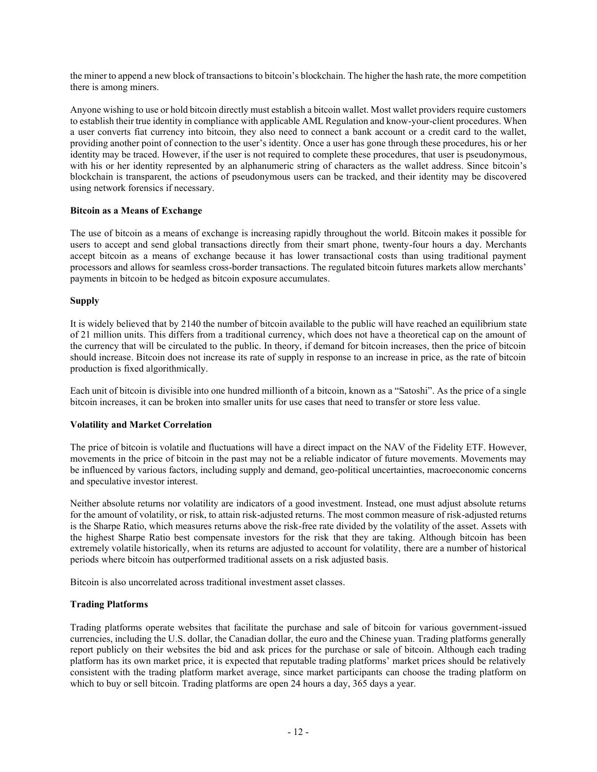the miner to append a new block of transactions to bitcoin's blockchain. The higher the hash rate, the more competition there is among miners.

Anyone wishing to use or hold bitcoin directly must establish a bitcoin wallet. Most wallet providers require customers to establish their true identity in compliance with applicable AML Regulation and know-your-client procedures. When a user converts fiat currency into bitcoin, they also need to connect a bank account or a credit card to the wallet, providing another point of connection to the user's identity. Once a user has gone through these procedures, his or her identity may be traced. However, if the user is not required to complete these procedures, that user is pseudonymous, with his or her identity represented by an alphanumeric string of characters as the wallet address. Since bitcoin's blockchain is transparent, the actions of pseudonymous users can be tracked, and their identity may be discovered using network forensics if necessary.

**Bitcoin as a Means of Exchange**

The use of bitcoin as a means of exchange is increasing rapidly throughout the world. Bitcoin makes it possible for users to accept and send global transactions directly from their smart phone, twenty-four hours a day. Merchants accept bitcoin as a means of exchange because it has lower transactional costs than using traditional payment processors and allows for seamless cross-border transactions. The regulated bitcoin futures markets allow merchants' payments in bitcoin to be hedged as bitcoin exposure accumulates.

**Supply**

It is widely believed that by 2140 the number of bitcoin available to the public will have reached an equilibrium state of 21 million units. This differs from a traditional currency, which does not have a theoretical cap on the amount of the currency that will be circulated to the public. In theory, if demand for bitcoin increases, then the price of bitcoin should increase. Bitcoin does not increase its rate of supply in response to an increase in price, as the rate of bitcoin production is fixed algorithmically.

Each unit of bitcoin is divisible into one hundred millionth of a bitcoin, known as a "Satoshi". As the price of a single bitcoin increases, it can be broken into smaller units for use cases that need to transfer or store less value.

**Volatility and Market Correlation**

The price of bitcoin is volatile and fluctuations will have a direct impact on the NAV of the Fidelity ETF. However, movements in the price of bitcoin in the past may not be a reliable indicator of future movements. Movements may be influenced by various factors, including supply and demand, geo-political uncertainties, macroeconomic concerns and speculative investor interest.

Neither absolute returns nor volatility are indicators of a good investment. Instead, one must adjust absolute returns for the amount of volatility, or risk, to attain risk-adjusted returns. The most common measure of risk-adjusted returns is the Sharpe Ratio, which measures returns above the risk-free rate divided by the volatility of the asset. Assets with the highest Sharpe Ratio best compensate investors for the risk that they are taking. Although bitcoin has been extremely volatile historically, when its returns are adjusted to account for volatility, there are a number of historical periods where bitcoin has outperformed traditional assets on a risk adjusted basis.

Bitcoin is also uncorrelated across traditional investment asset classes.

**Trading Platforms**

Trading platforms operate websites that facilitate the purchase and sale of bitcoin for various government-issued currencies, including the U.S. dollar, the Canadian dollar, the euro and the Chinese yuan. Trading platforms generally report publicly on their websites the bid and ask prices for the purchase or sale of bitcoin. Although each trading platform has its own market price, it is expected that reputable trading platforms' market prices should be relatively consistent with the trading platform market average, since market participants can choose the trading platform on which to buy or sell bitcoin. Trading platforms are open 24 hours a day, 365 days a year.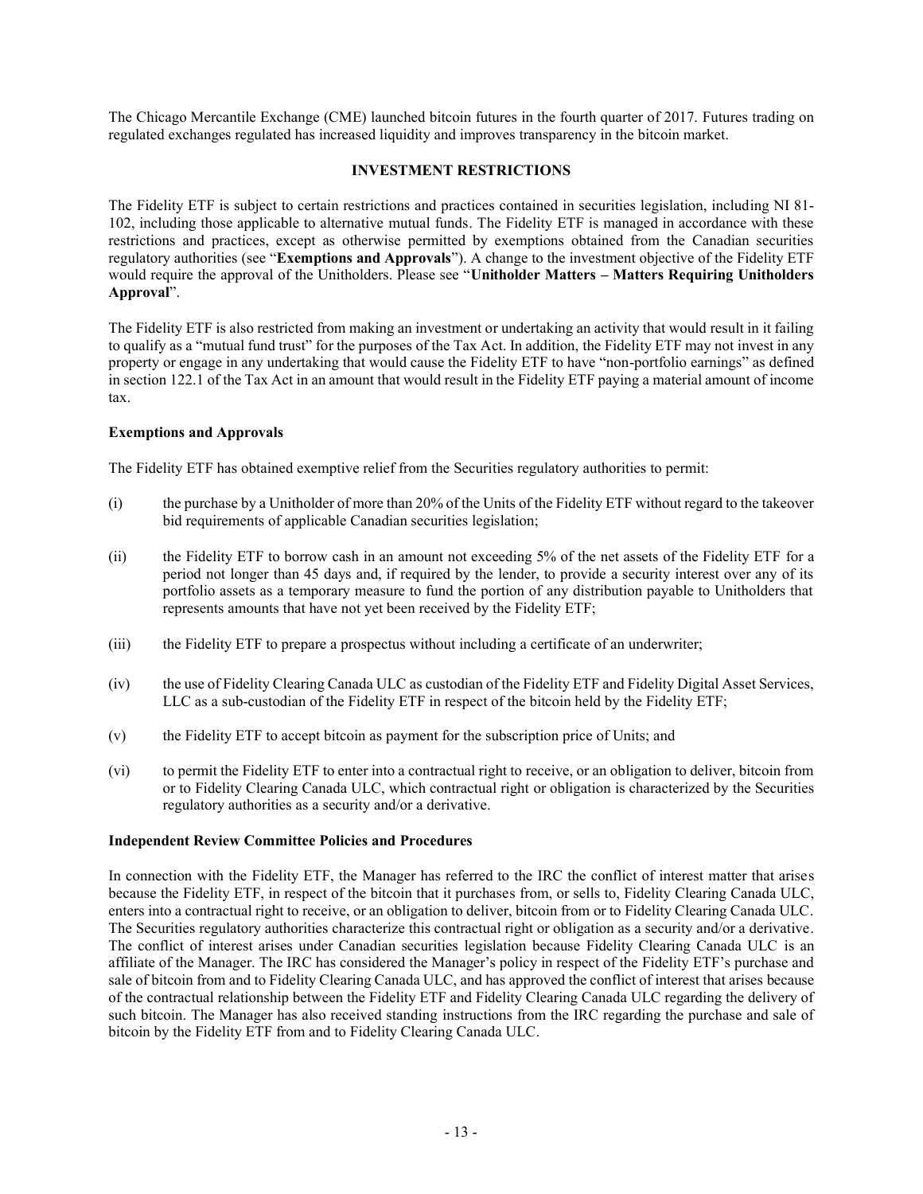The Chicago Mercantile Exchange (CME) launched bitcoin futures in the fourth quarter of 2017. Futures trading on regulated exchanges regulated has increased liquidity and improves transparency in the bitcoin market.

## INVESTMENT RESTRICTIONS

The Fidelity ETF is subject to certain restrictions and practices contained in securities legislation, including NI 81-102, including those applicable to alternative mutual funds. The Fidelity ETF is managed in accordance with these restrictions and practices, except as otherwise permitted by exemptions obtained from the Canadian securities regulatory authorities (see "**Exemptions and Approvals**"). A change to the investment objective of the Fidelity ETF would require the approval of the Unitholders. Please see "**Unitholder Matters – Matters Requiring Unitholders Approval**".

The Fidelity ETF is also restricted from making an investment or undertaking an activity that would result in it failing to qualify as a "mutual fund trust" for the purposes of the Tax Act. In addition, the Fidelity ETF may not invest in any property or engage in any undertaking that would cause the Fidelity ETF to have "non-portfolio earnings" as defined in section 122.1 of the Tax Act in an amount that would result in the Fidelity ETF paying a material amount of income tax.

### Exemptions and Approvals

The Fidelity ETF has obtained exemptive relief from the Securities regulatory authorities to permit:

(i) the purchase by a Unitholder of more than 20% of the Units of the Fidelity ETF without regard to the takeover bid requirements of applicable Canadian securities legislation;

(ii) the Fidelity ETF to borrow cash in an amount not exceeding 5% of the net assets of the Fidelity ETF for a period not longer than 45 days and, if required by the lender, to provide a security interest over any of its portfolio assets as a temporary measure to fund the portion of any distribution payable to Unitholders that represents amounts that have not yet been received by the Fidelity ETF;

(iii) the Fidelity ETF to prepare a prospectus without including a certificate of an underwriter;

(iv) the use of Fidelity Clearing Canada ULC as custodian of the Fidelity ETF and Fidelity Digital Asset Services, LLC as a sub-custodian of the Fidelity ETF in respect of the bitcoin held by the Fidelity ETF;

(v) the Fidelity ETF to accept bitcoin as payment for the subscription price of Units; and

(vi) to permit the Fidelity ETF to enter into a contractual right to receive, or an obligation to deliver, bitcoin from or to Fidelity Clearing Canada ULC, which contractual right or obligation is characterized by the Securities regulatory authorities as a security and/or a derivative.

### Independent Review Committee Policies and Procedures

In connection with the Fidelity ETF, the Manager has referred to the IRC the conflict of interest matter that arises because the Fidelity ETF, in respect of the bitcoin that it purchases from, or sells to, Fidelity Clearing Canada ULC, enters into a contractual right to receive, or an obligation to deliver, bitcoin from or to Fidelity Clearing Canada ULC. The Securities regulatory authorities characterize this contractual right or obligation as a security and/or a derivative. The conflict of interest arises under Canadian securities legislation because Fidelity Clearing Canada ULC is an affiliate of the Manager. The IRC has considered the Manager's policy in respect of the Fidelity ETF's purchase and sale of bitcoin from and to Fidelity Clearing Canada ULC, and has approved the conflict of interest that arises because of the contractual relationship between the Fidelity ETF and Fidelity Clearing Canada ULC regarding the delivery of such bitcoin. The Manager has also received standing instructions from the IRC regarding the purchase and sale of bitcoin by the Fidelity ETF from and to Fidelity Clearing Canada ULC.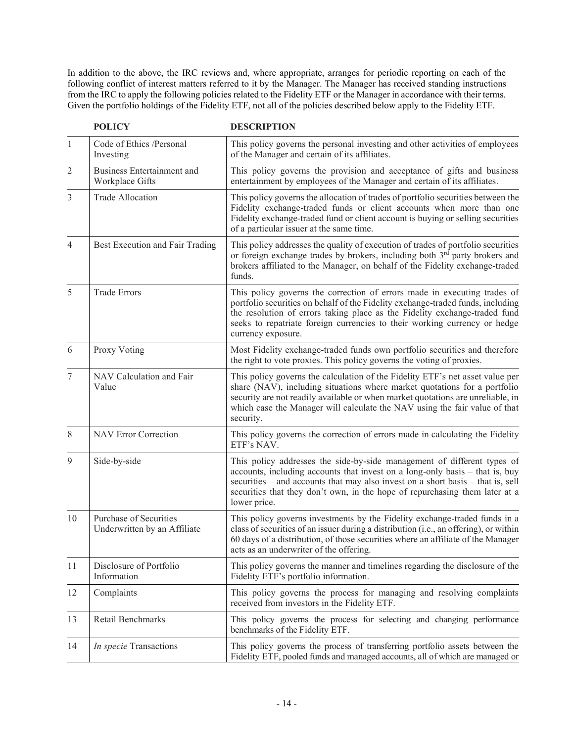In addition to the above, the IRC reviews and, where appropriate, arranges for periodic reporting on each of the following conflict of interest matters referred to it by the Manager. The Manager has received standing instructions from the IRC to apply the following policies related to the Fidelity ETF or the Manager in accordance with their terms. Given the portfolio holdings of the Fidelity ETF, not all of the policies described below apply to the Fidelity ETF.

| | **POLICY** | **DESCRIPTION** |
|---|---|---|
| 1 | Code of Ethics /Personal Investing | This policy governs the personal investing and other activities of employees of the Manager and certain of its affiliates. |
| 2 | Business Entertainment and Workplace Gifts | This policy governs the provision and acceptance of gifts and business entertainment by employees of the Manager and certain of its affiliates. |
| 3 | Trade Allocation | This policy governs the allocation of trades of portfolio securities between the Fidelity exchange-traded funds or client accounts when more than one Fidelity exchange-traded fund or client account is buying or selling securities of a particular issuer at the same time. |
| 4 | Best Execution and Fair Trading | This policy addresses the quality of execution of trades of portfolio securities or foreign exchange trades by brokers, including both 3rd party brokers and brokers affiliated to the Manager, on behalf of the Fidelity exchange-traded funds. |
| 5 | Trade Errors | This policy governs the correction of errors made in executing trades of portfolio securities on behalf of the Fidelity exchange-traded funds, including the resolution of errors taking place as the Fidelity exchange-traded fund seeks to repatriate foreign currencies to their working currency or hedge currency exposure. |
| 6 | Proxy Voting | Most Fidelity exchange-traded funds own portfolio securities and therefore the right to vote proxies. This policy governs the voting of proxies. |
| 7 | NAV Calculation and Fair Value | This policy governs the calculation of the Fidelity ETF's net asset value per share (NAV), including situations where market quotations for a portfolio security are not readily available or when market quotations are unreliable, in which case the Manager will calculate the NAV using the fair value of that security. |
| 8 | NAV Error Correction | This policy governs the correction of errors made in calculating the Fidelity ETF's NAV. |
| 9 | Side-by-side | This policy addresses the side-by-side management of different types of accounts, including accounts that invest on a long-only basis – that is, buy securities – and accounts that may also invest on a short basis – that is, sell securities that they don't own, in the hope of repurchasing them later at a lower price. |
| 10 | Purchase of Securities Underwritten by an Affiliate | This policy governs investments by the Fidelity exchange-traded funds in a class of securities of an issuer during a distribution (i.e., an offering), or within 60 days of a distribution, of those securities where an affiliate of the Manager acts as an underwriter of the offering. |
| 11 | Disclosure of Portfolio Information | This policy governs the manner and timelines regarding the disclosure of the Fidelity ETF's portfolio information. |
| 12 | Complaints | This policy governs the process for managing and resolving complaints received from investors in the Fidelity ETF. |
| 13 | Retail Benchmarks | This policy governs the process for selecting and changing performance benchmarks of the Fidelity ETF. |
| 14 | *In specie* Transactions | This policy governs the process of transferring portfolio assets between the Fidelity ETF, pooled funds and managed accounts, all of which are managed or |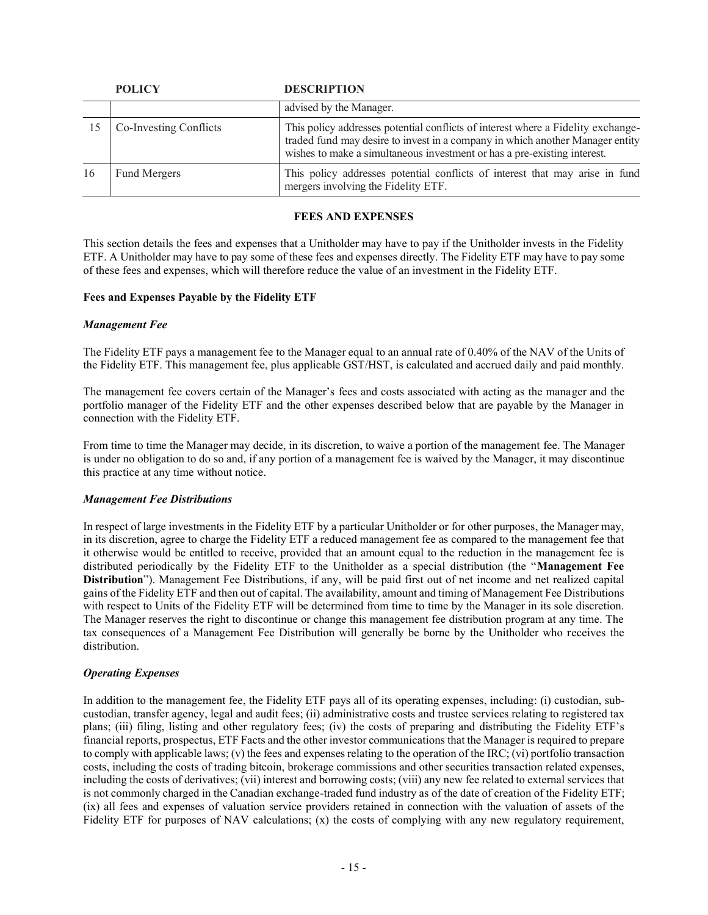|  | POLICY | DESCRIPTION |
|---|---|---|
|  |  | advised by the Manager. |
| 15 | Co-Investing Conflicts | This policy addresses potential conflicts of interest where a Fidelity exchange-traded fund may desire to invest in a company in which another Manager entity wishes to make a simultaneous investment or has a pre-existing interest. |
| 16 | Fund Mergers | This policy addresses potential conflicts of interest that may arise in fund mergers involving the Fidelity ETF. |

## FEES AND EXPENSES

This section details the fees and expenses that a Unitholder may have to pay if the Unitholder invests in the Fidelity ETF. A Unitholder may have to pay some of these fees and expenses directly. The Fidelity ETF may have to pay some of these fees and expenses, which will therefore reduce the value of an investment in the Fidelity ETF.

### Fees and Expenses Payable by the Fidelity ETF

#### *Management Fee*

The Fidelity ETF pays a management fee to the Manager equal to an annual rate of 0.40% of the NAV of the Units of the Fidelity ETF. This management fee, plus applicable GST/HST, is calculated and accrued daily and paid monthly.

The management fee covers certain of the Manager's fees and costs associated with acting as the manager and the portfolio manager of the Fidelity ETF and the other expenses described below that are payable by the Manager in connection with the Fidelity ETF.

From time to time the Manager may decide, in its discretion, to waive a portion of the management fee. The Manager is under no obligation to do so and, if any portion of a management fee is waived by the Manager, it may discontinue this practice at any time without notice.

#### *Management Fee Distributions*

In respect of large investments in the Fidelity ETF by a particular Unitholder or for other purposes, the Manager may, in its discretion, agree to charge the Fidelity ETF a reduced management fee as compared to the management fee that it otherwise would be entitled to receive, provided that an amount equal to the reduction in the management fee is distributed periodically by the Fidelity ETF to the Unitholder as a special distribution (the "**Management Fee Distribution**"). Management Fee Distributions, if any, will be paid first out of net income and net realized capital gains of the Fidelity ETF and then out of capital. The availability, amount and timing of Management Fee Distributions with respect to Units of the Fidelity ETF will be determined from time to time by the Manager in its sole discretion. The Manager reserves the right to discontinue or change this management fee distribution program at any time. The tax consequences of a Management Fee Distribution will generally be borne by the Unitholder who receives the distribution.

#### *Operating Expenses*

In addition to the management fee, the Fidelity ETF pays all of its operating expenses, including: (i) custodian, sub-custodian, transfer agency, legal and audit fees; (ii) administrative costs and trustee services relating to registered tax plans; (iii) filing, listing and other regulatory fees; (iv) the costs of preparing and distributing the Fidelity ETF's financial reports, prospectus, ETF Facts and the other investor communications that the Manager is required to prepare to comply with applicable laws; (v) the fees and expenses relating to the operation of the IRC; (vi) portfolio transaction costs, including the costs of trading bitcoin, brokerage commissions and other securities transaction related expenses, including the costs of derivatives; (vii) interest and borrowing costs; (viii) any new fee related to external services that is not commonly charged in the Canadian exchange-traded fund industry as of the date of creation of the Fidelity ETF; (ix) all fees and expenses of valuation service providers retained in connection with the valuation of assets of the Fidelity ETF for purposes of NAV calculations; (x) the costs of complying with any new regulatory requirement,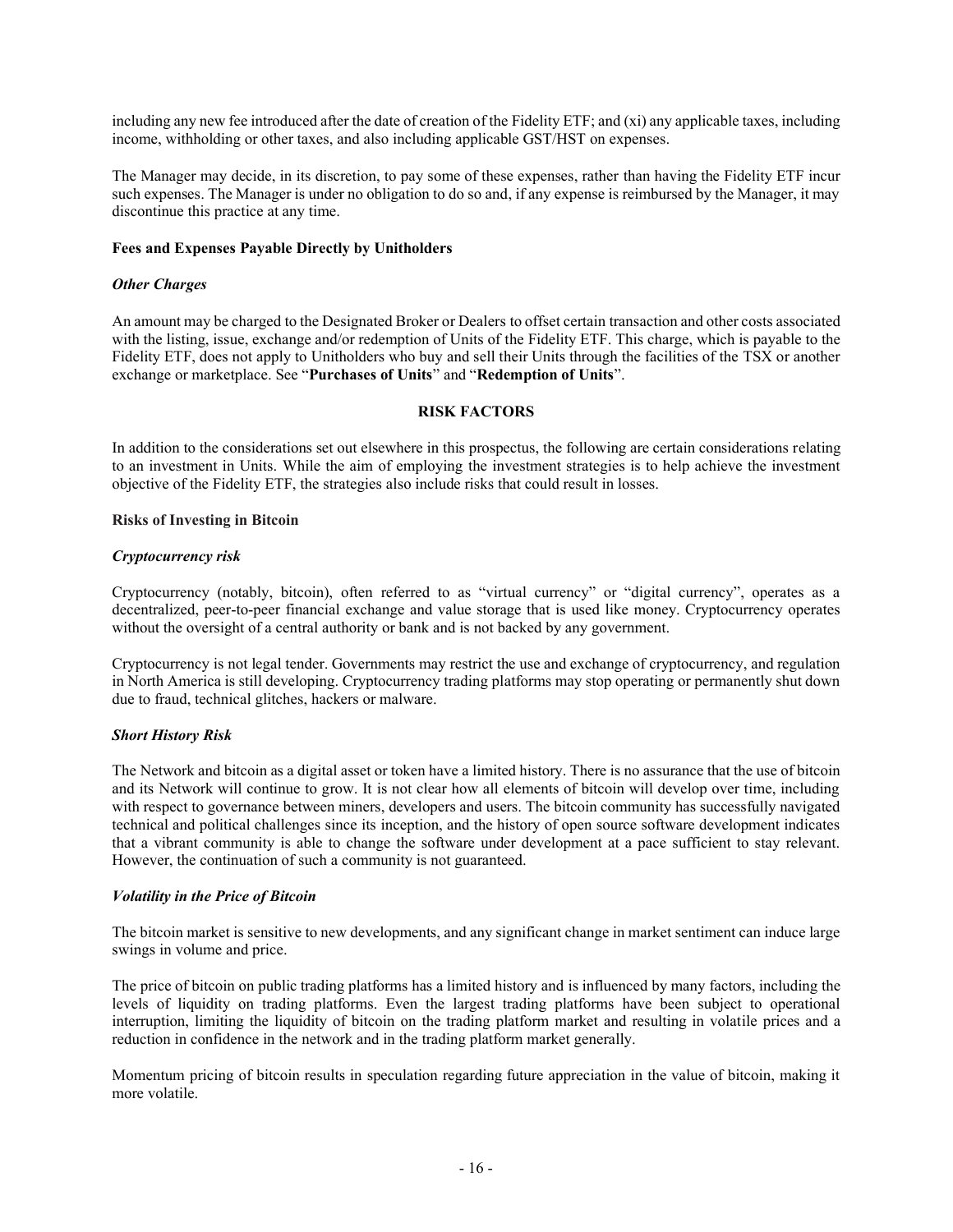including any new fee introduced after the date of creation of the Fidelity ETF; and (xi) any applicable taxes, including income, withholding or other taxes, and also including applicable GST/HST on expenses.

The Manager may decide, in its discretion, to pay some of these expenses, rather than having the Fidelity ETF incur such expenses. The Manager is under no obligation to do so and, if any expense is reimbursed by the Manager, it may discontinue this practice at any time.

**Fees and Expenses Payable Directly by Unitholders**

***Other Charges***

An amount may be charged to the Designated Broker or Dealers to offset certain transaction and other costs associated with the listing, issue, exchange and/or redemption of Units of the Fidelity ETF. This charge, which is payable to the Fidelity ETF, does not apply to Unitholders who buy and sell their Units through the facilities of the TSX or another exchange or marketplace. See "**Purchases of Units**" and "**Redemption of Units**".

## RISK FACTORS

In addition to the considerations set out elsewhere in this prospectus, the following are certain considerations relating to an investment in Units. While the aim of employing the investment strategies is to help achieve the investment objective of the Fidelity ETF, the strategies also include risks that could result in losses.

**Risks of Investing in Bitcoin**

***Cryptocurrency risk***

Cryptocurrency (notably, bitcoin), often referred to as "virtual currency" or "digital currency", operates as a decentralized, peer-to-peer financial exchange and value storage that is used like money. Cryptocurrency operates without the oversight of a central authority or bank and is not backed by any government.

Cryptocurrency is not legal tender. Governments may restrict the use and exchange of cryptocurrency, and regulation in North America is still developing. Cryptocurrency trading platforms may stop operating or permanently shut down due to fraud, technical glitches, hackers or malware.

***Short History Risk***

The Network and bitcoin as a digital asset or token have a limited history. There is no assurance that the use of bitcoin and its Network will continue to grow. It is not clear how all elements of bitcoin will develop over time, including with respect to governance between miners, developers and users. The bitcoin community has successfully navigated technical and political challenges since its inception, and the history of open source software development indicates that a vibrant community is able to change the software under development at a pace sufficient to stay relevant. However, the continuation of such a community is not guaranteed.

***Volatility in the Price of Bitcoin***

The bitcoin market is sensitive to new developments, and any significant change in market sentiment can induce large swings in volume and price.

The price of bitcoin on public trading platforms has a limited history and is influenced by many factors, including the levels of liquidity on trading platforms. Even the largest trading platforms have been subject to operational interruption, limiting the liquidity of bitcoin on the trading platform market and resulting in volatile prices and a reduction in confidence in the network and in the trading platform market generally.

Momentum pricing of bitcoin results in speculation regarding future appreciation in the value of bitcoin, making it more volatile.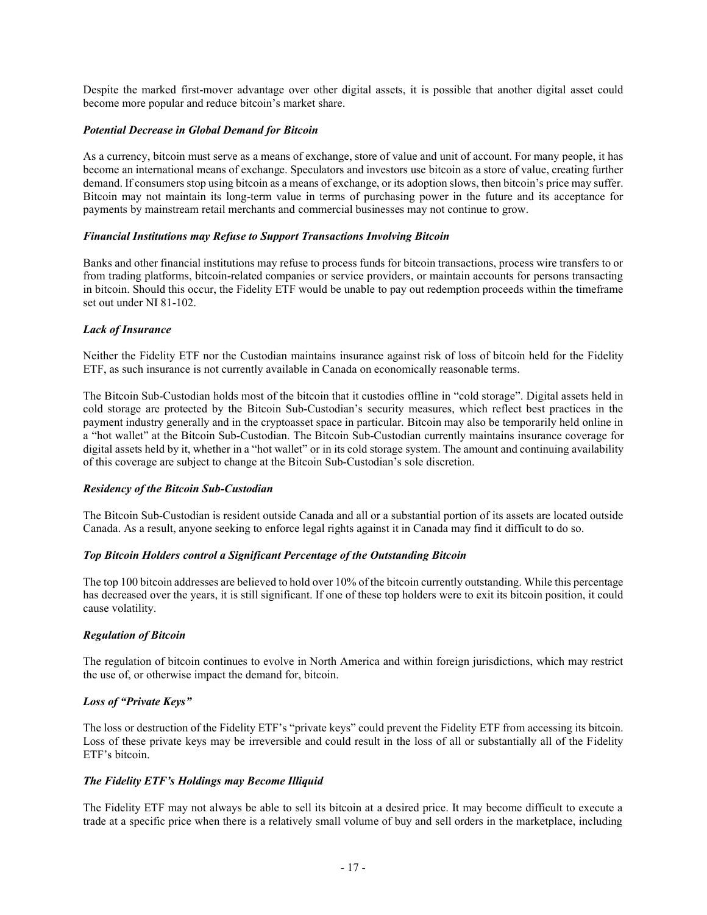Despite the marked first-mover advantage over other digital assets, it is possible that another digital asset could become more popular and reduce bitcoin's market share.

***Potential Decrease in Global Demand for Bitcoin***

As a currency, bitcoin must serve as a means of exchange, store of value and unit of account. For many people, it has become an international means of exchange. Speculators and investors use bitcoin as a store of value, creating further demand. If consumers stop using bitcoin as a means of exchange, or its adoption slows, then bitcoin's price may suffer. Bitcoin may not maintain its long-term value in terms of purchasing power in the future and its acceptance for payments by mainstream retail merchants and commercial businesses may not continue to grow.

***Financial Institutions may Refuse to Support Transactions Involving Bitcoin***

Banks and other financial institutions may refuse to process funds for bitcoin transactions, process wire transfers to or from trading platforms, bitcoin-related companies or service providers, or maintain accounts for persons transacting in bitcoin. Should this occur, the Fidelity ETF would be unable to pay out redemption proceeds within the timeframe set out under NI 81-102.

***Lack of Insurance***

Neither the Fidelity ETF nor the Custodian maintains insurance against risk of loss of bitcoin held for the Fidelity ETF, as such insurance is not currently available in Canada on economically reasonable terms.

The Bitcoin Sub-Custodian holds most of the bitcoin that it custodies offline in "cold storage". Digital assets held in cold storage are protected by the Bitcoin Sub-Custodian's security measures, which reflect best practices in the payment industry generally and in the cryptoasset space in particular. Bitcoin may also be temporarily held online in a "hot wallet" at the Bitcoin Sub-Custodian. The Bitcoin Sub-Custodian currently maintains insurance coverage for digital assets held by it, whether in a "hot wallet" or in its cold storage system. The amount and continuing availability of this coverage are subject to change at the Bitcoin Sub-Custodian's sole discretion.

***Residency of the Bitcoin Sub-Custodian***

The Bitcoin Sub-Custodian is resident outside Canada and all or a substantial portion of its assets are located outside Canada. As a result, anyone seeking to enforce legal rights against it in Canada may find it difficult to do so.

***Top Bitcoin Holders control a Significant Percentage of the Outstanding Bitcoin***

The top 100 bitcoin addresses are believed to hold over 10% of the bitcoin currently outstanding. While this percentage has decreased over the years, it is still significant. If one of these top holders were to exit its bitcoin position, it could cause volatility.

***Regulation of Bitcoin***

The regulation of bitcoin continues to evolve in North America and within foreign jurisdictions, which may restrict the use of, or otherwise impact the demand for, bitcoin.

***Loss of "Private Keys"***

The loss or destruction of the Fidelity ETF's "private keys" could prevent the Fidelity ETF from accessing its bitcoin. Loss of these private keys may be irreversible and could result in the loss of all or substantially all of the Fidelity ETF's bitcoin.

***The Fidelity ETF's Holdings may Become Illiquid***

The Fidelity ETF may not always be able to sell its bitcoin at a desired price. It may become difficult to execute a trade at a specific price when there is a relatively small volume of buy and sell orders in the marketplace, including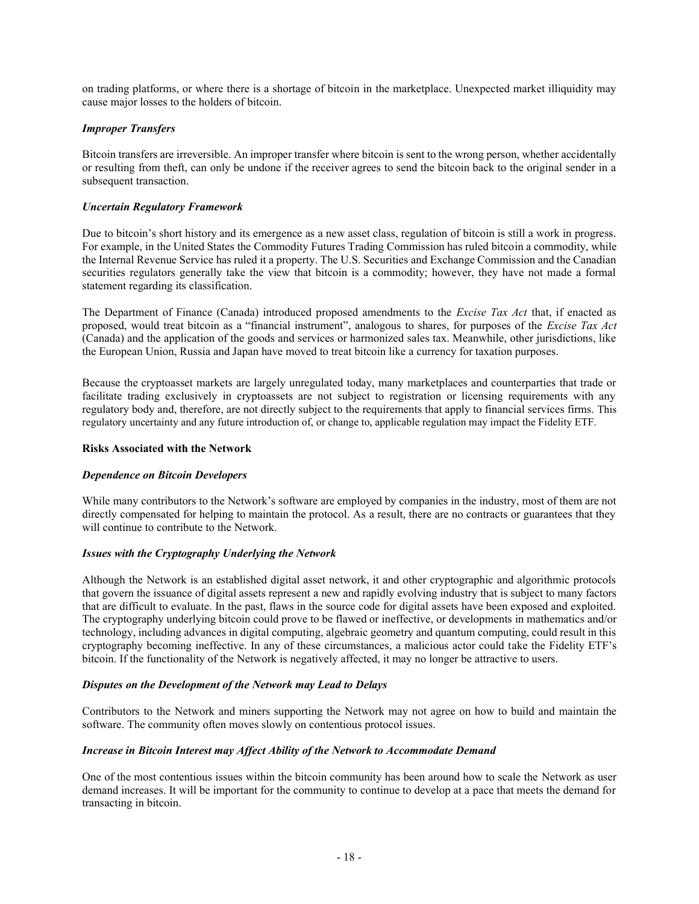on trading platforms, or where there is a shortage of bitcoin in the marketplace. Unexpected market illiquidity may cause major losses to the holders of bitcoin.

***Improper Transfers***

Bitcoin transfers are irreversible. An improper transfer where bitcoin is sent to the wrong person, whether accidentally or resulting from theft, can only be undone if the receiver agrees to send the bitcoin back to the original sender in a subsequent transaction.

***Uncertain Regulatory Framework***

Due to bitcoin's short history and its emergence as a new asset class, regulation of bitcoin is still a work in progress. For example, in the United States the Commodity Futures Trading Commission has ruled bitcoin a commodity, while the Internal Revenue Service has ruled it a property. The U.S. Securities and Exchange Commission and the Canadian securities regulators generally take the view that bitcoin is a commodity; however, they have not made a formal statement regarding its classification.

The Department of Finance (Canada) introduced proposed amendments to the *Excise Tax Act* that, if enacted as proposed, would treat bitcoin as a "financial instrument", analogous to shares, for purposes of the *Excise Tax Act* (Canada) and the application of the goods and services or harmonized sales tax. Meanwhile, other jurisdictions, like the European Union, Russia and Japan have moved to treat bitcoin like a currency for taxation purposes.

Because the cryptoasset markets are largely unregulated today, many marketplaces and counterparties that trade or facilitate trading exclusively in cryptoassets are not subject to registration or licensing requirements with any regulatory body and, therefore, are not directly subject to the requirements that apply to financial services firms. This regulatory uncertainty and any future introduction of, or change to, applicable regulation may impact the Fidelity ETF.

**Risks Associated with the Network**

***Dependence on Bitcoin Developers***

While many contributors to the Network's software are employed by companies in the industry, most of them are not directly compensated for helping to maintain the protocol. As a result, there are no contracts or guarantees that they will continue to contribute to the Network.

***Issues with the Cryptography Underlying the Network***

Although the Network is an established digital asset network, it and other cryptographic and algorithmic protocols that govern the issuance of digital assets represent a new and rapidly evolving industry that is subject to many factors that are difficult to evaluate. In the past, flaws in the source code for digital assets have been exposed and exploited. The cryptography underlying bitcoin could prove to be flawed or ineffective, or developments in mathematics and/or technology, including advances in digital computing, algebraic geometry and quantum computing, could result in this cryptography becoming ineffective. In any of these circumstances, a malicious actor could take the Fidelity ETF's bitcoin. If the functionality of the Network is negatively affected, it may no longer be attractive to users.

***Disputes on the Development of the Network may Lead to Delays***

Contributors to the Network and miners supporting the Network may not agree on how to build and maintain the software. The community often moves slowly on contentious protocol issues.

***Increase in Bitcoin Interest may Affect Ability of the Network to Accommodate Demand***

One of the most contentious issues within the bitcoin community has been around how to scale the Network as user demand increases. It will be important for the community to continue to develop at a pace that meets the demand for transacting in bitcoin.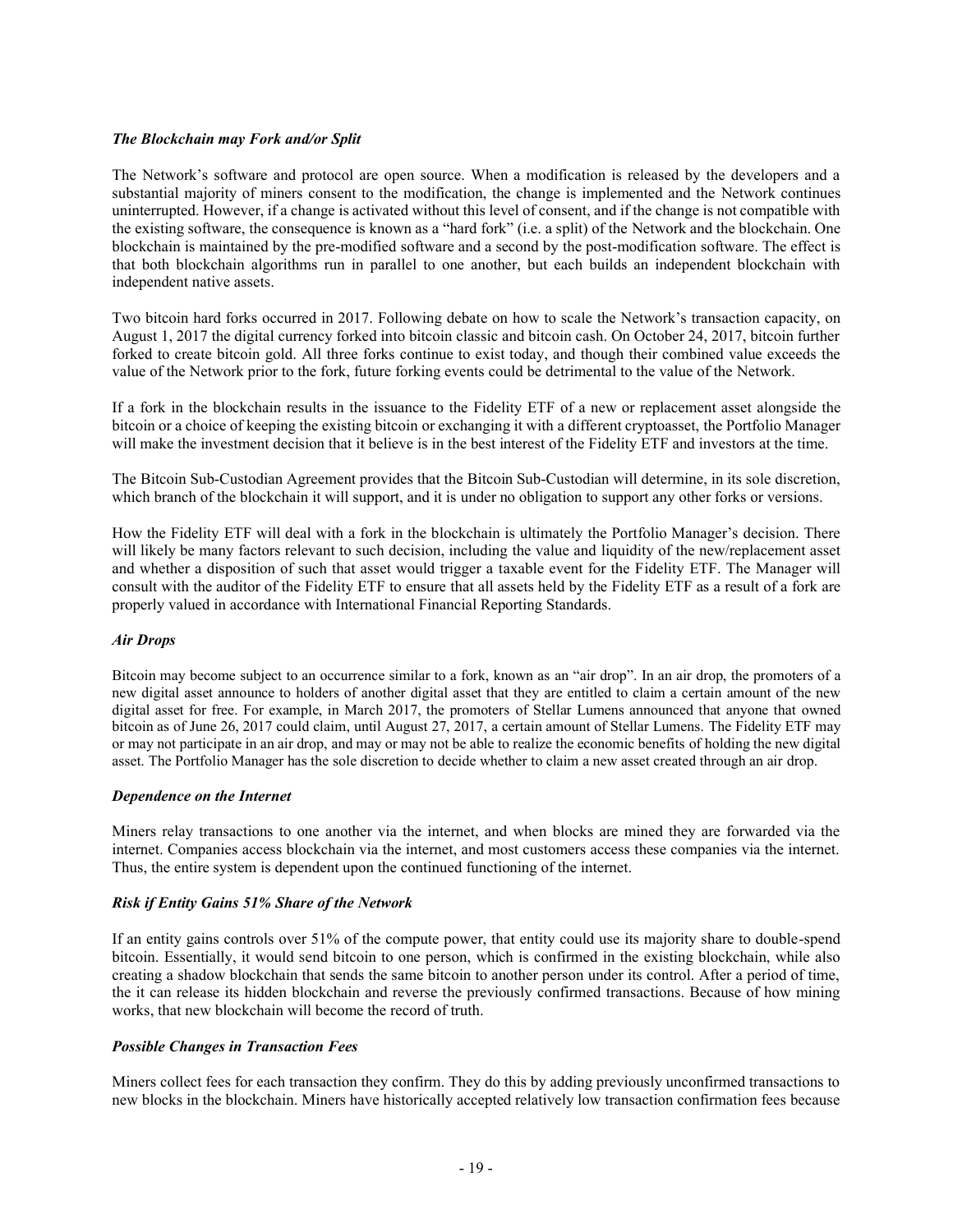### *The Blockchain may Fork and/or Split*

The Network's software and protocol are open source. When a modification is released by the developers and a substantial majority of miners consent to the modification, the change is implemented and the Network continues uninterrupted. However, if a change is activated without this level of consent, and if the change is not compatible with the existing software, the consequence is known as a "hard fork" (i.e. a split) of the Network and the blockchain. One blockchain is maintained by the pre-modified software and a second by the post-modification software. The effect is that both blockchain algorithms run in parallel to one another, but each builds an independent blockchain with independent native assets.

Two bitcoin hard forks occurred in 2017. Following debate on how to scale the Network's transaction capacity, on August 1, 2017 the digital currency forked into bitcoin classic and bitcoin cash. On October 24, 2017, bitcoin further forked to create bitcoin gold. All three forks continue to exist today, and though their combined value exceeds the value of the Network prior to the fork, future forking events could be detrimental to the value of the Network.

If a fork in the blockchain results in the issuance to the Fidelity ETF of a new or replacement asset alongside the bitcoin or a choice of keeping the existing bitcoin or exchanging it with a different cryptoasset, the Portfolio Manager will make the investment decision that it believe is in the best interest of the Fidelity ETF and investors at the time.

The Bitcoin Sub-Custodian Agreement provides that the Bitcoin Sub-Custodian will determine, in its sole discretion, which branch of the blockchain it will support, and it is under no obligation to support any other forks or versions.

How the Fidelity ETF will deal with a fork in the blockchain is ultimately the Portfolio Manager's decision. There will likely be many factors relevant to such decision, including the value and liquidity of the new/replacement asset and whether a disposition of such that asset would trigger a taxable event for the Fidelity ETF. The Manager will consult with the auditor of the Fidelity ETF to ensure that all assets held by the Fidelity ETF as a result of a fork are properly valued in accordance with International Financial Reporting Standards.

### *Air Drops*

Bitcoin may become subject to an occurrence similar to a fork, known as an "air drop". In an air drop, the promoters of a new digital asset announce to holders of another digital asset that they are entitled to claim a certain amount of the new digital asset for free. For example, in March 2017, the promoters of Stellar Lumens announced that anyone that owned bitcoin as of June 26, 2017 could claim, until August 27, 2017, a certain amount of Stellar Lumens. The Fidelity ETF may or may not participate in an air drop, and may or may not be able to realize the economic benefits of holding the new digital asset. The Portfolio Manager has the sole discretion to decide whether to claim a new asset created through an air drop.

### *Dependence on the Internet*

Miners relay transactions to one another via the internet, and when blocks are mined they are forwarded via the internet. Companies access blockchain via the internet, and most customers access these companies via the internet. Thus, the entire system is dependent upon the continued functioning of the internet.

### *Risk if Entity Gains 51% Share of the Network*

If an entity gains controls over 51% of the compute power, that entity could use its majority share to double-spend bitcoin. Essentially, it would send bitcoin to one person, which is confirmed in the existing blockchain, while also creating a shadow blockchain that sends the same bitcoin to another person under its control. After a period of time, the it can release its hidden blockchain and reverse the previously confirmed transactions. Because of how mining works, that new blockchain will become the record of truth.

### *Possible Changes in Transaction Fees*

Miners collect fees for each transaction they confirm. They do this by adding previously unconfirmed transactions to new blocks in the blockchain. Miners have historically accepted relatively low transaction confirmation fees because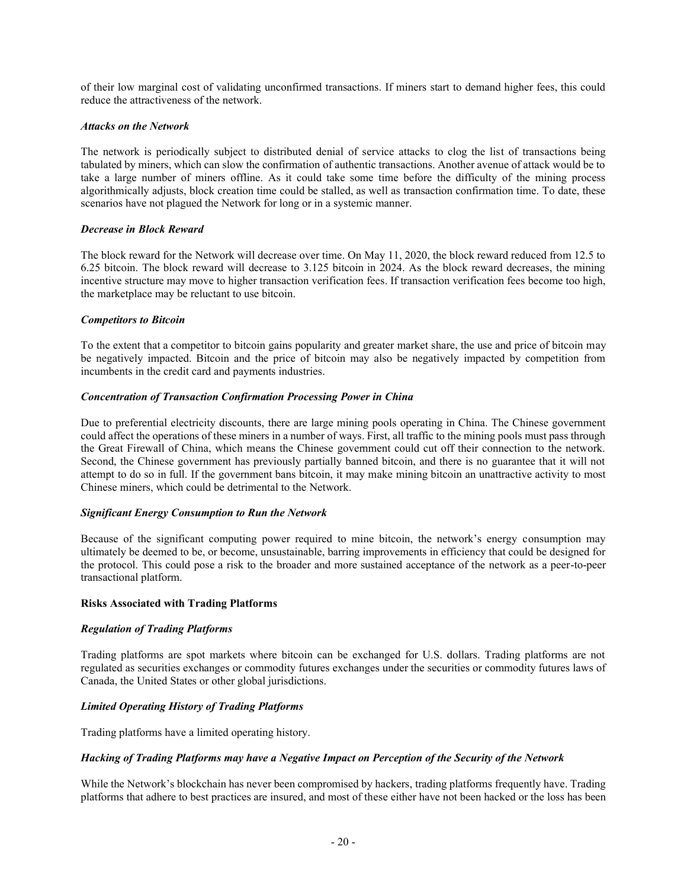of their low marginal cost of validating unconfirmed transactions. If miners start to demand higher fees, this could reduce the attractiveness of the network.

***Attacks on the Network***

The network is periodically subject to distributed denial of service attacks to clog the list of transactions being tabulated by miners, which can slow the confirmation of authentic transactions. Another avenue of attack would be to take a large number of miners offline. As it could take some time before the difficulty of the mining process algorithmically adjusts, block creation time could be stalled, as well as transaction confirmation time. To date, these scenarios have not plagued the Network for long or in a systemic manner.

***Decrease in Block Reward***

The block reward for the Network will decrease over time. On May 11, 2020, the block reward reduced from 12.5 to 6.25 bitcoin. The block reward will decrease to 3.125 bitcoin in 2024. As the block reward decreases, the mining incentive structure may move to higher transaction verification fees. If transaction verification fees become too high, the marketplace may be reluctant to use bitcoin.

***Competitors to Bitcoin***

To the extent that a competitor to bitcoin gains popularity and greater market share, the use and price of bitcoin may be negatively impacted. Bitcoin and the price of bitcoin may also be negatively impacted by competition from incumbents in the credit card and payments industries.

***Concentration of Transaction Confirmation Processing Power in China***

Due to preferential electricity discounts, there are large mining pools operating in China. The Chinese government could affect the operations of these miners in a number of ways. First, all traffic to the mining pools must pass through the Great Firewall of China, which means the Chinese government could cut off their connection to the network. Second, the Chinese government has previously partially banned bitcoin, and there is no guarantee that it will not attempt to do so in full. If the government bans bitcoin, it may make mining bitcoin an unattractive activity to most Chinese miners, which could be detrimental to the Network.

***Significant Energy Consumption to Run the Network***

Because of the significant computing power required to mine bitcoin, the network's energy consumption may ultimately be deemed to be, or become, unsustainable, barring improvements in efficiency that could be designed for the protocol. This could pose a risk to the broader and more sustained acceptance of the network as a peer-to-peer transactional platform.

**Risks Associated with Trading Platforms**

***Regulation of Trading Platforms***

Trading platforms are spot markets where bitcoin can be exchanged for U.S. dollars. Trading platforms are not regulated as securities exchanges or commodity futures exchanges under the securities or commodity futures laws of Canada, the United States or other global jurisdictions.

***Limited Operating History of Trading Platforms***

Trading platforms have a limited operating history.

***Hacking of Trading Platforms may have a Negative Impact on Perception of the Security of the Network***

While the Network's blockchain has never been compromised by hackers, trading platforms frequently have. Trading platforms that adhere to best practices are insured, and most of these either have not been hacked or the loss has been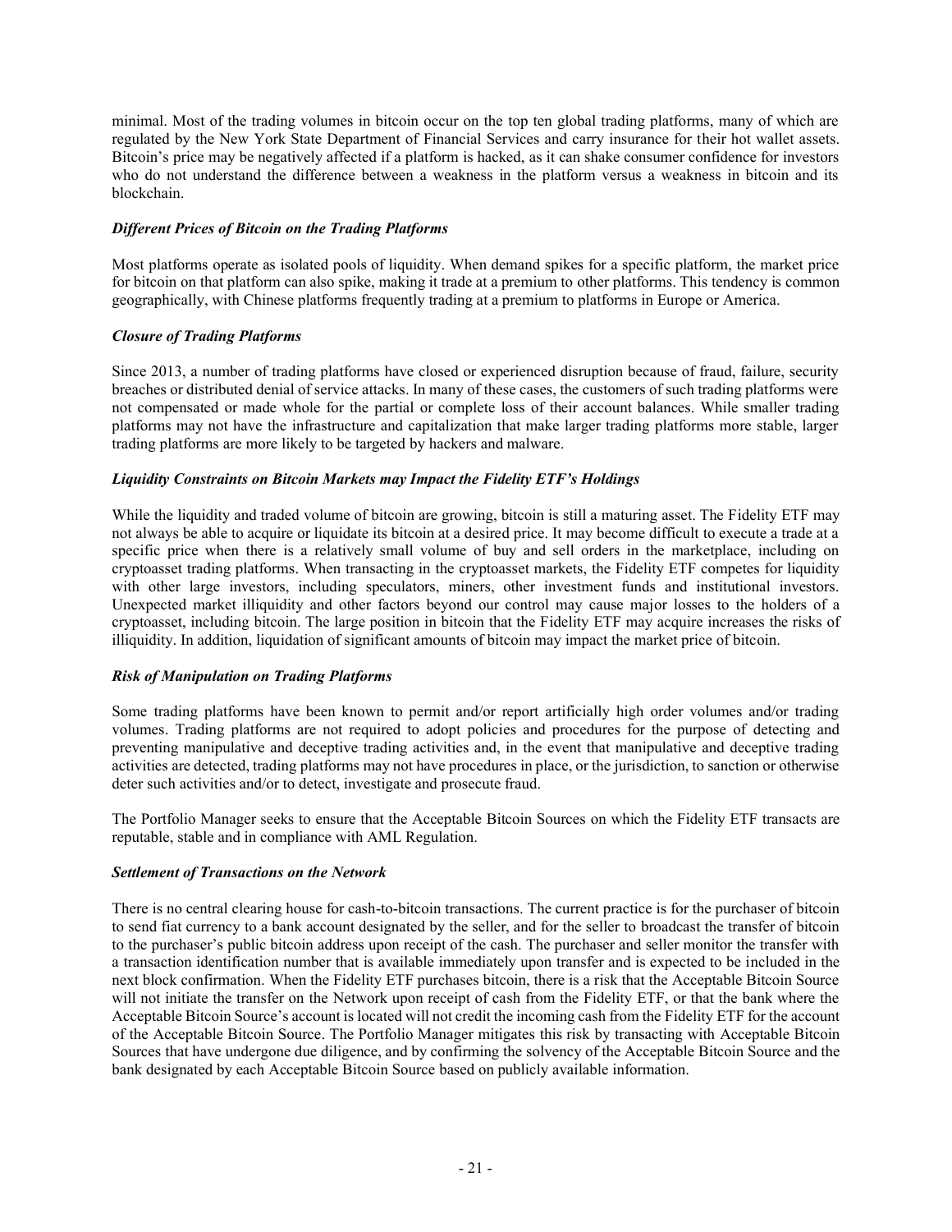minimal. Most of the trading volumes in bitcoin occur on the top ten global trading platforms, many of which are regulated by the New York State Department of Financial Services and carry insurance for their hot wallet assets. Bitcoin's price may be negatively affected if a platform is hacked, as it can shake consumer confidence for investors who do not understand the difference between a weakness in the platform versus a weakness in bitcoin and its blockchain.

***Different Prices of Bitcoin on the Trading Platforms***

Most platforms operate as isolated pools of liquidity. When demand spikes for a specific platform, the market price for bitcoin on that platform can also spike, making it trade at a premium to other platforms. This tendency is common geographically, with Chinese platforms frequently trading at a premium to platforms in Europe or America.

***Closure of Trading Platforms***

Since 2013, a number of trading platforms have closed or experienced disruption because of fraud, failure, security breaches or distributed denial of service attacks. In many of these cases, the customers of such trading platforms were not compensated or made whole for the partial or complete loss of their account balances. While smaller trading platforms may not have the infrastructure and capitalization that make larger trading platforms more stable, larger trading platforms are more likely to be targeted by hackers and malware.

***Liquidity Constraints on Bitcoin Markets may Impact the Fidelity ETF's Holdings***

While the liquidity and traded volume of bitcoin are growing, bitcoin is still a maturing asset. The Fidelity ETF may not always be able to acquire or liquidate its bitcoin at a desired price. It may become difficult to execute a trade at a specific price when there is a relatively small volume of buy and sell orders in the marketplace, including on cryptoasset trading platforms. When transacting in the cryptoasset markets, the Fidelity ETF competes for liquidity with other large investors, including speculators, miners, other investment funds and institutional investors. Unexpected market illiquidity and other factors beyond our control may cause major losses to the holders of a cryptoasset, including bitcoin. The large position in bitcoin that the Fidelity ETF may acquire increases the risks of illiquidity. In addition, liquidation of significant amounts of bitcoin may impact the market price of bitcoin.

***Risk of Manipulation on Trading Platforms***

Some trading platforms have been known to permit and/or report artificially high order volumes and/or trading volumes. Trading platforms are not required to adopt policies and procedures for the purpose of detecting and preventing manipulative and deceptive trading activities and, in the event that manipulative and deceptive trading activities are detected, trading platforms may not have procedures in place, or the jurisdiction, to sanction or otherwise deter such activities and/or to detect, investigate and prosecute fraud.

The Portfolio Manager seeks to ensure that the Acceptable Bitcoin Sources on which the Fidelity ETF transacts are reputable, stable and in compliance with AML Regulation.

***Settlement of Transactions on the Network***

There is no central clearing house for cash-to-bitcoin transactions. The current practice is for the purchaser of bitcoin to send fiat currency to a bank account designated by the seller, and for the seller to broadcast the transfer of bitcoin to the purchaser's public bitcoin address upon receipt of the cash. The purchaser and seller monitor the transfer with a transaction identification number that is available immediately upon transfer and is expected to be included in the next block confirmation. When the Fidelity ETF purchases bitcoin, there is a risk that the Acceptable Bitcoin Source will not initiate the transfer on the Network upon receipt of cash from the Fidelity ETF, or that the bank where the Acceptable Bitcoin Source's account is located will not credit the incoming cash from the Fidelity ETF for the account of the Acceptable Bitcoin Source. The Portfolio Manager mitigates this risk by transacting with Acceptable Bitcoin Sources that have undergone due diligence, and by confirming the solvency of the Acceptable Bitcoin Source and the bank designated by each Acceptable Bitcoin Source based on publicly available information.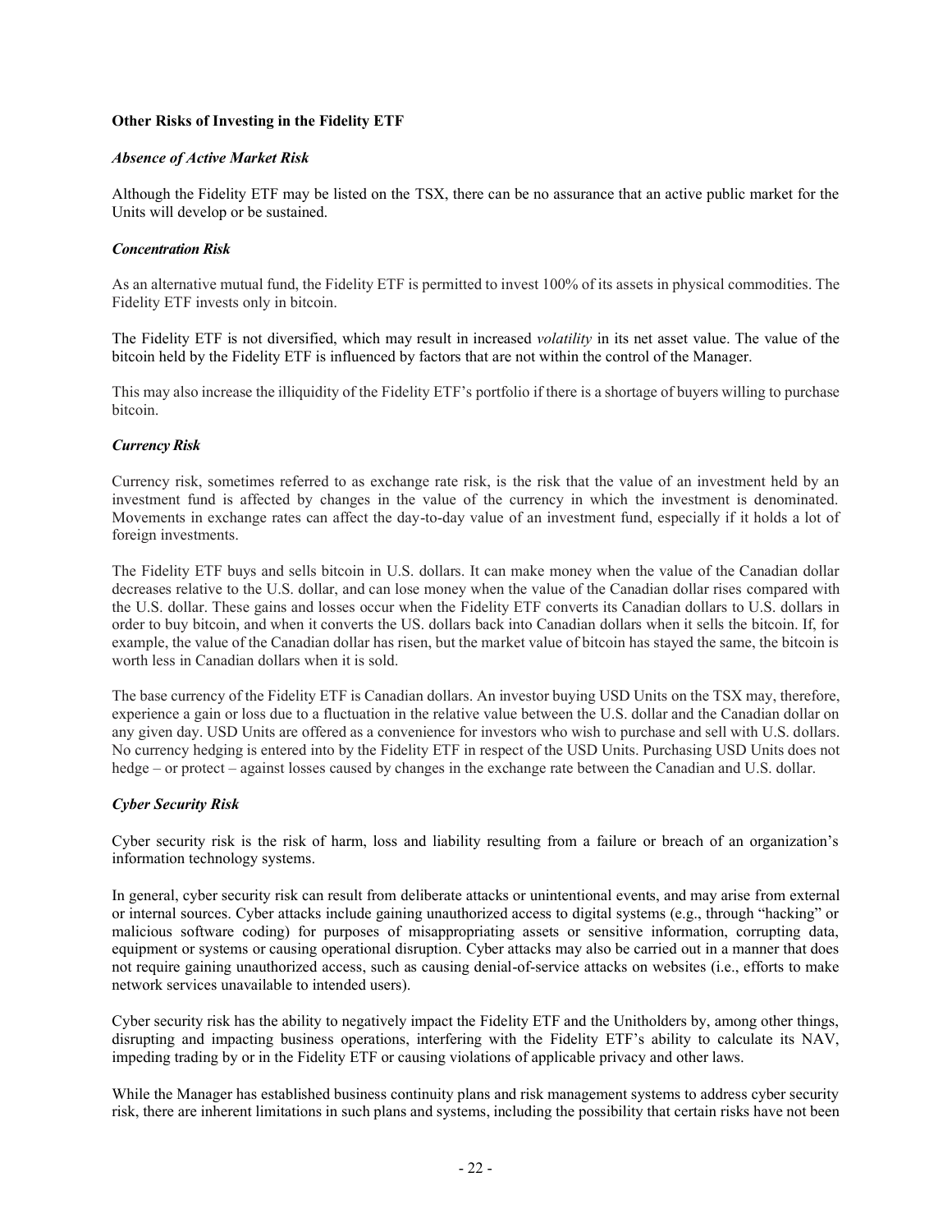**Other Risks of Investing in the Fidelity ETF**

***Absence of Active Market Risk***

Although the Fidelity ETF may be listed on the TSX, there can be no assurance that an active public market for the Units will develop or be sustained.

***Concentration Risk***

As an alternative mutual fund, the Fidelity ETF is permitted to invest 100% of its assets in physical commodities. The Fidelity ETF invests only in bitcoin.

The Fidelity ETF is not diversified, which may result in increased *volatility* in its net asset value. The value of the bitcoin held by the Fidelity ETF is influenced by factors that are not within the control of the Manager.

This may also increase the illiquidity of the Fidelity ETF's portfolio if there is a shortage of buyers willing to purchase bitcoin.

***Currency Risk***

Currency risk, sometimes referred to as exchange rate risk, is the risk that the value of an investment held by an investment fund is affected by changes in the value of the currency in which the investment is denominated. Movements in exchange rates can affect the day-to-day value of an investment fund, especially if it holds a lot of foreign investments.

The Fidelity ETF buys and sells bitcoin in U.S. dollars. It can make money when the value of the Canadian dollar decreases relative to the U.S. dollar, and can lose money when the value of the Canadian dollar rises compared with the U.S. dollar. These gains and losses occur when the Fidelity ETF converts its Canadian dollars to U.S. dollars in order to buy bitcoin, and when it converts the US. dollars back into Canadian dollars when it sells the bitcoin. If, for example, the value of the Canadian dollar has risen, but the market value of bitcoin has stayed the same, the bitcoin is worth less in Canadian dollars when it is sold.

The base currency of the Fidelity ETF is Canadian dollars. An investor buying USD Units on the TSX may, therefore, experience a gain or loss due to a fluctuation in the relative value between the U.S. dollar and the Canadian dollar on any given day. USD Units are offered as a convenience for investors who wish to purchase and sell with U.S. dollars. No currency hedging is entered into by the Fidelity ETF in respect of the USD Units. Purchasing USD Units does not hedge – or protect – against losses caused by changes in the exchange rate between the Canadian and U.S. dollar.

***Cyber Security Risk***

Cyber security risk is the risk of harm, loss and liability resulting from a failure or breach of an organization's information technology systems.

In general, cyber security risk can result from deliberate attacks or unintentional events, and may arise from external or internal sources. Cyber attacks include gaining unauthorized access to digital systems (e.g., through "hacking" or malicious software coding) for purposes of misappropriating assets or sensitive information, corrupting data, equipment or systems or causing operational disruption. Cyber attacks may also be carried out in a manner that does not require gaining unauthorized access, such as causing denial-of-service attacks on websites (i.e., efforts to make network services unavailable to intended users).

Cyber security risk has the ability to negatively impact the Fidelity ETF and the Unitholders by, among other things, disrupting and impacting business operations, interfering with the Fidelity ETF's ability to calculate its NAV, impeding trading by or in the Fidelity ETF or causing violations of applicable privacy and other laws.

While the Manager has established business continuity plans and risk management systems to address cyber security risk, there are inherent limitations in such plans and systems, including the possibility that certain risks have not been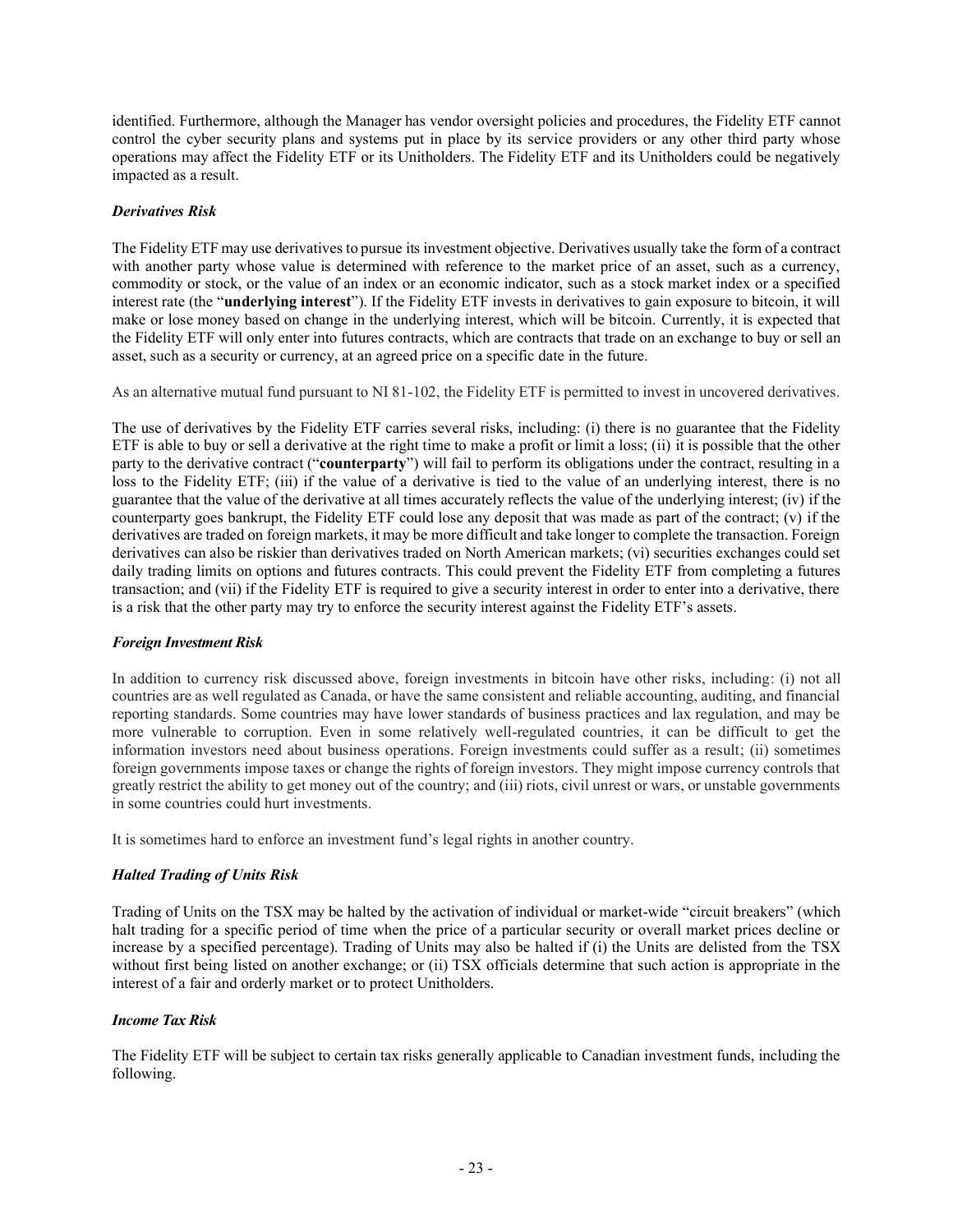identified. Furthermore, although the Manager has vendor oversight policies and procedures, the Fidelity ETF cannot control the cyber security plans and systems put in place by its service providers or any other third party whose operations may affect the Fidelity ETF or its Unitholders. The Fidelity ETF and its Unitholders could be negatively impacted as a result.

***Derivatives Risk***

The Fidelity ETF may use derivatives to pursue its investment objective. Derivatives usually take the form of a contract with another party whose value is determined with reference to the market price of an asset, such as a currency, commodity or stock, or the value of an index or an economic indicator, such as a stock market index or a specified interest rate (the "**underlying interest**"). If the Fidelity ETF invests in derivatives to gain exposure to bitcoin, it will make or lose money based on change in the underlying interest, which will be bitcoin. Currently, it is expected that the Fidelity ETF will only enter into futures contracts, which are contracts that trade on an exchange to buy or sell an asset, such as a security or currency, at an agreed price on a specific date in the future.

As an alternative mutual fund pursuant to NI 81-102, the Fidelity ETF is permitted to invest in uncovered derivatives.

The use of derivatives by the Fidelity ETF carries several risks, including: (i) there is no guarantee that the Fidelity ETF is able to buy or sell a derivative at the right time to make a profit or limit a loss; (ii) it is possible that the other party to the derivative contract ("**counterparty**") will fail to perform its obligations under the contract, resulting in a loss to the Fidelity ETF; (iii) if the value of a derivative is tied to the value of an underlying interest, there is no guarantee that the value of the derivative at all times accurately reflects the value of the underlying interest; (iv) if the counterparty goes bankrupt, the Fidelity ETF could lose any deposit that was made as part of the contract; (v) if the derivatives are traded on foreign markets, it may be more difficult and take longer to complete the transaction. Foreign derivatives can also be riskier than derivatives traded on North American markets; (vi) securities exchanges could set daily trading limits on options and futures contracts. This could prevent the Fidelity ETF from completing a futures transaction; and (vii) if the Fidelity ETF is required to give a security interest in order to enter into a derivative, there is a risk that the other party may try to enforce the security interest against the Fidelity ETF's assets.

***Foreign Investment Risk***

In addition to currency risk discussed above, foreign investments in bitcoin have other risks, including: (i) not all countries are as well regulated as Canada, or have the same consistent and reliable accounting, auditing, and financial reporting standards. Some countries may have lower standards of business practices and lax regulation, and may be more vulnerable to corruption. Even in some relatively well-regulated countries, it can be difficult to get the information investors need about business operations. Foreign investments could suffer as a result; (ii) sometimes foreign governments impose taxes or change the rights of foreign investors. They might impose currency controls that greatly restrict the ability to get money out of the country; and (iii) riots, civil unrest or wars, or unstable governments in some countries could hurt investments.

It is sometimes hard to enforce an investment fund's legal rights in another country.

***Halted Trading of Units Risk***

Trading of Units on the TSX may be halted by the activation of individual or market-wide "circuit breakers" (which halt trading for a specific period of time when the price of a particular security or overall market prices decline or increase by a specified percentage). Trading of Units may also be halted if (i) the Units are delisted from the TSX without first being listed on another exchange; or (ii) TSX officials determine that such action is appropriate in the interest of a fair and orderly market or to protect Unitholders.

***Income Tax Risk***

The Fidelity ETF will be subject to certain tax risks generally applicable to Canadian investment funds, including the following.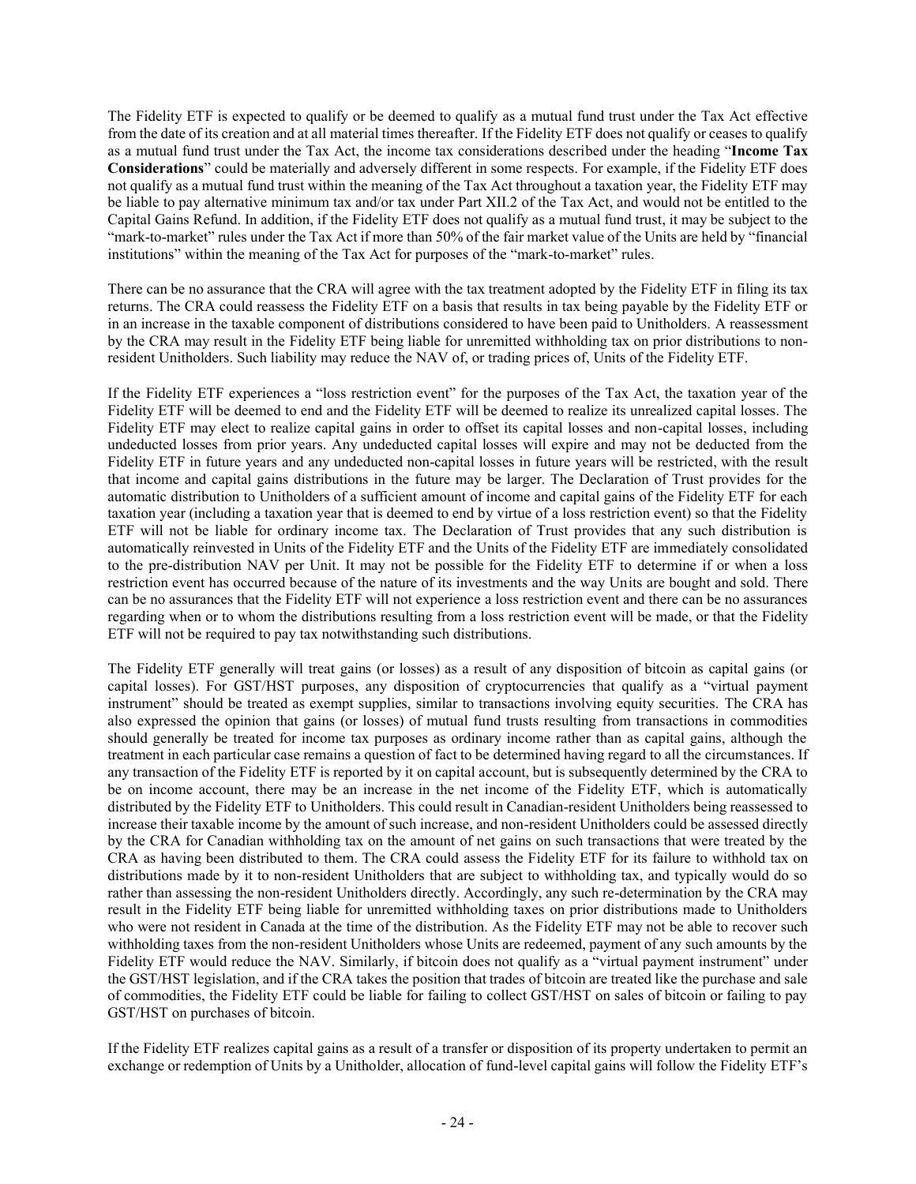The Fidelity ETF is expected to qualify or be deemed to qualify as a mutual fund trust under the Tax Act effective from the date of its creation and at all material times thereafter. If the Fidelity ETF does not qualify or ceases to qualify as a mutual fund trust under the Tax Act, the income tax considerations described under the heading "**Income Tax Considerations**" could be materially and adversely different in some respects. For example, if the Fidelity ETF does not qualify as a mutual fund trust within the meaning of the Tax Act throughout a taxation year, the Fidelity ETF may be liable to pay alternative minimum tax and/or tax under Part XII.2 of the Tax Act, and would not be entitled to the Capital Gains Refund. In addition, if the Fidelity ETF does not qualify as a mutual fund trust, it may be subject to the "mark-to-market" rules under the Tax Act if more than 50% of the fair market value of the Units are held by "financial institutions" within the meaning of the Tax Act for purposes of the "mark-to-market" rules.

There can be no assurance that the CRA will agree with the tax treatment adopted by the Fidelity ETF in filing its tax returns. The CRA could reassess the Fidelity ETF on a basis that results in tax being payable by the Fidelity ETF or in an increase in the taxable component of distributions considered to have been paid to Unitholders. A reassessment by the CRA may result in the Fidelity ETF being liable for unremitted withholding tax on prior distributions to non-resident Unitholders. Such liability may reduce the NAV of, or trading prices of, Units of the Fidelity ETF.

If the Fidelity ETF experiences a "loss restriction event" for the purposes of the Tax Act, the taxation year of the Fidelity ETF will be deemed to end and the Fidelity ETF will be deemed to realize its unrealized capital losses. The Fidelity ETF may elect to realize capital gains in order to offset its capital losses and non-capital losses, including undeducted losses from prior years. Any undeducted capital losses will expire and may not be deducted from the Fidelity ETF in future years and any undeducted non-capital losses in future years will be restricted, with the result that income and capital gains distributions in the future may be larger. The Declaration of Trust provides for the automatic distribution to Unitholders of a sufficient amount of income and capital gains of the Fidelity ETF for each taxation year (including a taxation year that is deemed to end by virtue of a loss restriction event) so that the Fidelity ETF will not be liable for ordinary income tax. The Declaration of Trust provides that any such distribution is automatically reinvested in Units of the Fidelity ETF and the Units of the Fidelity ETF are immediately consolidated to the pre-distribution NAV per Unit. It may not be possible for the Fidelity ETF to determine if or when a loss restriction event has occurred because of the nature of its investments and the way Units are bought and sold. There can be no assurances that the Fidelity ETF will not experience a loss restriction event and there can be no assurances regarding when or to whom the distributions resulting from a loss restriction event will be made, or that the Fidelity ETF will not be required to pay tax notwithstanding such distributions.

The Fidelity ETF generally will treat gains (or losses) as a result of any disposition of bitcoin as capital gains (or capital losses). For GST/HST purposes, any disposition of cryptocurrencies that qualify as a "virtual payment instrument" should be treated as exempt supplies, similar to transactions involving equity securities. The CRA has also expressed the opinion that gains (or losses) of mutual fund trusts resulting from transactions in commodities should generally be treated for income tax purposes as ordinary income rather than as capital gains, although the treatment in each particular case remains a question of fact to be determined having regard to all the circumstances. If any transaction of the Fidelity ETF is reported by it on capital account, but is subsequently determined by the CRA to be on income account, there may be an increase in the net income of the Fidelity ETF, which is automatically distributed by the Fidelity ETF to Unitholders. This could result in Canadian-resident Unitholders being reassessed to increase their taxable income by the amount of such increase, and non-resident Unitholders could be assessed directly by the CRA for Canadian withholding tax on the amount of net gains on such transactions that were treated by the CRA as having been distributed to them. The CRA could assess the Fidelity ETF for its failure to withhold tax on distributions made by it to non-resident Unitholders that are subject to withholding tax, and typically would do so rather than assessing the non-resident Unitholders directly. Accordingly, any such re-determination by the CRA may result in the Fidelity ETF being liable for unremitted withholding taxes on prior distributions made to Unitholders who were not resident in Canada at the time of the distribution. As the Fidelity ETF may not be able to recover such withholding taxes from the non-resident Unitholders whose Units are redeemed, payment of any such amounts by the Fidelity ETF would reduce the NAV. Similarly, if bitcoin does not qualify as a "virtual payment instrument" under the GST/HST legislation, and if the CRA takes the position that trades of bitcoin are treated like the purchase and sale of commodities, the Fidelity ETF could be liable for failing to collect GST/HST on sales of bitcoin or failing to pay GST/HST on purchases of bitcoin.

If the Fidelity ETF realizes capital gains as a result of a transfer or disposition of its property undertaken to permit an exchange or redemption of Units by a Unitholder, allocation of fund-level capital gains will follow the Fidelity ETF's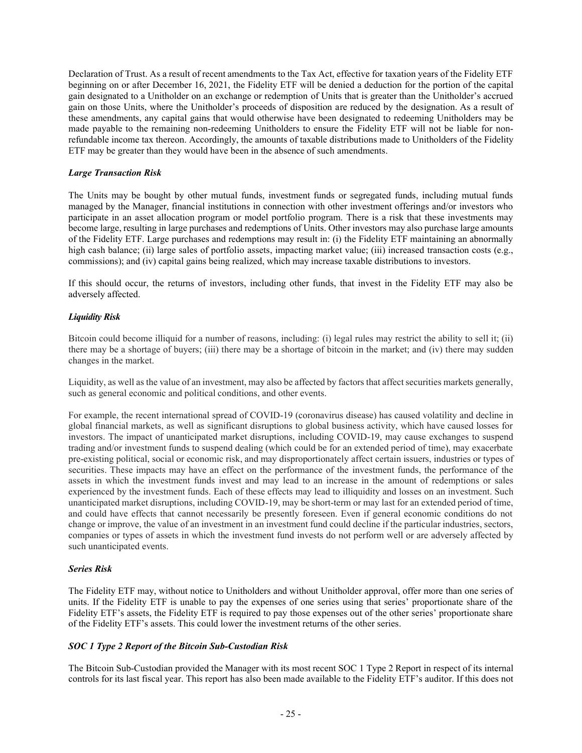Declaration of Trust. As a result of recent amendments to the Tax Act, effective for taxation years of the Fidelity ETF beginning on or after December 16, 2021, the Fidelity ETF will be denied a deduction for the portion of the capital gain designated to a Unitholder on an exchange or redemption of Units that is greater than the Unitholder's accrued gain on those Units, where the Unitholder's proceeds of disposition are reduced by the designation. As a result of these amendments, any capital gains that would otherwise have been designated to redeeming Unitholders may be made payable to the remaining non-redeeming Unitholders to ensure the Fidelity ETF will not be liable for non-refundable income tax thereon. Accordingly, the amounts of taxable distributions made to Unitholders of the Fidelity ETF may be greater than they would have been in the absence of such amendments.

***Large Transaction Risk***

The Units may be bought by other mutual funds, investment funds or segregated funds, including mutual funds managed by the Manager, financial institutions in connection with other investment offerings and/or investors who participate in an asset allocation program or model portfolio program. There is a risk that these investments may become large, resulting in large purchases and redemptions of Units. Other investors may also purchase large amounts of the Fidelity ETF. Large purchases and redemptions may result in: (i) the Fidelity ETF maintaining an abnormally high cash balance; (ii) large sales of portfolio assets, impacting market value; (iii) increased transaction costs (e.g., commissions); and (iv) capital gains being realized, which may increase taxable distributions to investors.

If this should occur, the returns of investors, including other funds, that invest in the Fidelity ETF may also be adversely affected.

***Liquidity Risk***

Bitcoin could become illiquid for a number of reasons, including: (i) legal rules may restrict the ability to sell it; (ii) there may be a shortage of buyers; (iii) there may be a shortage of bitcoin in the market; and (iv) there may sudden changes in the market.

Liquidity, as well as the value of an investment, may also be affected by factors that affect securities markets generally, such as general economic and political conditions, and other events.

For example, the recent international spread of COVID-19 (coronavirus disease) has caused volatility and decline in global financial markets, as well as significant disruptions to global business activity, which have caused losses for investors. The impact of unanticipated market disruptions, including COVID-19, may cause exchanges to suspend trading and/or investment funds to suspend dealing (which could be for an extended period of time), may exacerbate pre-existing political, social or economic risk, and may disproportionately affect certain issuers, industries or types of securities. These impacts may have an effect on the performance of the investment funds, the performance of the assets in which the investment funds invest and may lead to an increase in the amount of redemptions or sales experienced by the investment funds. Each of these effects may lead to illiquidity and losses on an investment. Such unanticipated market disruptions, including COVID-19, may be short-term or may last for an extended period of time, and could have effects that cannot necessarily be presently foreseen. Even if general economic conditions do not change or improve, the value of an investment in an investment fund could decline if the particular industries, sectors, companies or types of assets in which the investment fund invests do not perform well or are adversely affected by such unanticipated events.

***Series Risk***

The Fidelity ETF may, without notice to Unitholders and without Unitholder approval, offer more than one series of units. If the Fidelity ETF is unable to pay the expenses of one series using that series' proportionate share of the Fidelity ETF's assets, the Fidelity ETF is required to pay those expenses out of the other series' proportionate share of the Fidelity ETF's assets. This could lower the investment returns of the other series.

***SOC 1 Type 2 Report of the Bitcoin Sub-Custodian Risk***

The Bitcoin Sub-Custodian provided the Manager with its most recent SOC 1 Type 2 Report in respect of its internal controls for its last fiscal year. This report has also been made available to the Fidelity ETF's auditor. If this does not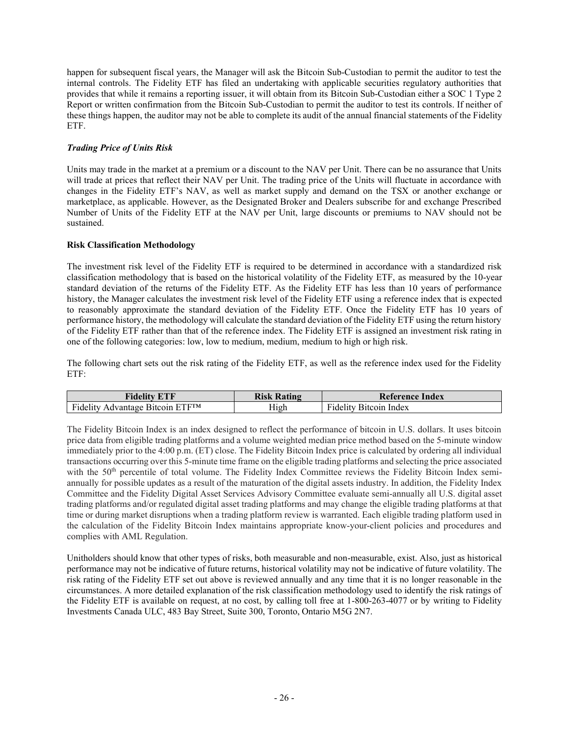happen for subsequent fiscal years, the Manager will ask the Bitcoin Sub-Custodian to permit the auditor to test the internal controls. The Fidelity ETF has filed an undertaking with applicable securities regulatory authorities that provides that while it remains a reporting issuer, it will obtain from its Bitcoin Sub-Custodian either a SOC 1 Type 2 Report or written confirmation from the Bitcoin Sub-Custodian to permit the auditor to test its controls. If neither of these things happen, the auditor may not be able to complete its audit of the annual financial statements of the Fidelity ETF.

***Trading Price of Units Risk***

Units may trade in the market at a premium or a discount to the NAV per Unit. There can be no assurance that Units will trade at prices that reflect their NAV per Unit. The trading price of the Units will fluctuate in accordance with changes in the Fidelity ETF's NAV, as well as market supply and demand on the TSX or another exchange or marketplace, as applicable. However, as the Designated Broker and Dealers subscribe for and exchange Prescribed Number of Units of the Fidelity ETF at the NAV per Unit, large discounts or premiums to NAV should not be sustained.

**Risk Classification Methodology**

The investment risk level of the Fidelity ETF is required to be determined in accordance with a standardized risk classification methodology that is based on the historical volatility of the Fidelity ETF, as measured by the 10-year standard deviation of the returns of the Fidelity ETF. As the Fidelity ETF has less than 10 years of performance history, the Manager calculates the investment risk level of the Fidelity ETF using a reference index that is expected to reasonably approximate the standard deviation of the Fidelity ETF. Once the Fidelity ETF has 10 years of performance history, the methodology will calculate the standard deviation of the Fidelity ETF using the return history of the Fidelity ETF rather than that of the reference index. The Fidelity ETF is assigned an investment risk rating in one of the following categories: low, low to medium, medium, medium to high or high risk.

The following chart sets out the risk rating of the Fidelity ETF, as well as the reference index used for the Fidelity ETF:

| Fidelity ETF | Risk Rating | Reference Index |
|---|---|---|
| Fidelity Advantage Bitcoin ETF™ | High | Fidelity Bitcoin Index |

The Fidelity Bitcoin Index is an index designed to reflect the performance of bitcoin in U.S. dollars. It uses bitcoin price data from eligible trading platforms and a volume weighted median price method based on the 5-minute window immediately prior to the 4:00 p.m. (ET) close. The Fidelity Bitcoin Index price is calculated by ordering all individual transactions occurring over this 5-minute time frame on the eligible trading platforms and selecting the price associated with the 50th percentile of total volume. The Fidelity Index Committee reviews the Fidelity Bitcoin Index semi-annually for possible updates as a result of the maturation of the digital assets industry. In addition, the Fidelity Index Committee and the Fidelity Digital Asset Services Advisory Committee evaluate semi-annually all U.S. digital asset trading platforms and/or regulated digital asset trading platforms and may change the eligible trading platforms at that time or during market disruptions when a trading platform review is warranted. Each eligible trading platform used in the calculation of the Fidelity Bitcoin Index maintains appropriate know-your-client policies and procedures and complies with AML Regulation.

Unitholders should know that other types of risks, both measurable and non-measurable, exist. Also, just as historical performance may not be indicative of future returns, historical volatility may not be indicative of future volatility. The risk rating of the Fidelity ETF set out above is reviewed annually and any time that it is no longer reasonable in the circumstances. A more detailed explanation of the risk classification methodology used to identify the risk ratings of the Fidelity ETF is available on request, at no cost, by calling toll free at 1-800-263-4077 or by writing to Fidelity Investments Canada ULC, 483 Bay Street, Suite 300, Toronto, Ontario M5G 2N7.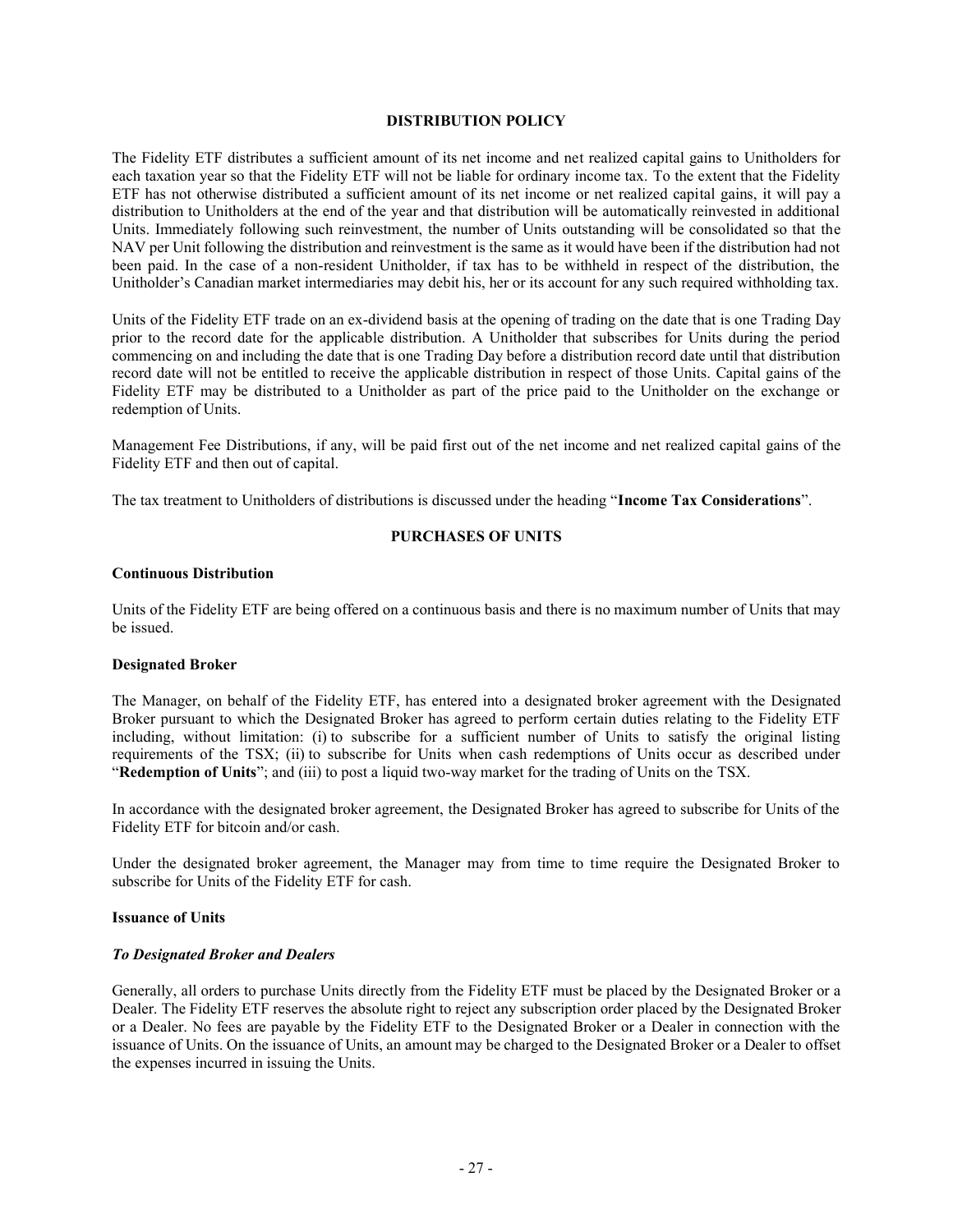## DISTRIBUTION POLICY

The Fidelity ETF distributes a sufficient amount of its net income and net realized capital gains to Unitholders for each taxation year so that the Fidelity ETF will not be liable for ordinary income tax. To the extent that the Fidelity ETF has not otherwise distributed a sufficient amount of its net income or net realized capital gains, it will pay a distribution to Unitholders at the end of the year and that distribution will be automatically reinvested in additional Units. Immediately following such reinvestment, the number of Units outstanding will be consolidated so that the NAV per Unit following the distribution and reinvestment is the same as it would have been if the distribution had not been paid. In the case of a non-resident Unitholder, if tax has to be withheld in respect of the distribution, the Unitholder's Canadian market intermediaries may debit his, her or its account for any such required withholding tax.

Units of the Fidelity ETF trade on an ex-dividend basis at the opening of trading on the date that is one Trading Day prior to the record date for the applicable distribution. A Unitholder that subscribes for Units during the period commencing on and including the date that is one Trading Day before a distribution record date until that distribution record date will not be entitled to receive the applicable distribution in respect of those Units. Capital gains of the Fidelity ETF may be distributed to a Unitholder as part of the price paid to the Unitholder on the exchange or redemption of Units.

Management Fee Distributions, if any, will be paid first out of the net income and net realized capital gains of the Fidelity ETF and then out of capital.

The tax treatment to Unitholders of distributions is discussed under the heading "**Income Tax Considerations**".

## PURCHASES OF UNITS

### Continuous Distribution

Units of the Fidelity ETF are being offered on a continuous basis and there is no maximum number of Units that may be issued.

### Designated Broker

The Manager, on behalf of the Fidelity ETF, has entered into a designated broker agreement with the Designated Broker pursuant to which the Designated Broker has agreed to perform certain duties relating to the Fidelity ETF including, without limitation: (i) to subscribe for a sufficient number of Units to satisfy the original listing requirements of the TSX; (ii) to subscribe for Units when cash redemptions of Units occur as described under "**Redemption of Units**"; and (iii) to post a liquid two-way market for the trading of Units on the TSX.

In accordance with the designated broker agreement, the Designated Broker has agreed to subscribe for Units of the Fidelity ETF for bitcoin and/or cash.

Under the designated broker agreement, the Manager may from time to time require the Designated Broker to subscribe for Units of the Fidelity ETF for cash.

### Issuance of Units

#### *To Designated Broker and Dealers*

Generally, all orders to purchase Units directly from the Fidelity ETF must be placed by the Designated Broker or a Dealer. The Fidelity ETF reserves the absolute right to reject any subscription order placed by the Designated Broker or a Dealer. No fees are payable by the Fidelity ETF to the Designated Broker or a Dealer in connection with the issuance of Units. On the issuance of Units, an amount may be charged to the Designated Broker or a Dealer to offset the expenses incurred in issuing the Units.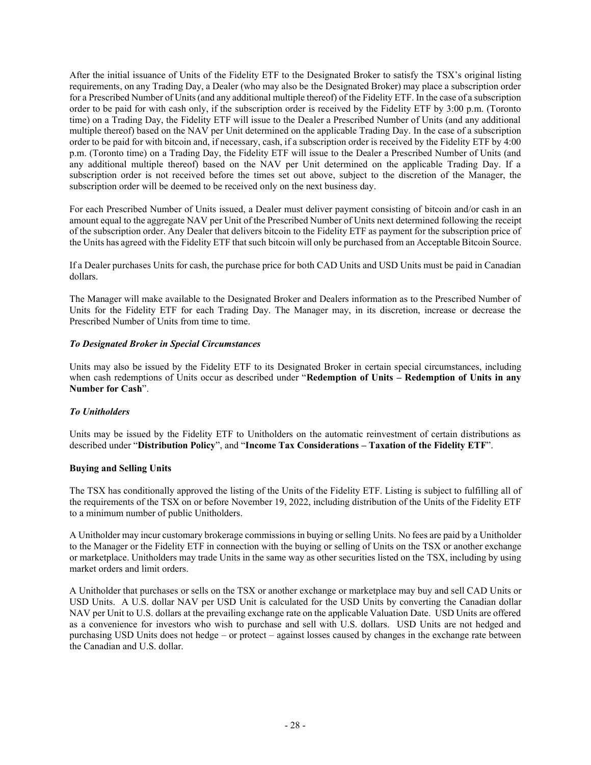After the initial issuance of Units of the Fidelity ETF to the Designated Broker to satisfy the TSX's original listing requirements, on any Trading Day, a Dealer (who may also be the Designated Broker) may place a subscription order for a Prescribed Number of Units (and any additional multiple thereof) of the Fidelity ETF. In the case of a subscription order to be paid for with cash only, if the subscription order is received by the Fidelity ETF by 3:00 p.m. (Toronto time) on a Trading Day, the Fidelity ETF will issue to the Dealer a Prescribed Number of Units (and any additional multiple thereof) based on the NAV per Unit determined on the applicable Trading Day. In the case of a subscription order to be paid for with bitcoin and, if necessary, cash, if a subscription order is received by the Fidelity ETF by 4:00 p.m. (Toronto time) on a Trading Day, the Fidelity ETF will issue to the Dealer a Prescribed Number of Units (and any additional multiple thereof) based on the NAV per Unit determined on the applicable Trading Day. If a subscription order is not received before the times set out above, subject to the discretion of the Manager, the subscription order will be deemed to be received only on the next business day.

For each Prescribed Number of Units issued, a Dealer must deliver payment consisting of bitcoin and/or cash in an amount equal to the aggregate NAV per Unit of the Prescribed Number of Units next determined following the receipt of the subscription order. Any Dealer that delivers bitcoin to the Fidelity ETF as payment for the subscription price of the Units has agreed with the Fidelity ETF that such bitcoin will only be purchased from an Acceptable Bitcoin Source.

If a Dealer purchases Units for cash, the purchase price for both CAD Units and USD Units must be paid in Canadian dollars.

The Manager will make available to the Designated Broker and Dealers information as to the Prescribed Number of Units for the Fidelity ETF for each Trading Day. The Manager may, in its discretion, increase or decrease the Prescribed Number of Units from time to time.

***To Designated Broker in Special Circumstances***

Units may also be issued by the Fidelity ETF to its Designated Broker in certain special circumstances, including when cash redemptions of Units occur as described under "**Redemption of Units – Redemption of Units in any Number for Cash**".

***To Unitholders***

Units may be issued by the Fidelity ETF to Unitholders on the automatic reinvestment of certain distributions as described under "**Distribution Policy**", and "**Income Tax Considerations – Taxation of the Fidelity ETF**".

**Buying and Selling Units**

The TSX has conditionally approved the listing of the Units of the Fidelity ETF. Listing is subject to fulfilling all of the requirements of the TSX on or before November 19, 2022, including distribution of the Units of the Fidelity ETF to a minimum number of public Unitholders.

A Unitholder may incur customary brokerage commissions in buying or selling Units. No fees are paid by a Unitholder to the Manager or the Fidelity ETF in connection with the buying or selling of Units on the TSX or another exchange or marketplace. Unitholders may trade Units in the same way as other securities listed on the TSX, including by using market orders and limit orders.

A Unitholder that purchases or sells on the TSX or another exchange or marketplace may buy and sell CAD Units or USD Units. A U.S. dollar NAV per USD Unit is calculated for the USD Units by converting the Canadian dollar NAV per Unit to U.S. dollars at the prevailing exchange rate on the applicable Valuation Date. USD Units are offered as a convenience for investors who wish to purchase and sell with U.S. dollars. USD Units are not hedged and purchasing USD Units does not hedge – or protect – against losses caused by changes in the exchange rate between the Canadian and U.S. dollar.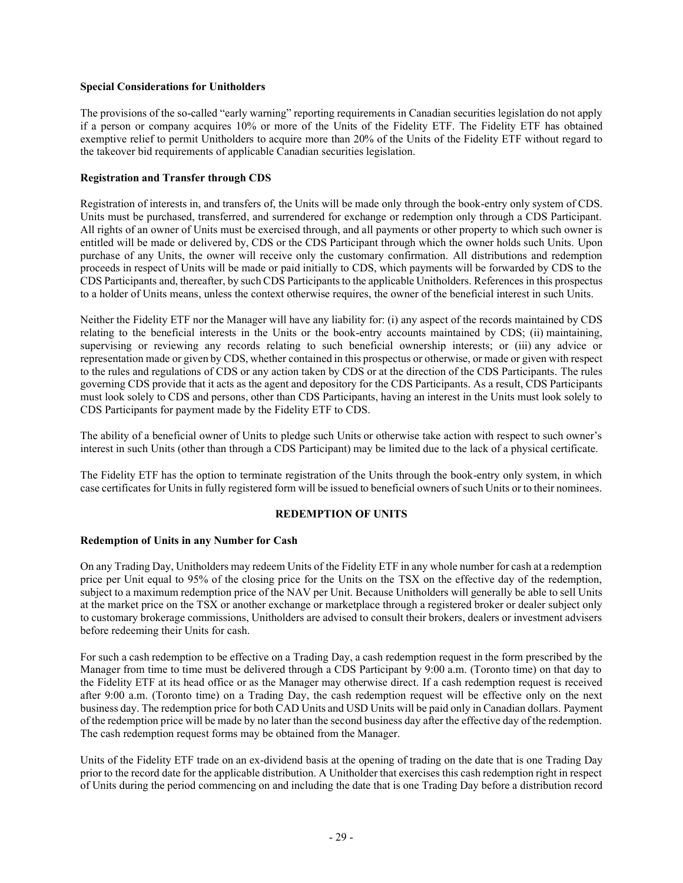### Special Considerations for Unitholders

The provisions of the so-called "early warning" reporting requirements in Canadian securities legislation do not apply if a person or company acquires 10% or more of the Units of the Fidelity ETF. The Fidelity ETF has obtained exemptive relief to permit Unitholders to acquire more than 20% of the Units of the Fidelity ETF without regard to the takeover bid requirements of applicable Canadian securities legislation.

### Registration and Transfer through CDS

Registration of interests in, and transfers of, the Units will be made only through the book-entry only system of CDS. Units must be purchased, transferred, and surrendered for exchange or redemption only through a CDS Participant. All rights of an owner of Units must be exercised through, and all payments or other property to which such owner is entitled will be made or delivered by, CDS or the CDS Participant through which the owner holds such Units. Upon purchase of any Units, the owner will receive only the customary confirmation. All distributions and redemption proceeds in respect of Units will be made or paid initially to CDS, which payments will be forwarded by CDS to the CDS Participants and, thereafter, by such CDS Participants to the applicable Unitholders. References in this prospectus to a holder of Units means, unless the context otherwise requires, the owner of the beneficial interest in such Units.

Neither the Fidelity ETF nor the Manager will have any liability for: (i) any aspect of the records maintained by CDS relating to the beneficial interests in the Units or the book-entry accounts maintained by CDS; (ii) maintaining, supervising or reviewing any records relating to such beneficial ownership interests; or (iii) any advice or representation made or given by CDS, whether contained in this prospectus or otherwise, or made or given with respect to the rules and regulations of CDS or any action taken by CDS or at the direction of the CDS Participants. The rules governing CDS provide that it acts as the agent and depository for the CDS Participants. As a result, CDS Participants must look solely to CDS and persons, other than CDS Participants, having an interest in the Units must look solely to CDS Participants for payment made by the Fidelity ETF to CDS.

The ability of a beneficial owner of Units to pledge such Units or otherwise take action with respect to such owner's interest in such Units (other than through a CDS Participant) may be limited due to the lack of a physical certificate.

The Fidelity ETF has the option to terminate registration of the Units through the book-entry only system, in which case certificates for Units in fully registered form will be issued to beneficial owners of such Units or to their nominees.

## REDEMPTION OF UNITS

### Redemption of Units in any Number for Cash

On any Trading Day, Unitholders may redeem Units of the Fidelity ETF in any whole number for cash at a redemption price per Unit equal to 95% of the closing price for the Units on the TSX on the effective day of the redemption, subject to a maximum redemption price of the NAV per Unit. Because Unitholders will generally be able to sell Units at the market price on the TSX or another exchange or marketplace through a registered broker or dealer subject only to customary brokerage commissions, Unitholders are advised to consult their brokers, dealers or investment advisers before redeeming their Units for cash.

For such a cash redemption to be effective on a Trading Day, a cash redemption request in the form prescribed by the Manager from time to time must be delivered through a CDS Participant by 9:00 a.m. (Toronto time) on that day to the Fidelity ETF at its head office or as the Manager may otherwise direct. If a cash redemption request is received after 9:00 a.m. (Toronto time) on a Trading Day, the cash redemption request will be effective only on the next business day. The redemption price for both CAD Units and USD Units will be paid only in Canadian dollars. Payment of the redemption price will be made by no later than the second business day after the effective day of the redemption. The cash redemption request forms may be obtained from the Manager.

Units of the Fidelity ETF trade on an ex-dividend basis at the opening of trading on the date that is one Trading Day prior to the record date for the applicable distribution. A Unitholder that exercises this cash redemption right in respect of Units during the period commencing on and including the date that is one Trading Day before a distribution record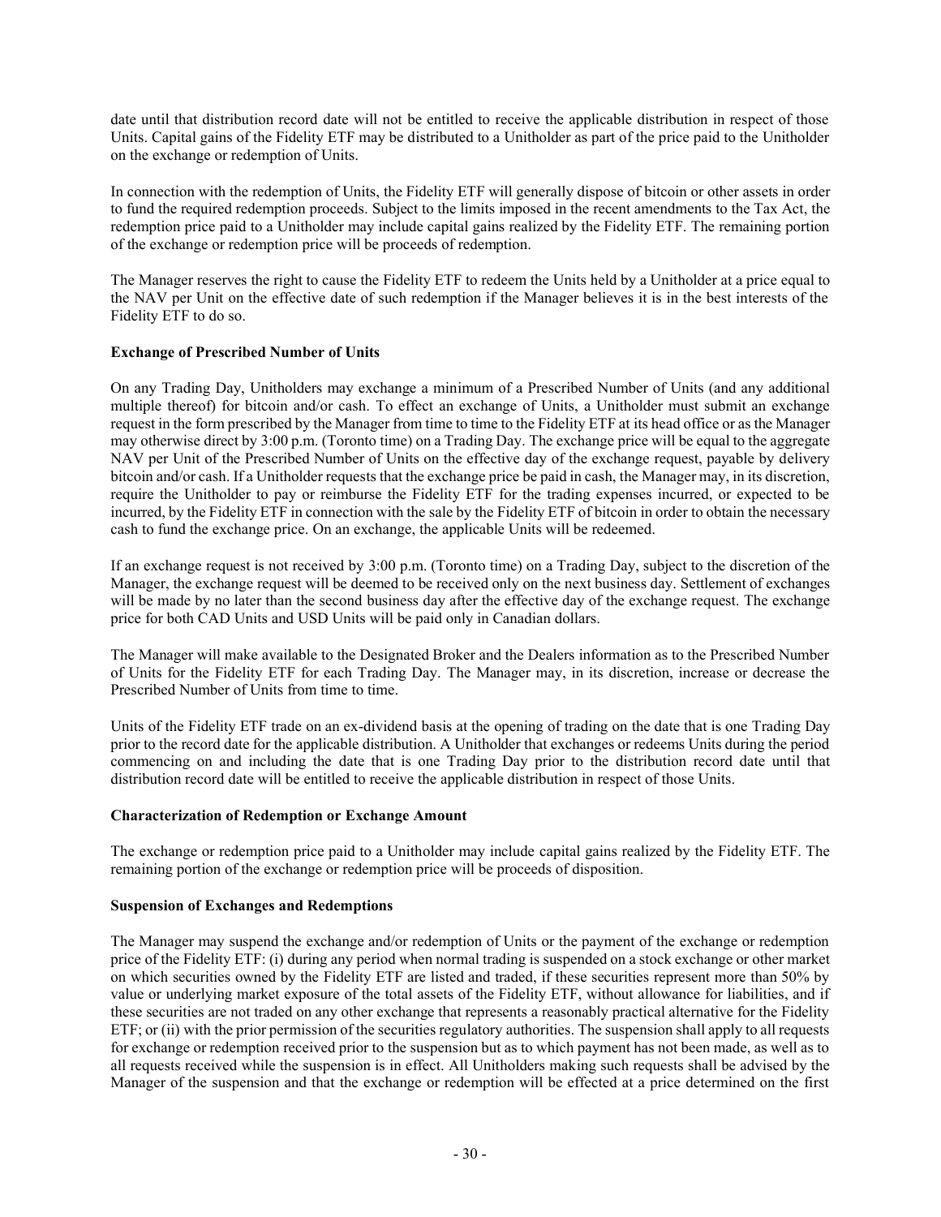date until that distribution record date will not be entitled to receive the applicable distribution in respect of those Units. Capital gains of the Fidelity ETF may be distributed to a Unitholder as part of the price paid to the Unitholder on the exchange or redemption of Units.

In connection with the redemption of Units, the Fidelity ETF will generally dispose of bitcoin or other assets in order to fund the required redemption proceeds. Subject to the limits imposed in the recent amendments to the Tax Act, the redemption price paid to a Unitholder may include capital gains realized by the Fidelity ETF. The remaining portion of the exchange or redemption price will be proceeds of redemption.

The Manager reserves the right to cause the Fidelity ETF to redeem the Units held by a Unitholder at a price equal to the NAV per Unit on the effective date of such redemption if the Manager believes it is in the best interests of the Fidelity ETF to do so.

**Exchange of Prescribed Number of Units**

On any Trading Day, Unitholders may exchange a minimum of a Prescribed Number of Units (and any additional multiple thereof) for bitcoin and/or cash. To effect an exchange of Units, a Unitholder must submit an exchange request in the form prescribed by the Manager from time to time to the Fidelity ETF at its head office or as the Manager may otherwise direct by 3:00 p.m. (Toronto time) on a Trading Day. The exchange price will be equal to the aggregate NAV per Unit of the Prescribed Number of Units on the effective day of the exchange request, payable by delivery bitcoin and/or cash. If a Unitholder requests that the exchange price be paid in cash, the Manager may, in its discretion, require the Unitholder to pay or reimburse the Fidelity ETF for the trading expenses incurred, or expected to be incurred, by the Fidelity ETF in connection with the sale by the Fidelity ETF of bitcoin in order to obtain the necessary cash to fund the exchange price. On an exchange, the applicable Units will be redeemed.

If an exchange request is not received by 3:00 p.m. (Toronto time) on a Trading Day, subject to the discretion of the Manager, the exchange request will be deemed to be received only on the next business day. Settlement of exchanges will be made by no later than the second business day after the effective day of the exchange request. The exchange price for both CAD Units and USD Units will be paid only in Canadian dollars.

The Manager will make available to the Designated Broker and the Dealers information as to the Prescribed Number of Units for the Fidelity ETF for each Trading Day. The Manager may, in its discretion, increase or decrease the Prescribed Number of Units from time to time.

Units of the Fidelity ETF trade on an ex-dividend basis at the opening of trading on the date that is one Trading Day prior to the record date for the applicable distribution. A Unitholder that exchanges or redeems Units during the period commencing on and including the date that is one Trading Day prior to the distribution record date until that distribution record date will be entitled to receive the applicable distribution in respect of those Units.

**Characterization of Redemption or Exchange Amount**

The exchange or redemption price paid to a Unitholder may include capital gains realized by the Fidelity ETF. The remaining portion of the exchange or redemption price will be proceeds of disposition.

**Suspension of Exchanges and Redemptions**

The Manager may suspend the exchange and/or redemption of Units or the payment of the exchange or redemption price of the Fidelity ETF: (i) during any period when normal trading is suspended on a stock exchange or other market on which securities owned by the Fidelity ETF are listed and traded, if these securities represent more than 50% by value or underlying market exposure of the total assets of the Fidelity ETF, without allowance for liabilities, and if these securities are not traded on any other exchange that represents a reasonably practical alternative for the Fidelity ETF; or (ii) with the prior permission of the securities regulatory authorities. The suspension shall apply to all requests for exchange or redemption received prior to the suspension but as to which payment has not been made, as well as to all requests received while the suspension is in effect. All Unitholders making such requests shall be advised by the Manager of the suspension and that the exchange or redemption will be effected at a price determined on the first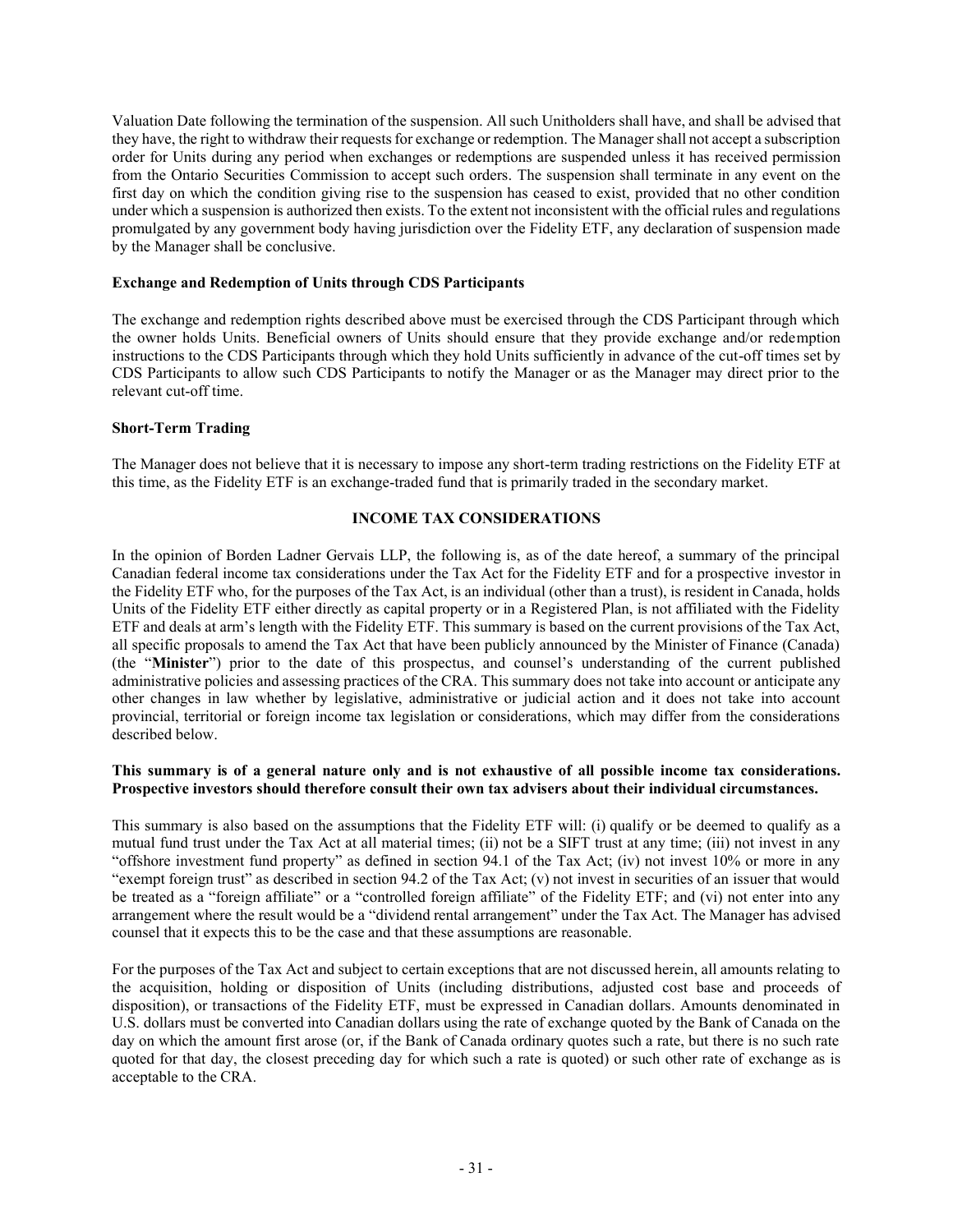Valuation Date following the termination of the suspension. All such Unitholders shall have, and shall be advised that they have, the right to withdraw their requests for exchange or redemption. The Manager shall not accept a subscription order for Units during any period when exchanges or redemptions are suspended unless it has received permission from the Ontario Securities Commission to accept such orders. The suspension shall terminate in any event on the first day on which the condition giving rise to the suspension has ceased to exist, provided that no other condition under which a suspension is authorized then exists. To the extent not inconsistent with the official rules and regulations promulgated by any government body having jurisdiction over the Fidelity ETF, any declaration of suspension made by the Manager shall be conclusive.

### Exchange and Redemption of Units through CDS Participants

The exchange and redemption rights described above must be exercised through the CDS Participant through which the owner holds Units. Beneficial owners of Units should ensure that they provide exchange and/or redemption instructions to the CDS Participants through which they hold Units sufficiently in advance of the cut-off times set by CDS Participants to allow such CDS Participants to notify the Manager or as the Manager may direct prior to the relevant cut-off time.

### Short-Term Trading

The Manager does not believe that it is necessary to impose any short-term trading restrictions on the Fidelity ETF at this time, as the Fidelity ETF is an exchange-traded fund that is primarily traded in the secondary market.

## INCOME TAX CONSIDERATIONS

In the opinion of Borden Ladner Gervais LLP, the following is, as of the date hereof, a summary of the principal Canadian federal income tax considerations under the Tax Act for the Fidelity ETF and for a prospective investor in the Fidelity ETF who, for the purposes of the Tax Act, is an individual (other than a trust), is resident in Canada, holds Units of the Fidelity ETF either directly as capital property or in a Registered Plan, is not affiliated with the Fidelity ETF and deals at arm's length with the Fidelity ETF. This summary is based on the current provisions of the Tax Act, all specific proposals to amend the Tax Act that have been publicly announced by the Minister of Finance (Canada) (the "**Minister**") prior to the date of this prospectus, and counsel's understanding of the current published administrative policies and assessing practices of the CRA. This summary does not take into account or anticipate any other changes in law whether by legislative, administrative or judicial action and it does not take into account provincial, territorial or foreign income tax legislation or considerations, which may differ from the considerations described below.

**This summary is of a general nature only and is not exhaustive of all possible income tax considerations. Prospective investors should therefore consult their own tax advisers about their individual circumstances.**

This summary is also based on the assumptions that the Fidelity ETF will: (i) qualify or be deemed to qualify as a mutual fund trust under the Tax Act at all material times; (ii) not be a SIFT trust at any time; (iii) not invest in any "offshore investment fund property" as defined in section 94.1 of the Tax Act; (iv) not invest 10% or more in any "exempt foreign trust" as described in section 94.2 of the Tax Act; (v) not invest in securities of an issuer that would be treated as a "foreign affiliate" or a "controlled foreign affiliate" of the Fidelity ETF; and (vi) not enter into any arrangement where the result would be a "dividend rental arrangement" under the Tax Act. The Manager has advised counsel that it expects this to be the case and that these assumptions are reasonable.

For the purposes of the Tax Act and subject to certain exceptions that are not discussed herein, all amounts relating to the acquisition, holding or disposition of Units (including distributions, adjusted cost base and proceeds of disposition), or transactions of the Fidelity ETF, must be expressed in Canadian dollars. Amounts denominated in U.S. dollars must be converted into Canadian dollars using the rate of exchange quoted by the Bank of Canada on the day on which the amount first arose (or, if the Bank of Canada ordinary quotes such a rate, but there is no such rate quoted for that day, the closest preceding day for which such a rate is quoted) or such other rate of exchange as is acceptable to the CRA.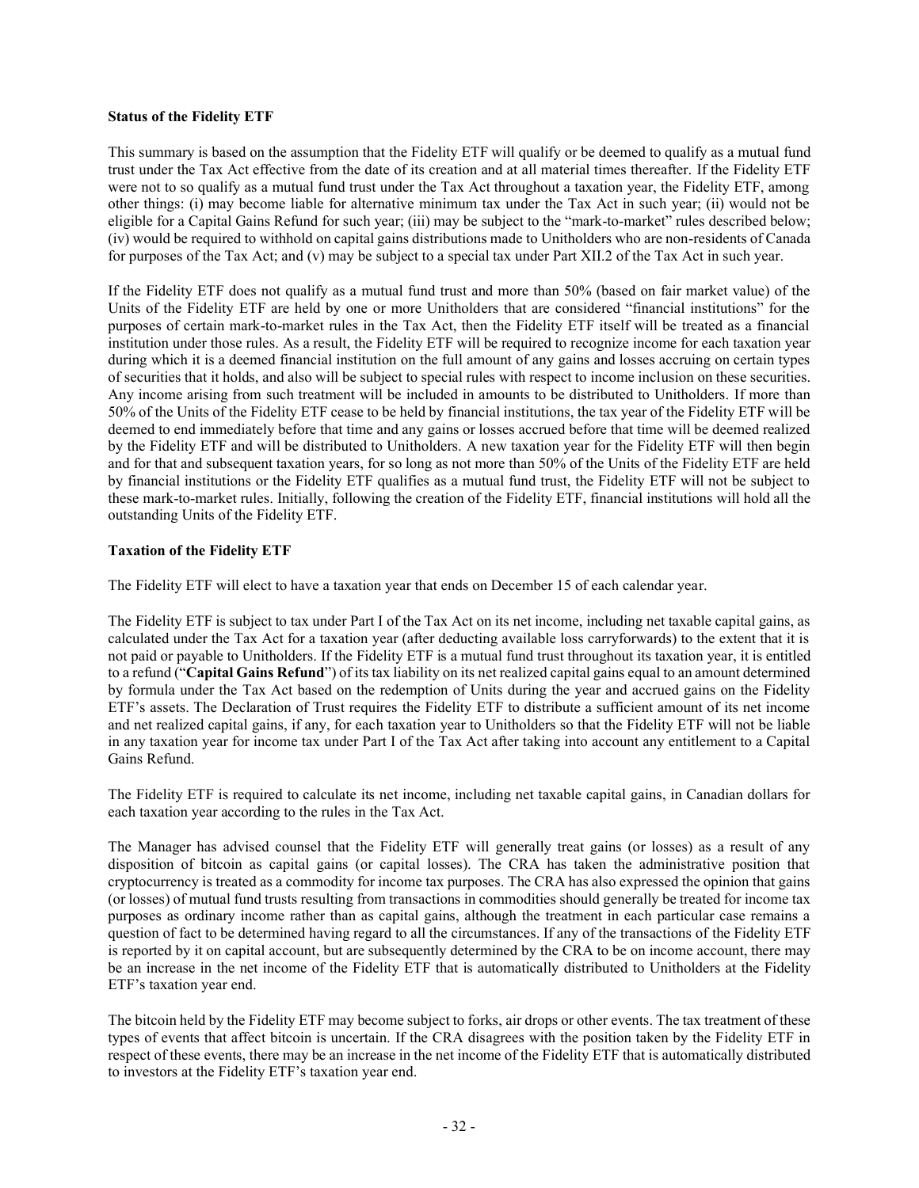**Status of the Fidelity ETF**

This summary is based on the assumption that the Fidelity ETF will qualify or be deemed to qualify as a mutual fund trust under the Tax Act effective from the date of its creation and at all material times thereafter. If the Fidelity ETF were not to so qualify as a mutual fund trust under the Tax Act throughout a taxation year, the Fidelity ETF, among other things: (i) may become liable for alternative minimum tax under the Tax Act in such year; (ii) would not be eligible for a Capital Gains Refund for such year; (iii) may be subject to the "mark-to-market" rules described below; (iv) would be required to withhold on capital gains distributions made to Unitholders who are non-residents of Canada for purposes of the Tax Act; and (v) may be subject to a special tax under Part XII.2 of the Tax Act in such year.

If the Fidelity ETF does not qualify as a mutual fund trust and more than 50% (based on fair market value) of the Units of the Fidelity ETF are held by one or more Unitholders that are considered "financial institutions" for the purposes of certain mark-to-market rules in the Tax Act, then the Fidelity ETF itself will be treated as a financial institution under those rules. As a result, the Fidelity ETF will be required to recognize income for each taxation year during which it is a deemed financial institution on the full amount of any gains and losses accruing on certain types of securities that it holds, and also will be subject to special rules with respect to income inclusion on these securities. Any income arising from such treatment will be included in amounts to be distributed to Unitholders. If more than 50% of the Units of the Fidelity ETF cease to be held by financial institutions, the tax year of the Fidelity ETF will be deemed to end immediately before that time and any gains or losses accrued before that time will be deemed realized by the Fidelity ETF and will be distributed to Unitholders. A new taxation year for the Fidelity ETF will then begin and for that and subsequent taxation years, for so long as not more than 50% of the Units of the Fidelity ETF are held by financial institutions or the Fidelity ETF qualifies as a mutual fund trust, the Fidelity ETF will not be subject to these mark-to-market rules. Initially, following the creation of the Fidelity ETF, financial institutions will hold all the outstanding Units of the Fidelity ETF.

**Taxation of the Fidelity ETF**

The Fidelity ETF will elect to have a taxation year that ends on December 15 of each calendar year.

The Fidelity ETF is subject to tax under Part I of the Tax Act on its net income, including net taxable capital gains, as calculated under the Tax Act for a taxation year (after deducting available loss carryforwards) to the extent that it is not paid or payable to Unitholders. If the Fidelity ETF is a mutual fund trust throughout its taxation year, it is entitled to a refund ("**Capital Gains Refund**") of its tax liability on its net realized capital gains equal to an amount determined by formula under the Tax Act based on the redemption of Units during the year and accrued gains on the Fidelity ETF's assets. The Declaration of Trust requires the Fidelity ETF to distribute a sufficient amount of its net income and net realized capital gains, if any, for each taxation year to Unitholders so that the Fidelity ETF will not be liable in any taxation year for income tax under Part I of the Tax Act after taking into account any entitlement to a Capital Gains Refund.

The Fidelity ETF is required to calculate its net income, including net taxable capital gains, in Canadian dollars for each taxation year according to the rules in the Tax Act.

The Manager has advised counsel that the Fidelity ETF will generally treat gains (or losses) as a result of any disposition of bitcoin as capital gains (or capital losses). The CRA has taken the administrative position that cryptocurrency is treated as a commodity for income tax purposes. The CRA has also expressed the opinion that gains (or losses) of mutual fund trusts resulting from transactions in commodities should generally be treated for income tax purposes as ordinary income rather than as capital gains, although the treatment in each particular case remains a question of fact to be determined having regard to all the circumstances. If any of the transactions of the Fidelity ETF is reported by it on capital account, but are subsequently determined by the CRA to be on income account, there may be an increase in the net income of the Fidelity ETF that is automatically distributed to Unitholders at the Fidelity ETF's taxation year end.

The bitcoin held by the Fidelity ETF may become subject to forks, air drops or other events. The tax treatment of these types of events that affect bitcoin is uncertain. If the CRA disagrees with the position taken by the Fidelity ETF in respect of these events, there may be an increase in the net income of the Fidelity ETF that is automatically distributed to investors at the Fidelity ETF's taxation year end.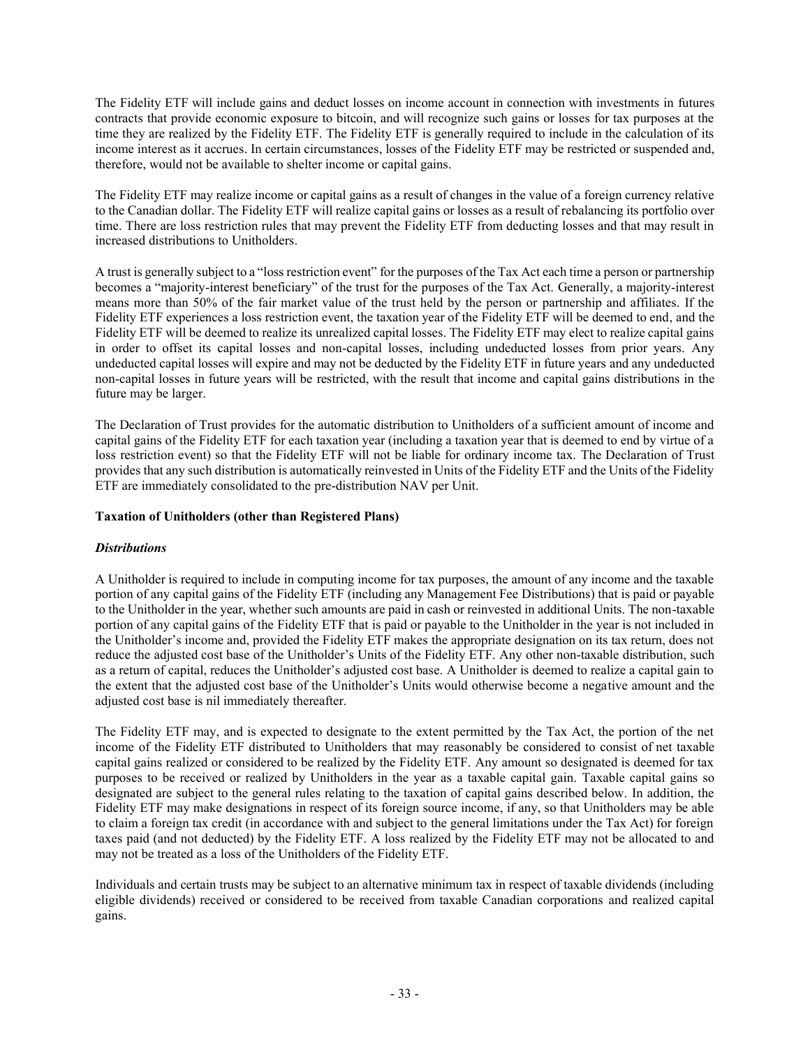The Fidelity ETF will include gains and deduct losses on income account in connection with investments in futures contracts that provide economic exposure to bitcoin, and will recognize such gains or losses for tax purposes at the time they are realized by the Fidelity ETF. The Fidelity ETF is generally required to include in the calculation of its income interest as it accrues. In certain circumstances, losses of the Fidelity ETF may be restricted or suspended and, therefore, would not be available to shelter income or capital gains.

The Fidelity ETF may realize income or capital gains as a result of changes in the value of a foreign currency relative to the Canadian dollar. The Fidelity ETF will realize capital gains or losses as a result of rebalancing its portfolio over time. There are loss restriction rules that may prevent the Fidelity ETF from deducting losses and that may result in increased distributions to Unitholders.

A trust is generally subject to a "loss restriction event" for the purposes of the Tax Act each time a person or partnership becomes a "majority-interest beneficiary" of the trust for the purposes of the Tax Act. Generally, a majority-interest means more than 50% of the fair market value of the trust held by the person or partnership and affiliates. If the Fidelity ETF experiences a loss restriction event, the taxation year of the Fidelity ETF will be deemed to end, and the Fidelity ETF will be deemed to realize its unrealized capital losses. The Fidelity ETF may elect to realize capital gains in order to offset its capital losses and non-capital losses, including undeducted losses from prior years. Any undeducted capital losses will expire and may not be deducted by the Fidelity ETF in future years and any undeducted non-capital losses in future years will be restricted, with the result that income and capital gains distributions in the future may be larger.

The Declaration of Trust provides for the automatic distribution to Unitholders of a sufficient amount of income and capital gains of the Fidelity ETF for each taxation year (including a taxation year that is deemed to end by virtue of a loss restriction event) so that the Fidelity ETF will not be liable for ordinary income tax. The Declaration of Trust provides that any such distribution is automatically reinvested in Units of the Fidelity ETF and the Units of the Fidelity ETF are immediately consolidated to the pre-distribution NAV per Unit.

**Taxation of Unitholders (other than Registered Plans)**

***Distributions***

A Unitholder is required to include in computing income for tax purposes, the amount of any income and the taxable portion of any capital gains of the Fidelity ETF (including any Management Fee Distributions) that is paid or payable to the Unitholder in the year, whether such amounts are paid in cash or reinvested in additional Units. The non-taxable portion of any capital gains of the Fidelity ETF that is paid or payable to the Unitholder in the year is not included in the Unitholder's income and, provided the Fidelity ETF makes the appropriate designation on its tax return, does not reduce the adjusted cost base of the Unitholder's Units of the Fidelity ETF. Any other non-taxable distribution, such as a return of capital, reduces the Unitholder's adjusted cost base. A Unitholder is deemed to realize a capital gain to the extent that the adjusted cost base of the Unitholder's Units would otherwise become a negative amount and the adjusted cost base is nil immediately thereafter.

The Fidelity ETF may, and is expected to designate to the extent permitted by the Tax Act, the portion of the net income of the Fidelity ETF distributed to Unitholders that may reasonably be considered to consist of net taxable capital gains realized or considered to be realized by the Fidelity ETF. Any amount so designated is deemed for tax purposes to be received or realized by Unitholders in the year as a taxable capital gain. Taxable capital gains so designated are subject to the general rules relating to the taxation of capital gains described below. In addition, the Fidelity ETF may make designations in respect of its foreign source income, if any, so that Unitholders may be able to claim a foreign tax credit (in accordance with and subject to the general limitations under the Tax Act) for foreign taxes paid (and not deducted) by the Fidelity ETF. A loss realized by the Fidelity ETF may not be allocated to and may not be treated as a loss of the Unitholders of the Fidelity ETF.

Individuals and certain trusts may be subject to an alternative minimum tax in respect of taxable dividends (including eligible dividends) received or considered to be received from taxable Canadian corporations and realized capital gains.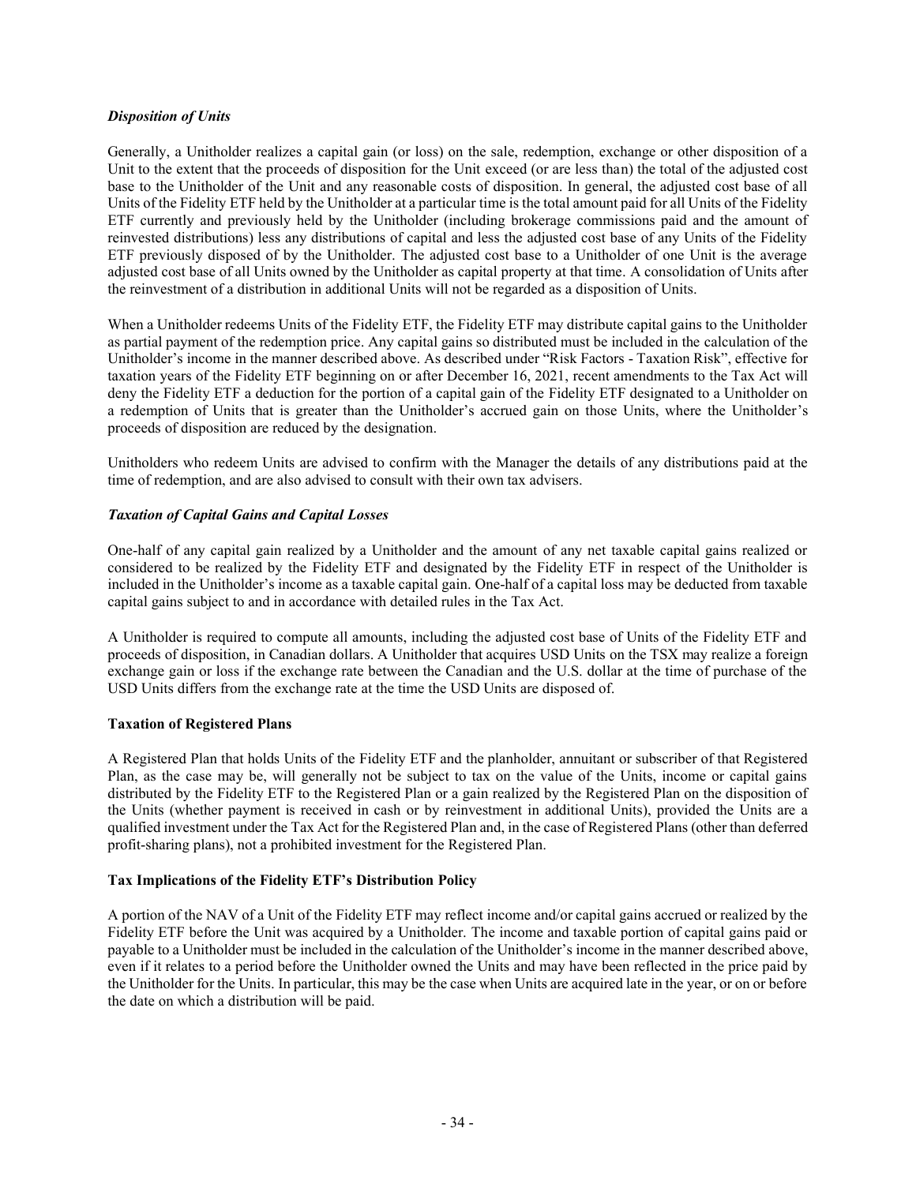### *Disposition of Units*

Generally, a Unitholder realizes a capital gain (or loss) on the sale, redemption, exchange or other disposition of a Unit to the extent that the proceeds of disposition for the Unit exceed (or are less than) the total of the adjusted cost base to the Unitholder of the Unit and any reasonable costs of disposition. In general, the adjusted cost base of all Units of the Fidelity ETF held by the Unitholder at a particular time is the total amount paid for all Units of the Fidelity ETF currently and previously held by the Unitholder (including brokerage commissions paid and the amount of reinvested distributions) less any distributions of capital and less the adjusted cost base of any Units of the Fidelity ETF previously disposed of by the Unitholder. The adjusted cost base to a Unitholder of one Unit is the average adjusted cost base of all Units owned by the Unitholder as capital property at that time. A consolidation of Units after the reinvestment of a distribution in additional Units will not be regarded as a disposition of Units.

When a Unitholder redeems Units of the Fidelity ETF, the Fidelity ETF may distribute capital gains to the Unitholder as partial payment of the redemption price. Any capital gains so distributed must be included in the calculation of the Unitholder's income in the manner described above. As described under "Risk Factors - Taxation Risk", effective for taxation years of the Fidelity ETF beginning on or after December 16, 2021, recent amendments to the Tax Act will deny the Fidelity ETF a deduction for the portion of a capital gain of the Fidelity ETF designated to a Unitholder on a redemption of Units that is greater than the Unitholder's accrued gain on those Units, where the Unitholder's proceeds of disposition are reduced by the designation.

Unitholders who redeem Units are advised to confirm with the Manager the details of any distributions paid at the time of redemption, and are also advised to consult with their own tax advisers.

### *Taxation of Capital Gains and Capital Losses*

One-half of any capital gain realized by a Unitholder and the amount of any net taxable capital gains realized or considered to be realized by the Fidelity ETF and designated by the Fidelity ETF in respect of the Unitholder is included in the Unitholder's income as a taxable capital gain. One-half of a capital loss may be deducted from taxable capital gains subject to and in accordance with detailed rules in the Tax Act.

A Unitholder is required to compute all amounts, including the adjusted cost base of Units of the Fidelity ETF and proceeds of disposition, in Canadian dollars. A Unitholder that acquires USD Units on the TSX may realize a foreign exchange gain or loss if the exchange rate between the Canadian and the U.S. dollar at the time of purchase of the USD Units differs from the exchange rate at the time the USD Units are disposed of.

## Taxation of Registered Plans

A Registered Plan that holds Units of the Fidelity ETF and the planholder, annuitant or subscriber of that Registered Plan, as the case may be, will generally not be subject to tax on the value of the Units, income or capital gains distributed by the Fidelity ETF to the Registered Plan or a gain realized by the Registered Plan on the disposition of the Units (whether payment is received in cash or by reinvestment in additional Units), provided the Units are a qualified investment under the Tax Act for the Registered Plan and, in the case of Registered Plans (other than deferred profit-sharing plans), not a prohibited investment for the Registered Plan.

## Tax Implications of the Fidelity ETF's Distribution Policy

A portion of the NAV of a Unit of the Fidelity ETF may reflect income and/or capital gains accrued or realized by the Fidelity ETF before the Unit was acquired by a Unitholder. The income and taxable portion of capital gains paid or payable to a Unitholder must be included in the calculation of the Unitholder's income in the manner described above, even if it relates to a period before the Unitholder owned the Units and may have been reflected in the price paid by the Unitholder for the Units. In particular, this may be the case when Units are acquired late in the year, or on or before the date on which a distribution will be paid.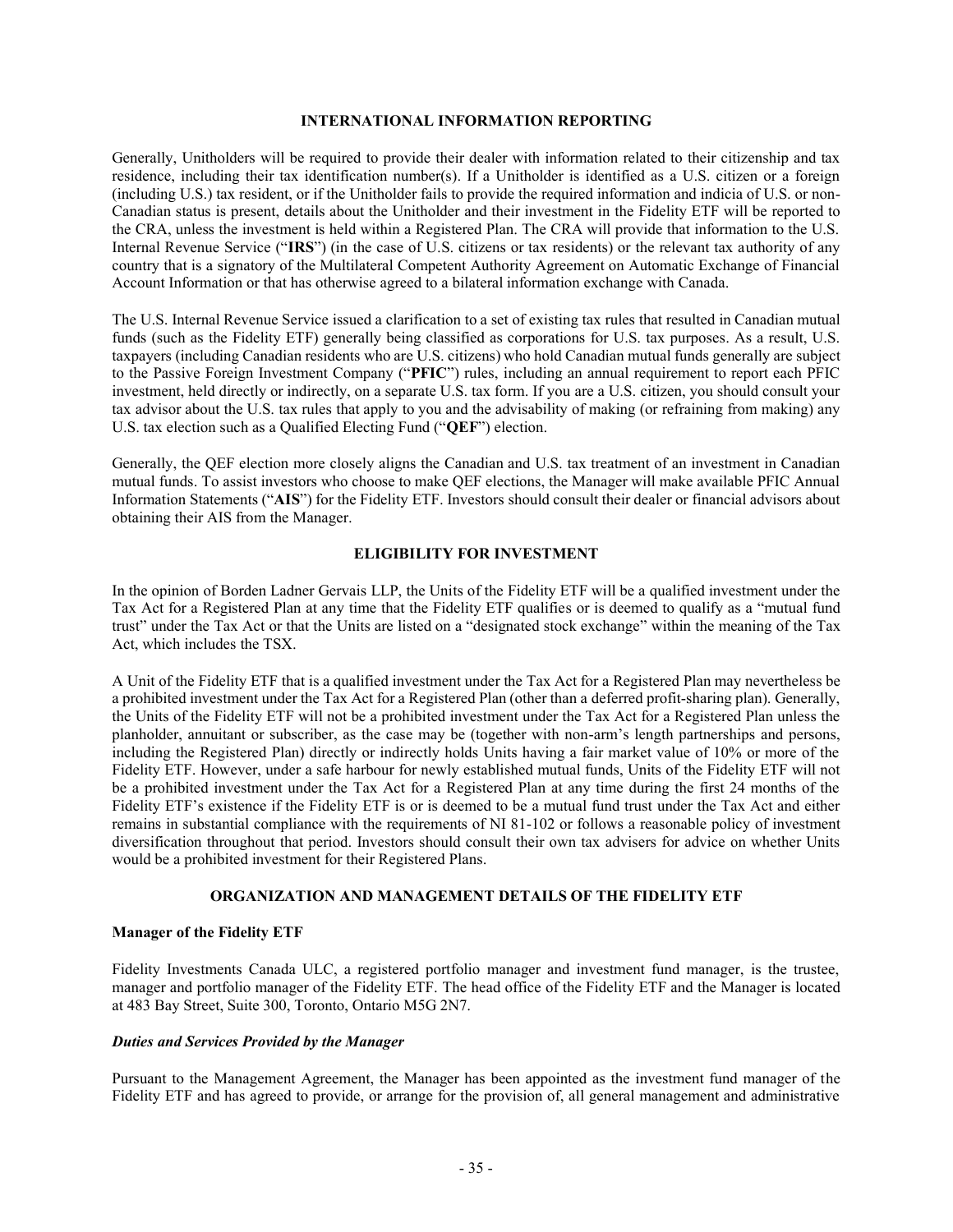## INTERNATIONAL INFORMATION REPORTING

Generally, Unitholders will be required to provide their dealer with information related to their citizenship and tax residence, including their tax identification number(s). If a Unitholder is identified as a U.S. citizen or a foreign (including U.S.) tax resident, or if the Unitholder fails to provide the required information and indicia of U.S. or non-Canadian status is present, details about the Unitholder and their investment in the Fidelity ETF will be reported to the CRA, unless the investment is held within a Registered Plan. The CRA will provide that information to the U.S. Internal Revenue Service ("**IRS**") (in the case of U.S. citizens or tax residents) or the relevant tax authority of any country that is a signatory of the Multilateral Competent Authority Agreement on Automatic Exchange of Financial Account Information or that has otherwise agreed to a bilateral information exchange with Canada.

The U.S. Internal Revenue Service issued a clarification to a set of existing tax rules that resulted in Canadian mutual funds (such as the Fidelity ETF) generally being classified as corporations for U.S. tax purposes. As a result, U.S. taxpayers (including Canadian residents who are U.S. citizens) who hold Canadian mutual funds generally are subject to the Passive Foreign Investment Company ("**PFIC**") rules, including an annual requirement to report each PFIC investment, held directly or indirectly, on a separate U.S. tax form. If you are a U.S. citizen, you should consult your tax advisor about the U.S. tax rules that apply to you and the advisability of making (or refraining from making) any U.S. tax election such as a Qualified Electing Fund ("**QEF**") election.

Generally, the QEF election more closely aligns the Canadian and U.S. tax treatment of an investment in Canadian mutual funds. To assist investors who choose to make QEF elections, the Manager will make available PFIC Annual Information Statements ("**AIS**") for the Fidelity ETF. Investors should consult their dealer or financial advisors about obtaining their AIS from the Manager.

## ELIGIBILITY FOR INVESTMENT

In the opinion of Borden Ladner Gervais LLP, the Units of the Fidelity ETF will be a qualified investment under the Tax Act for a Registered Plan at any time that the Fidelity ETF qualifies or is deemed to qualify as a "mutual fund trust" under the Tax Act or that the Units are listed on a "designated stock exchange" within the meaning of the Tax Act, which includes the TSX.

A Unit of the Fidelity ETF that is a qualified investment under the Tax Act for a Registered Plan may nevertheless be a prohibited investment under the Tax Act for a Registered Plan (other than a deferred profit-sharing plan). Generally, the Units of the Fidelity ETF will not be a prohibited investment under the Tax Act for a Registered Plan unless the planholder, annuitant or subscriber, as the case may be (together with non-arm's length partnerships and persons, including the Registered Plan) directly or indirectly holds Units having a fair market value of 10% or more of the Fidelity ETF. However, under a safe harbour for newly established mutual funds, Units of the Fidelity ETF will not be a prohibited investment under the Tax Act for a Registered Plan at any time during the first 24 months of the Fidelity ETF's existence if the Fidelity ETF is or is deemed to be a mutual fund trust under the Tax Act and either remains in substantial compliance with the requirements of NI 81-102 or follows a reasonable policy of investment diversification throughout that period. Investors should consult their own tax advisers for advice on whether Units would be a prohibited investment for their Registered Plans.

## ORGANIZATION AND MANAGEMENT DETAILS OF THE FIDELITY ETF

### Manager of the Fidelity ETF

Fidelity Investments Canada ULC, a registered portfolio manager and investment fund manager, is the trustee, manager and portfolio manager of the Fidelity ETF. The head office of the Fidelity ETF and the Manager is located at 483 Bay Street, Suite 300, Toronto, Ontario M5G 2N7.

#### *Duties and Services Provided by the Manager*

Pursuant to the Management Agreement, the Manager has been appointed as the investment fund manager of the Fidelity ETF and has agreed to provide, or arrange for the provision of, all general management and administrative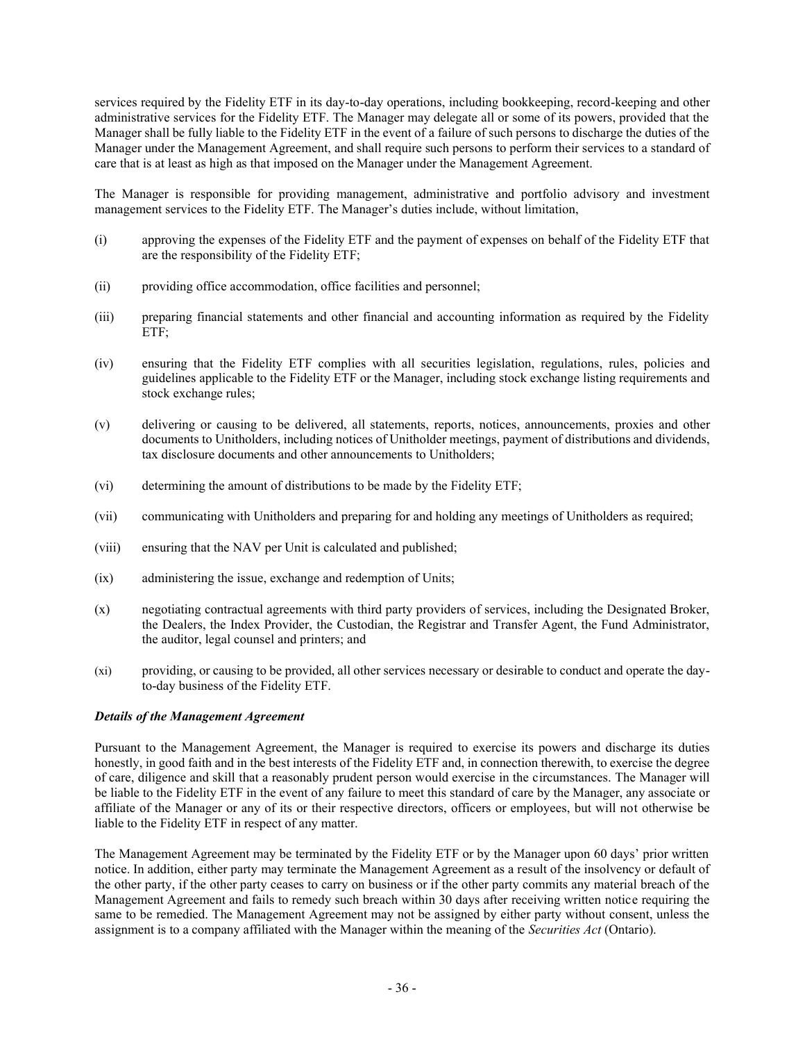services required by the Fidelity ETF in its day-to-day operations, including bookkeeping, record-keeping and other administrative services for the Fidelity ETF. The Manager may delegate all or some of its powers, provided that the Manager shall be fully liable to the Fidelity ETF in the event of a failure of such persons to discharge the duties of the Manager under the Management Agreement, and shall require such persons to perform their services to a standard of care that is at least as high as that imposed on the Manager under the Management Agreement.

The Manager is responsible for providing management, administrative and portfolio advisory and investment management services to the Fidelity ETF. The Manager's duties include, without limitation,

(i) approving the expenses of the Fidelity ETF and the payment of expenses on behalf of the Fidelity ETF that are the responsibility of the Fidelity ETF;

(ii) providing office accommodation, office facilities and personnel;

(iii) preparing financial statements and other financial and accounting information as required by the Fidelity ETF;

(iv) ensuring that the Fidelity ETF complies with all securities legislation, regulations, rules, policies and guidelines applicable to the Fidelity ETF or the Manager, including stock exchange listing requirements and stock exchange rules;

(v) delivering or causing to be delivered, all statements, reports, notices, announcements, proxies and other documents to Unitholders, including notices of Unitholder meetings, payment of distributions and dividends, tax disclosure documents and other announcements to Unitholders;

(vi) determining the amount of distributions to be made by the Fidelity ETF;

(vii) communicating with Unitholders and preparing for and holding any meetings of Unitholders as required;

(viii) ensuring that the NAV per Unit is calculated and published;

(ix) administering the issue, exchange and redemption of Units;

(x) negotiating contractual agreements with third party providers of services, including the Designated Broker, the Dealers, the Index Provider, the Custodian, the Registrar and Transfer Agent, the Fund Administrator, the auditor, legal counsel and printers; and

(xi) providing, or causing to be provided, all other services necessary or desirable to conduct and operate the day-to-day business of the Fidelity ETF.

***Details of the Management Agreement***

Pursuant to the Management Agreement, the Manager is required to exercise its powers and discharge its duties honestly, in good faith and in the best interests of the Fidelity ETF and, in connection therewith, to exercise the degree of care, diligence and skill that a reasonably prudent person would exercise in the circumstances. The Manager will be liable to the Fidelity ETF in the event of any failure to meet this standard of care by the Manager, any associate or affiliate of the Manager or any of its or their respective directors, officers or employees, but will not otherwise be liable to the Fidelity ETF in respect of any matter.

The Management Agreement may be terminated by the Fidelity ETF or by the Manager upon 60 days' prior written notice. In addition, either party may terminate the Management Agreement as a result of the insolvency or default of the other party, if the other party ceases to carry on business or if the other party commits any material breach of the Management Agreement and fails to remedy such breach within 30 days after receiving written notice requiring the same to be remedied. The Management Agreement may not be assigned by either party without consent, unless the assignment is to a company affiliated with the Manager within the meaning of the *Securities Act* (Ontario).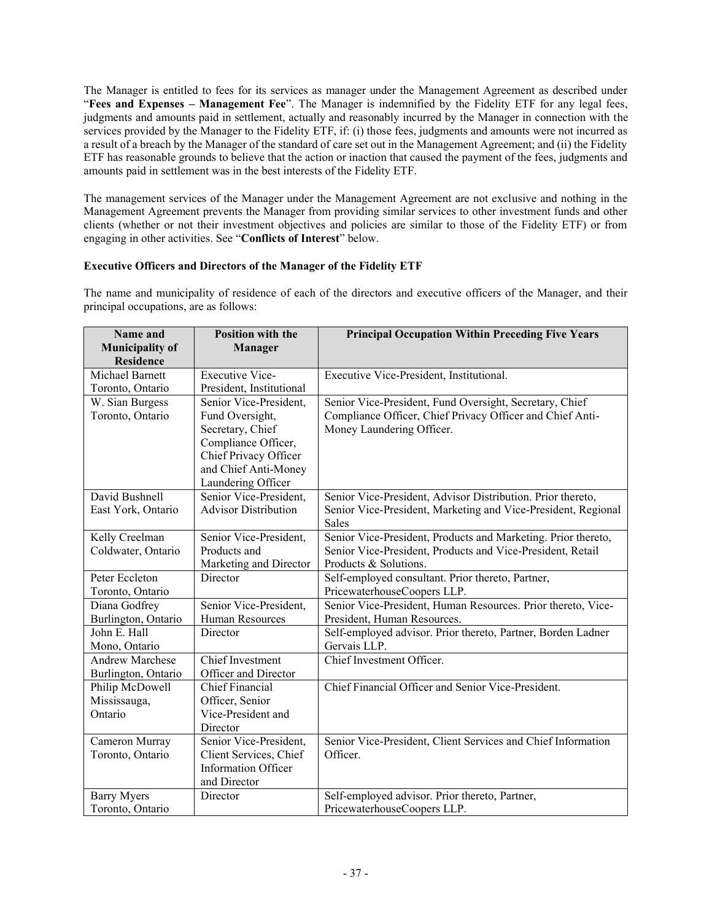The Manager is entitled to fees for its services as manager under the Management Agreement as described under "**Fees and Expenses – Management Fee**". The Manager is indemnified by the Fidelity ETF for any legal fees, judgments and amounts paid in settlement, actually and reasonably incurred by the Manager in connection with the services provided by the Manager to the Fidelity ETF, if: (i) those fees, judgments and amounts were not incurred as a result of a breach by the Manager of the standard of care set out in the Management Agreement; and (ii) the Fidelity ETF has reasonable grounds to believe that the action or inaction that caused the payment of the fees, judgments and amounts paid in settlement was in the best interests of the Fidelity ETF.

The management services of the Manager under the Management Agreement are not exclusive and nothing in the Management Agreement prevents the Manager from providing similar services to other investment funds and other clients (whether or not their investment objectives and policies are similar to those of the Fidelity ETF) or from engaging in other activities. See "**Conflicts of Interest**" below.

**Executive Officers and Directors of the Manager of the Fidelity ETF**

The name and municipality of residence of each of the directors and executive officers of the Manager, and their principal occupations, are as follows:

| Name and Municipality of Residence | Position with the Manager | Principal Occupation Within Preceding Five Years |
|---|---|---|
| Michael Barnett<br>Toronto, Ontario | Executive Vice-President, Institutional | Executive Vice-President, Institutional. |
| W. Sian Burgess<br>Toronto, Ontario | Senior Vice-President, Fund Oversight, Secretary, Chief Compliance Officer, Chief Privacy Officer and Chief Anti-Money Laundering Officer | Senior Vice-President, Fund Oversight, Secretary, Chief Compliance Officer, Chief Privacy Officer and Chief Anti-Money Laundering Officer. |
| David Bushnell<br>East York, Ontario | Senior Vice-President, Advisor Distribution | Senior Vice-President, Advisor Distribution. Prior thereto, Senior Vice-President, Marketing and Vice-President, Regional Sales |
| Kelly Creelman<br>Coldwater, Ontario | Senior Vice-President, Products and Marketing and Director | Senior Vice-President, Products and Marketing. Prior thereto, Senior Vice-President, Products and Vice-President, Retail Products & Solutions. |
| Peter Eccleton<br>Toronto, Ontario | Director | Self-employed consultant. Prior thereto, Partner, PricewaterhouseCoopers LLP. |
| Diana Godfrey<br>Burlington, Ontario | Senior Vice-President, Human Resources | Senior Vice-President, Human Resources. Prior thereto, Vice-President, Human Resources. |
| John E. Hall<br>Mono, Ontario | Director | Self-employed advisor. Prior thereto, Partner, Borden Ladner Gervais LLP. |
| Andrew Marchese<br>Burlington, Ontario | Chief Investment Officer and Director | Chief Investment Officer. |
| Philip McDowell<br>Mississauga, Ontario | Chief Financial Officer, Senior Vice-President and Director | Chief Financial Officer and Senior Vice-President. |
| Cameron Murray<br>Toronto, Ontario | Senior Vice-President, Client Services, Chief Information Officer and Director | Senior Vice-President, Client Services and Chief Information Officer. |
| Barry Myers<br>Toronto, Ontario | Director | Self-employed advisor. Prior thereto, Partner, PricewaterhouseCoopers LLP. |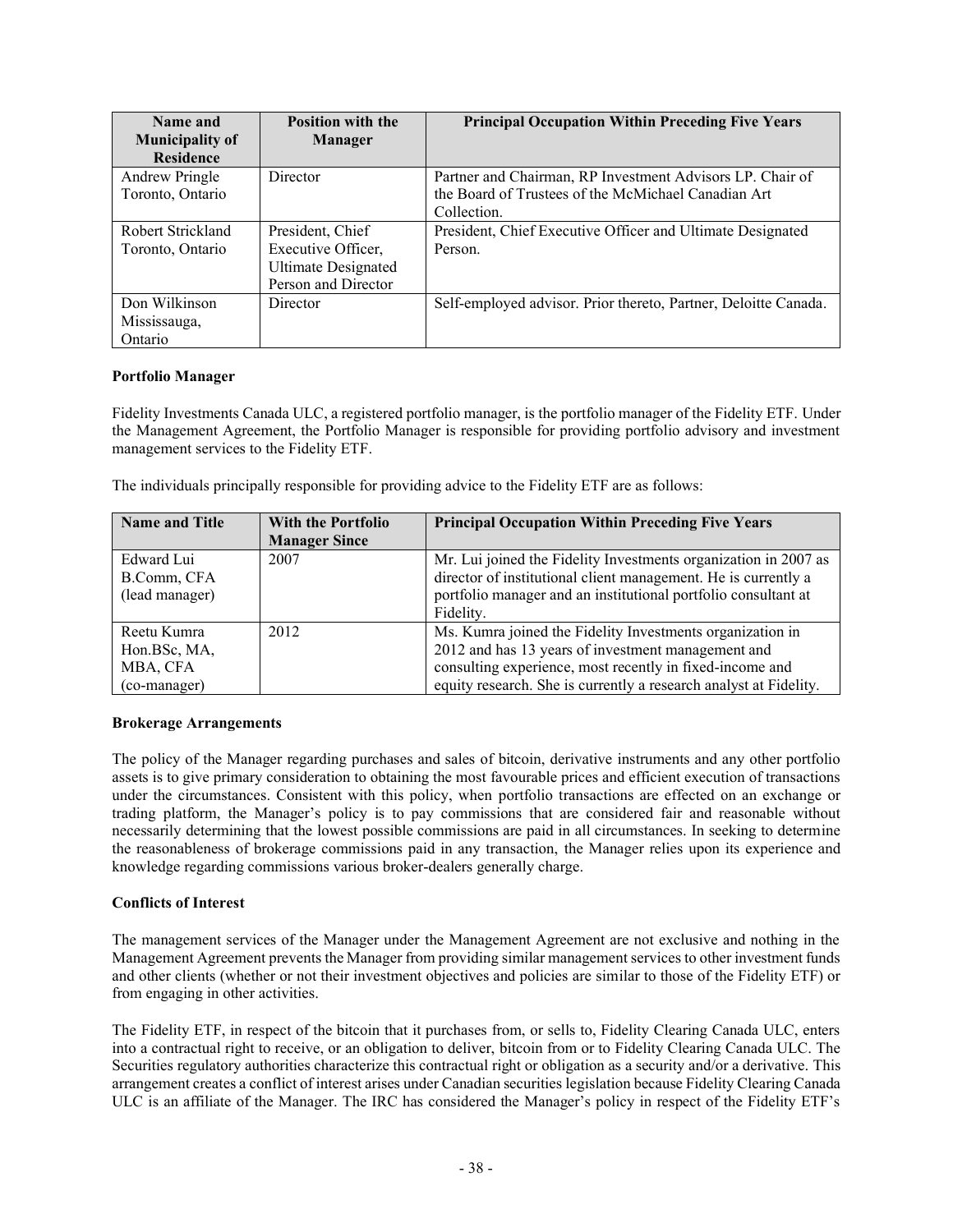| Name and Municipality of Residence | Position with the Manager | Principal Occupation Within Preceding Five Years |
|---|---|---|
| Andrew Pringle<br>Toronto, Ontario | Director | Partner and Chairman, RP Investment Advisors LP. Chair of the Board of Trustees of the McMichael Canadian Art Collection. |
| Robert Strickland<br>Toronto, Ontario | President, Chief Executive Officer, Ultimate Designated Person and Director | President, Chief Executive Officer and Ultimate Designated Person. |
| Don Wilkinson<br>Mississauga, Ontario | Director | Self-employed advisor. Prior thereto, Partner, Deloitte Canada. |

**Portfolio Manager**

Fidelity Investments Canada ULC, a registered portfolio manager, is the portfolio manager of the Fidelity ETF. Under the Management Agreement, the Portfolio Manager is responsible for providing portfolio advisory and investment management services to the Fidelity ETF.

The individuals principally responsible for providing advice to the Fidelity ETF are as follows:

| Name and Title | With the Portfolio Manager Since | Principal Occupation Within Preceding Five Years |
|---|---|---|
| Edward Lui<br>B.Comm, CFA<br>(lead manager) | 2007 | Mr. Lui joined the Fidelity Investments organization in 2007 as director of institutional client management. He is currently a portfolio manager and an institutional portfolio consultant at Fidelity. |
| Reetu Kumra<br>Hon.BSc, MA, MBA, CFA<br>(co-manager) | 2012 | Ms. Kumra joined the Fidelity Investments organization in 2012 and has 13 years of investment management and consulting experience, most recently in fixed-income and equity research. She is currently a research analyst at Fidelity. |

**Brokerage Arrangements**

The policy of the Manager regarding purchases and sales of bitcoin, derivative instruments and any other portfolio assets is to give primary consideration to obtaining the most favourable prices and efficient execution of transactions under the circumstances. Consistent with this policy, when portfolio transactions are effected on an exchange or trading platform, the Manager's policy is to pay commissions that are considered fair and reasonable without necessarily determining that the lowest possible commissions are paid in all circumstances. In seeking to determine the reasonableness of brokerage commissions paid in any transaction, the Manager relies upon its experience and knowledge regarding commissions various broker-dealers generally charge.

**Conflicts of Interest**

The management services of the Manager under the Management Agreement are not exclusive and nothing in the Management Agreement prevents the Manager from providing similar management services to other investment funds and other clients (whether or not their investment objectives and policies are similar to those of the Fidelity ETF) or from engaging in other activities.

The Fidelity ETF, in respect of the bitcoin that it purchases from, or sells to, Fidelity Clearing Canada ULC, enters into a contractual right to receive, or an obligation to deliver, bitcoin from or to Fidelity Clearing Canada ULC. The Securities regulatory authorities characterize this contractual right or obligation as a security and/or a derivative. This arrangement creates a conflict of interest arises under Canadian securities legislation because Fidelity Clearing Canada ULC is an affiliate of the Manager. The IRC has considered the Manager's policy in respect of the Fidelity ETF's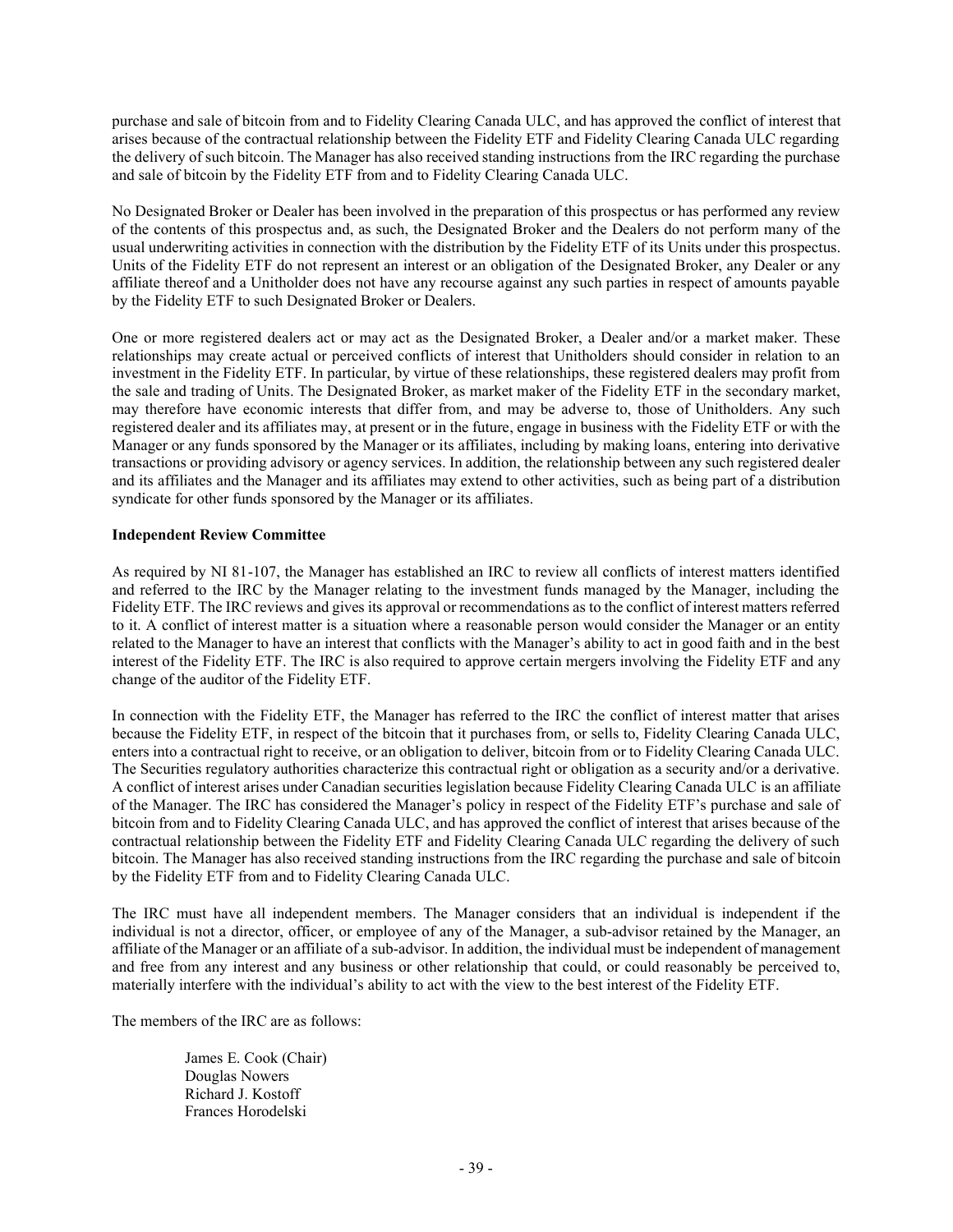purchase and sale of bitcoin from and to Fidelity Clearing Canada ULC, and has approved the conflict of interest that arises because of the contractual relationship between the Fidelity ETF and Fidelity Clearing Canada ULC regarding the delivery of such bitcoin. The Manager has also received standing instructions from the IRC regarding the purchase and sale of bitcoin by the Fidelity ETF from and to Fidelity Clearing Canada ULC.

No Designated Broker or Dealer has been involved in the preparation of this prospectus or has performed any review of the contents of this prospectus and, as such, the Designated Broker and the Dealers do not perform many of the usual underwriting activities in connection with the distribution by the Fidelity ETF of its Units under this prospectus. Units of the Fidelity ETF do not represent an interest or an obligation of the Designated Broker, any Dealer or any affiliate thereof and a Unitholder does not have any recourse against any such parties in respect of amounts payable by the Fidelity ETF to such Designated Broker or Dealers.

One or more registered dealers act or may act as the Designated Broker, a Dealer and/or a market maker. These relationships may create actual or perceived conflicts of interest that Unitholders should consider in relation to an investment in the Fidelity ETF. In particular, by virtue of these relationships, these registered dealers may profit from the sale and trading of Units. The Designated Broker, as market maker of the Fidelity ETF in the secondary market, may therefore have economic interests that differ from, and may be adverse to, those of Unitholders. Any such registered dealer and its affiliates may, at present or in the future, engage in business with the Fidelity ETF or with the Manager or any funds sponsored by the Manager or its affiliates, including by making loans, entering into derivative transactions or providing advisory or agency services. In addition, the relationship between any such registered dealer and its affiliates and the Manager and its affiliates may extend to other activities, such as being part of a distribution syndicate for other funds sponsored by the Manager or its affiliates.

**Independent Review Committee**

As required by NI 81-107, the Manager has established an IRC to review all conflicts of interest matters identified and referred to the IRC by the Manager relating to the investment funds managed by the Manager, including the Fidelity ETF. The IRC reviews and gives its approval or recommendations as to the conflict of interest matters referred to it. A conflict of interest matter is a situation where a reasonable person would consider the Manager or an entity related to the Manager to have an interest that conflicts with the Manager's ability to act in good faith and in the best interest of the Fidelity ETF. The IRC is also required to approve certain mergers involving the Fidelity ETF and any change of the auditor of the Fidelity ETF.

In connection with the Fidelity ETF, the Manager has referred to the IRC the conflict of interest matter that arises because the Fidelity ETF, in respect of the bitcoin that it purchases from, or sells to, Fidelity Clearing Canada ULC, enters into a contractual right to receive, or an obligation to deliver, bitcoin from or to Fidelity Clearing Canada ULC. The Securities regulatory authorities characterize this contractual right or obligation as a security and/or a derivative. A conflict of interest arises under Canadian securities legislation because Fidelity Clearing Canada ULC is an affiliate of the Manager. The IRC has considered the Manager's policy in respect of the Fidelity ETF's purchase and sale of bitcoin from and to Fidelity Clearing Canada ULC, and has approved the conflict of interest that arises because of the contractual relationship between the Fidelity ETF and Fidelity Clearing Canada ULC regarding the delivery of such bitcoin. The Manager has also received standing instructions from the IRC regarding the purchase and sale of bitcoin by the Fidelity ETF from and to Fidelity Clearing Canada ULC.

The IRC must have all independent members. The Manager considers that an individual is independent if the individual is not a director, officer, or employee of any of the Manager, a sub-advisor retained by the Manager, an affiliate of the Manager or an affiliate of a sub-advisor. In addition, the individual must be independent of management and free from any interest and any business or other relationship that could, or could reasonably be perceived to, materially interfere with the individual's ability to act with the view to the best interest of the Fidelity ETF.

The members of the IRC are as follows:

James E. Cook (Chair)
Douglas Nowers
Richard J. Kostoff
Frances Horodelski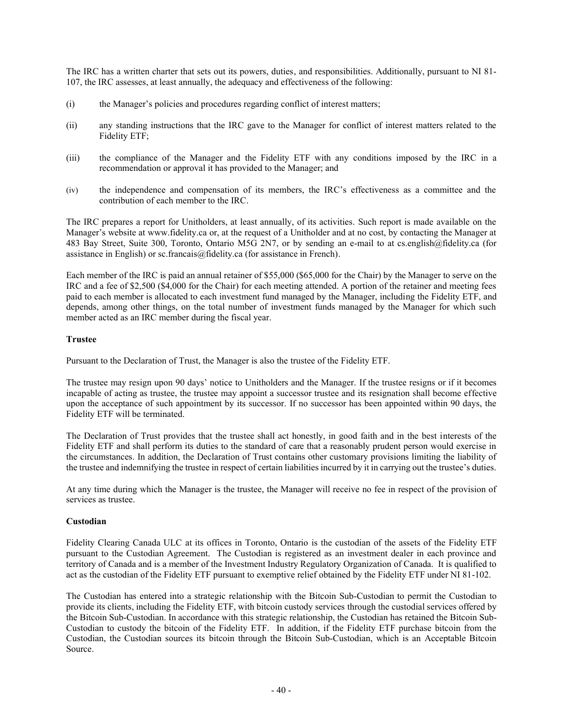The IRC has a written charter that sets out its powers, duties, and responsibilities. Additionally, pursuant to NI 81-107, the IRC assesses, at least annually, the adequacy and effectiveness of the following:

(i) the Manager's policies and procedures regarding conflict of interest matters;

(ii) any standing instructions that the IRC gave to the Manager for conflict of interest matters related to the Fidelity ETF;

(iii) the compliance of the Manager and the Fidelity ETF with any conditions imposed by the IRC in a recommendation or approval it has provided to the Manager; and

(iv) the independence and compensation of its members, the IRC's effectiveness as a committee and the contribution of each member to the IRC.

The IRC prepares a report for Unitholders, at least annually, of its activities. Such report is made available on the Manager's website at www.fidelity.ca or, at the request of a Unitholder and at no cost, by contacting the Manager at 483 Bay Street, Suite 300, Toronto, Ontario M5G 2N7, or by sending an e-mail to at cs.english@fidelity.ca (for assistance in English) or sc.francais@fidelity.ca (for assistance in French).

Each member of the IRC is paid an annual retainer of $55,000 ($65,000 for the Chair) by the Manager to serve on the IRC and a fee of $2,500 ($4,000 for the Chair) for each meeting attended. A portion of the retainer and meeting fees paid to each member is allocated to each investment fund managed by the Manager, including the Fidelity ETF, and depends, among other things, on the total number of investment funds managed by the Manager for which such member acted as an IRC member during the fiscal year.

**Trustee**

Pursuant to the Declaration of Trust, the Manager is also the trustee of the Fidelity ETF.

The trustee may resign upon 90 days' notice to Unitholders and the Manager. If the trustee resigns or if it becomes incapable of acting as trustee, the trustee may appoint a successor trustee and its resignation shall become effective upon the acceptance of such appointment by its successor. If no successor has been appointed within 90 days, the Fidelity ETF will be terminated.

The Declaration of Trust provides that the trustee shall act honestly, in good faith and in the best interests of the Fidelity ETF and shall perform its duties to the standard of care that a reasonably prudent person would exercise in the circumstances. In addition, the Declaration of Trust contains other customary provisions limiting the liability of the trustee and indemnifying the trustee in respect of certain liabilities incurred by it in carrying out the trustee's duties.

At any time during which the Manager is the trustee, the Manager will receive no fee in respect of the provision of services as trustee.

**Custodian**

Fidelity Clearing Canada ULC at its offices in Toronto, Ontario is the custodian of the assets of the Fidelity ETF pursuant to the Custodian Agreement. The Custodian is registered as an investment dealer in each province and territory of Canada and is a member of the Investment Industry Regulatory Organization of Canada. It is qualified to act as the custodian of the Fidelity ETF pursuant to exemptive relief obtained by the Fidelity ETF under NI 81-102.

The Custodian has entered into a strategic relationship with the Bitcoin Sub-Custodian to permit the Custodian to provide its clients, including the Fidelity ETF, with bitcoin custody services through the custodial services offered by the Bitcoin Sub-Custodian. In accordance with this strategic relationship, the Custodian has retained the Bitcoin Sub-Custodian to custody the bitcoin of the Fidelity ETF. In addition, if the Fidelity ETF purchase bitcoin from the Custodian, the Custodian sources its bitcoin through the Bitcoin Sub-Custodian, which is an Acceptable Bitcoin Source.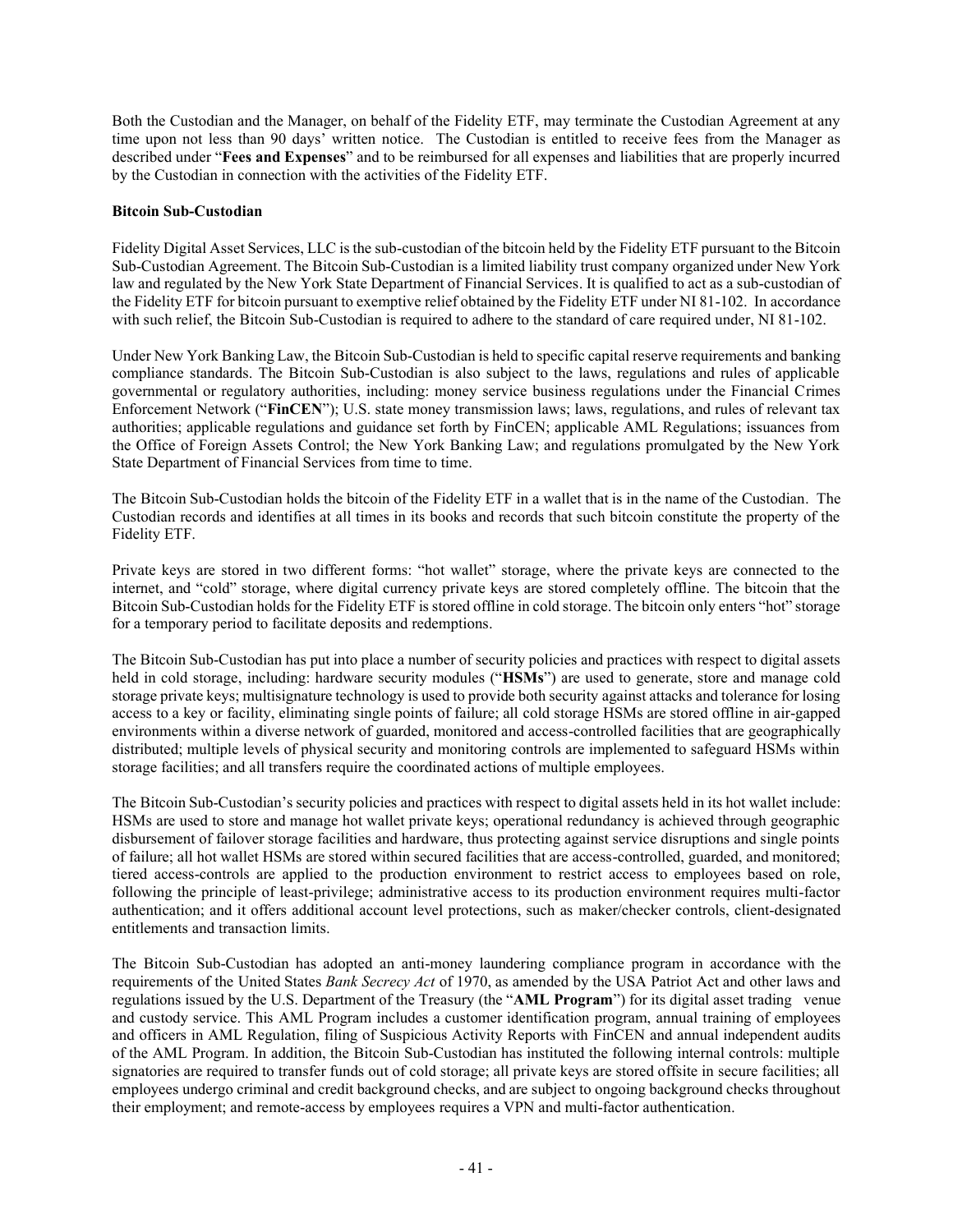Both the Custodian and the Manager, on behalf of the Fidelity ETF, may terminate the Custodian Agreement at any time upon not less than 90 days' written notice. The Custodian is entitled to receive fees from the Manager as described under "**Fees and Expenses**" and to be reimbursed for all expenses and liabilities that are properly incurred by the Custodian in connection with the activities of the Fidelity ETF.

**Bitcoin Sub-Custodian**

Fidelity Digital Asset Services, LLC is the sub-custodian of the bitcoin held by the Fidelity ETF pursuant to the Bitcoin Sub-Custodian Agreement. The Bitcoin Sub-Custodian is a limited liability trust company organized under New York law and regulated by the New York State Department of Financial Services. It is qualified to act as a sub-custodian of the Fidelity ETF for bitcoin pursuant to exemptive relief obtained by the Fidelity ETF under NI 81-102. In accordance with such relief, the Bitcoin Sub-Custodian is required to adhere to the standard of care required under, NI 81-102.

Under New York Banking Law, the Bitcoin Sub-Custodian is held to specific capital reserve requirements and banking compliance standards. The Bitcoin Sub-Custodian is also subject to the laws, regulations and rules of applicable governmental or regulatory authorities, including: money service business regulations under the Financial Crimes Enforcement Network ("**FinCEN**"); U.S. state money transmission laws; laws, regulations, and rules of relevant tax authorities; applicable regulations and guidance set forth by FinCEN; applicable AML Regulations; issuances from the Office of Foreign Assets Control; the New York Banking Law; and regulations promulgated by the New York State Department of Financial Services from time to time.

The Bitcoin Sub-Custodian holds the bitcoin of the Fidelity ETF in a wallet that is in the name of the Custodian. The Custodian records and identifies at all times in its books and records that such bitcoin constitute the property of the Fidelity ETF.

Private keys are stored in two different forms: "hot wallet" storage, where the private keys are connected to the internet, and "cold" storage, where digital currency private keys are stored completely offline. The bitcoin that the Bitcoin Sub-Custodian holds for the Fidelity ETF is stored offline in cold storage. The bitcoin only enters "hot" storage for a temporary period to facilitate deposits and redemptions.

The Bitcoin Sub-Custodian has put into place a number of security policies and practices with respect to digital assets held in cold storage, including: hardware security modules ("**HSMs**") are used to generate, store and manage cold storage private keys; multisignature technology is used to provide both security against attacks and tolerance for losing access to a key or facility, eliminating single points of failure; all cold storage HSMs are stored offline in air-gapped environments within a diverse network of guarded, monitored and access-controlled facilities that are geographically distributed; multiple levels of physical security and monitoring controls are implemented to safeguard HSMs within storage facilities; and all transfers require the coordinated actions of multiple employees.

The Bitcoin Sub-Custodian's security policies and practices with respect to digital assets held in its hot wallet include: HSMs are used to store and manage hot wallet private keys; operational redundancy is achieved through geographic disbursement of failover storage facilities and hardware, thus protecting against service disruptions and single points of failure; all hot wallet HSMs are stored within secured facilities that are access-controlled, guarded, and monitored; tiered access-controls are applied to the production environment to restrict access to employees based on role, following the principle of least-privilege; administrative access to its production environment requires multi-factor authentication; and it offers additional account level protections, such as maker/checker controls, client-designated entitlements and transaction limits.

The Bitcoin Sub-Custodian has adopted an anti-money laundering compliance program in accordance with the requirements of the United States *Bank Secrecy Act* of 1970, as amended by the USA Patriot Act and other laws and regulations issued by the U.S. Department of the Treasury (the "**AML Program**") for its digital asset trading venue and custody service. This AML Program includes a customer identification program, annual training of employees and officers in AML Regulation, filing of Suspicious Activity Reports with FinCEN and annual independent audits of the AML Program. In addition, the Bitcoin Sub-Custodian has instituted the following internal controls: multiple signatories are required to transfer funds out of cold storage; all private keys are stored offsite in secure facilities; all employees undergo criminal and credit background checks, and are subject to ongoing background checks throughout their employment; and remote-access by employees requires a VPN and multi-factor authentication.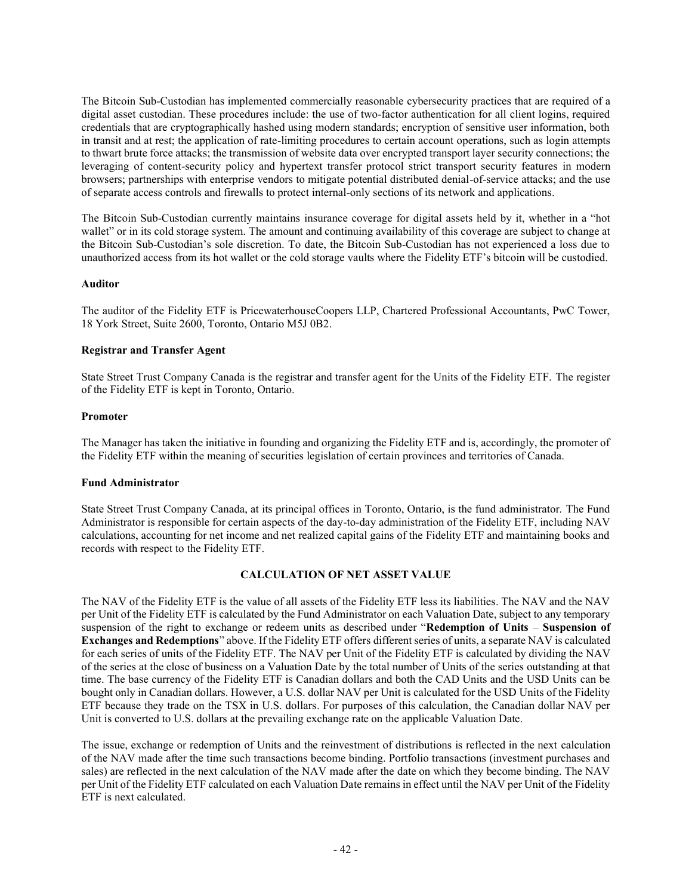The Bitcoin Sub-Custodian has implemented commercially reasonable cybersecurity practices that are required of a digital asset custodian. These procedures include: the use of two-factor authentication for all client logins, required credentials that are cryptographically hashed using modern standards; encryption of sensitive user information, both in transit and at rest; the application of rate-limiting procedures to certain account operations, such as login attempts to thwart brute force attacks; the transmission of website data over encrypted transport layer security connections; the leveraging of content-security policy and hypertext transfer protocol strict transport security features in modern browsers; partnerships with enterprise vendors to mitigate potential distributed denial-of-service attacks; and the use of separate access controls and firewalls to protect internal-only sections of its network and applications.

The Bitcoin Sub-Custodian currently maintains insurance coverage for digital assets held by it, whether in a "hot wallet" or in its cold storage system. The amount and continuing availability of this coverage are subject to change at the Bitcoin Sub-Custodian's sole discretion. To date, the Bitcoin Sub-Custodian has not experienced a loss due to unauthorized access from its hot wallet or the cold storage vaults where the Fidelity ETF's bitcoin will be custodied.

**Auditor**

The auditor of the Fidelity ETF is PricewaterhouseCoopers LLP, Chartered Professional Accountants, PwC Tower, 18 York Street, Suite 2600, Toronto, Ontario M5J 0B2.

**Registrar and Transfer Agent**

State Street Trust Company Canada is the registrar and transfer agent for the Units of the Fidelity ETF. The register of the Fidelity ETF is kept in Toronto, Ontario.

**Promoter**

The Manager has taken the initiative in founding and organizing the Fidelity ETF and is, accordingly, the promoter of the Fidelity ETF within the meaning of securities legislation of certain provinces and territories of Canada.

**Fund Administrator**

State Street Trust Company Canada, at its principal offices in Toronto, Ontario, is the fund administrator. The Fund Administrator is responsible for certain aspects of the day-to-day administration of the Fidelity ETF, including NAV calculations, accounting for net income and net realized capital gains of the Fidelity ETF and maintaining books and records with respect to the Fidelity ETF.

## CALCULATION OF NET ASSET VALUE

The NAV of the Fidelity ETF is the value of all assets of the Fidelity ETF less its liabilities. The NAV and the NAV per Unit of the Fidelity ETF is calculated by the Fund Administrator on each Valuation Date, subject to any temporary suspension of the right to exchange or redeem units as described under "**Redemption of Units** – **Suspension of Exchanges and Redemptions**" above. If the Fidelity ETF offers different series of units, a separate NAV is calculated for each series of units of the Fidelity ETF. The NAV per Unit of the Fidelity ETF is calculated by dividing the NAV of the series at the close of business on a Valuation Date by the total number of Units of the series outstanding at that time. The base currency of the Fidelity ETF is Canadian dollars and both the CAD Units and the USD Units can be bought only in Canadian dollars. However, a U.S. dollar NAV per Unit is calculated for the USD Units of the Fidelity ETF because they trade on the TSX in U.S. dollars. For purposes of this calculation, the Canadian dollar NAV per Unit is converted to U.S. dollars at the prevailing exchange rate on the applicable Valuation Date.

The issue, exchange or redemption of Units and the reinvestment of distributions is reflected in the next calculation of the NAV made after the time such transactions become binding. Portfolio transactions (investment purchases and sales) are reflected in the next calculation of the NAV made after the date on which they become binding. The NAV per Unit of the Fidelity ETF calculated on each Valuation Date remains in effect until the NAV per Unit of the Fidelity ETF is next calculated.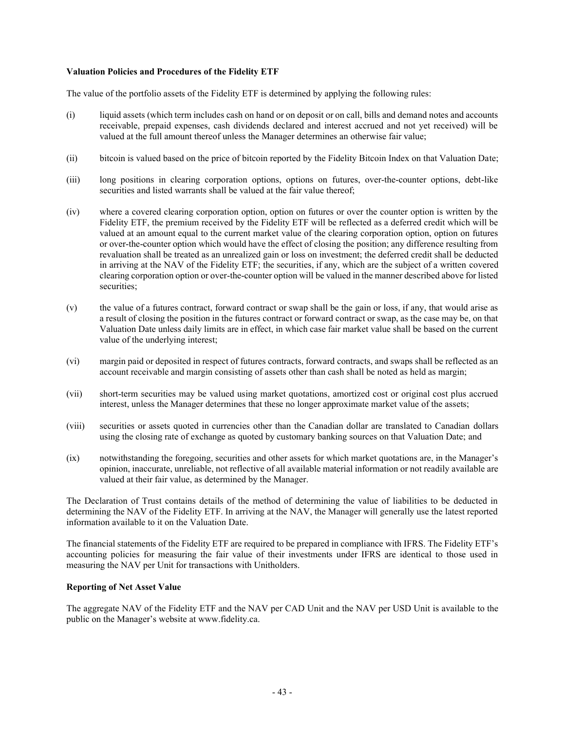**Valuation Policies and Procedures of the Fidelity ETF**

The value of the portfolio assets of the Fidelity ETF is determined by applying the following rules:

(i) liquid assets (which term includes cash on hand or on deposit or on call, bills and demand notes and accounts receivable, prepaid expenses, cash dividends declared and interest accrued and not yet received) will be valued at the full amount thereof unless the Manager determines an otherwise fair value;

(ii) bitcoin is valued based on the price of bitcoin reported by the Fidelity Bitcoin Index on that Valuation Date;

(iii) long positions in clearing corporation options, options on futures, over-the-counter options, debt-like securities and listed warrants shall be valued at the fair value thereof;

(iv) where a covered clearing corporation option, option on futures or over the counter option is written by the Fidelity ETF, the premium received by the Fidelity ETF will be reflected as a deferred credit which will be valued at an amount equal to the current market value of the clearing corporation option, option on futures or over-the-counter option which would have the effect of closing the position; any difference resulting from revaluation shall be treated as an unrealized gain or loss on investment; the deferred credit shall be deducted in arriving at the NAV of the Fidelity ETF; the securities, if any, which are the subject of a written covered clearing corporation option or over-the-counter option will be valued in the manner described above for listed securities;

(v) the value of a futures contract, forward contract or swap shall be the gain or loss, if any, that would arise as a result of closing the position in the futures contract or forward contract or swap, as the case may be, on that Valuation Date unless daily limits are in effect, in which case fair market value shall be based on the current value of the underlying interest;

(vi) margin paid or deposited in respect of futures contracts, forward contracts, and swaps shall be reflected as an account receivable and margin consisting of assets other than cash shall be noted as held as margin;

(vii) short-term securities may be valued using market quotations, amortized cost or original cost plus accrued interest, unless the Manager determines that these no longer approximate market value of the assets;

(viii) securities or assets quoted in currencies other than the Canadian dollar are translated to Canadian dollars using the closing rate of exchange as quoted by customary banking sources on that Valuation Date; and

(ix) notwithstanding the foregoing, securities and other assets for which market quotations are, in the Manager's opinion, inaccurate, unreliable, not reflective of all available material information or not readily available are valued at their fair value, as determined by the Manager.

The Declaration of Trust contains details of the method of determining the value of liabilities to be deducted in determining the NAV of the Fidelity ETF. In arriving at the NAV, the Manager will generally use the latest reported information available to it on the Valuation Date.

The financial statements of the Fidelity ETF are required to be prepared in compliance with IFRS. The Fidelity ETF's accounting policies for measuring the fair value of their investments under IFRS are identical to those used in measuring the NAV per Unit for transactions with Unitholders.

**Reporting of Net Asset Value**

The aggregate NAV of the Fidelity ETF and the NAV per CAD Unit and the NAV per USD Unit is available to the public on the Manager's website at www.fidelity.ca.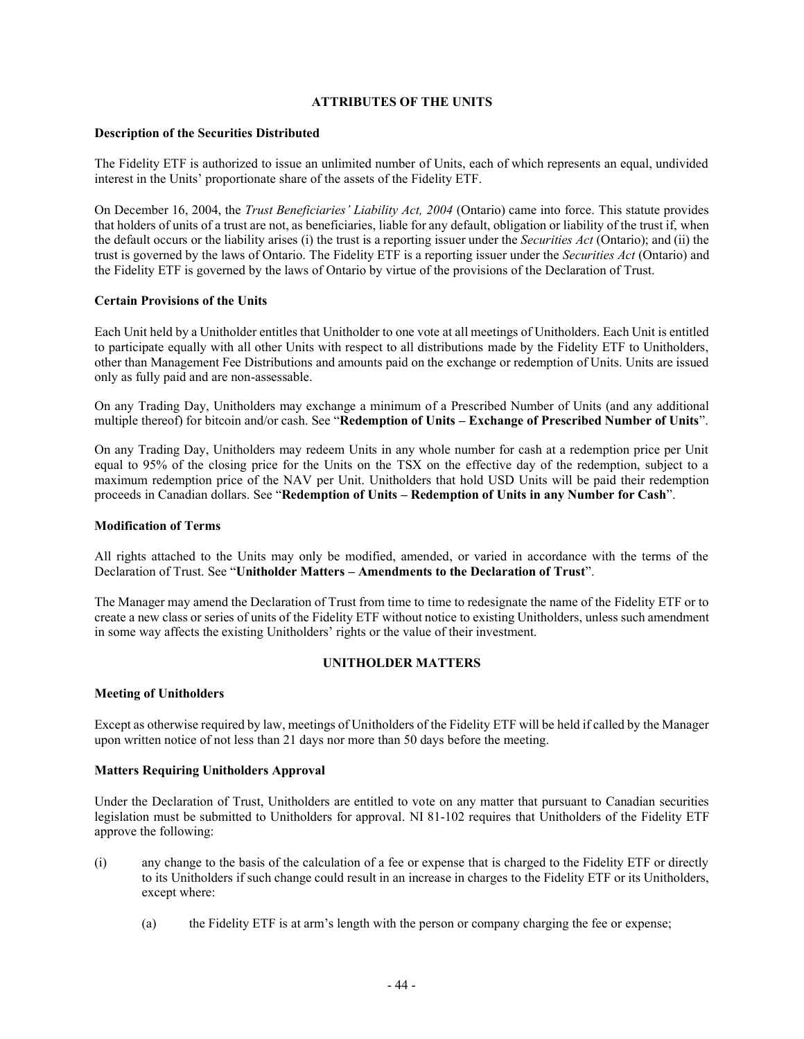## ATTRIBUTES OF THE UNITS

### Description of the Securities Distributed

The Fidelity ETF is authorized to issue an unlimited number of Units, each of which represents an equal, undivided interest in the Units' proportionate share of the assets of the Fidelity ETF.

On December 16, 2004, the *Trust Beneficiaries' Liability Act, 2004* (Ontario) came into force. This statute provides that holders of units of a trust are not, as beneficiaries, liable for any default, obligation or liability of the trust if, when the default occurs or the liability arises (i) the trust is a reporting issuer under the *Securities Act* (Ontario); and (ii) the trust is governed by the laws of Ontario. The Fidelity ETF is a reporting issuer under the *Securities Act* (Ontario) and the Fidelity ETF is governed by the laws of Ontario by virtue of the provisions of the Declaration of Trust.

### Certain Provisions of the Units

Each Unit held by a Unitholder entitles that Unitholder to one vote at all meetings of Unitholders. Each Unit is entitled to participate equally with all other Units with respect to all distributions made by the Fidelity ETF to Unitholders, other than Management Fee Distributions and amounts paid on the exchange or redemption of Units. Units are issued only as fully paid and are non-assessable.

On any Trading Day, Unitholders may exchange a minimum of a Prescribed Number of Units (and any additional multiple thereof) for bitcoin and/or cash. See "**Redemption of Units – Exchange of Prescribed Number of Units**".

On any Trading Day, Unitholders may redeem Units in any whole number for cash at a redemption price per Unit equal to 95% of the closing price for the Units on the TSX on the effective day of the redemption, subject to a maximum redemption price of the NAV per Unit. Unitholders that hold USD Units will be paid their redemption proceeds in Canadian dollars. See "**Redemption of Units – Redemption of Units in any Number for Cash**".

### Modification of Terms

All rights attached to the Units may only be modified, amended, or varied in accordance with the terms of the Declaration of Trust. See "**Unitholder Matters – Amendments to the Declaration of Trust**".

The Manager may amend the Declaration of Trust from time to time to redesignate the name of the Fidelity ETF or to create a new class or series of units of the Fidelity ETF without notice to existing Unitholders, unless such amendment in some way affects the existing Unitholders' rights or the value of their investment.

## UNITHOLDER MATTERS

### Meeting of Unitholders

Except as otherwise required by law, meetings of Unitholders of the Fidelity ETF will be held if called by the Manager upon written notice of not less than 21 days nor more than 50 days before the meeting.

### Matters Requiring Unitholders Approval

Under the Declaration of Trust, Unitholders are entitled to vote on any matter that pursuant to Canadian securities legislation must be submitted to Unitholders for approval. NI 81-102 requires that Unitholders of the Fidelity ETF approve the following:

(i) any change to the basis of the calculation of a fee or expense that is charged to the Fidelity ETF or directly to its Unitholders if such change could result in an increase in charges to the Fidelity ETF or its Unitholders, except where:

   (a) the Fidelity ETF is at arm's length with the person or company charging the fee or expense;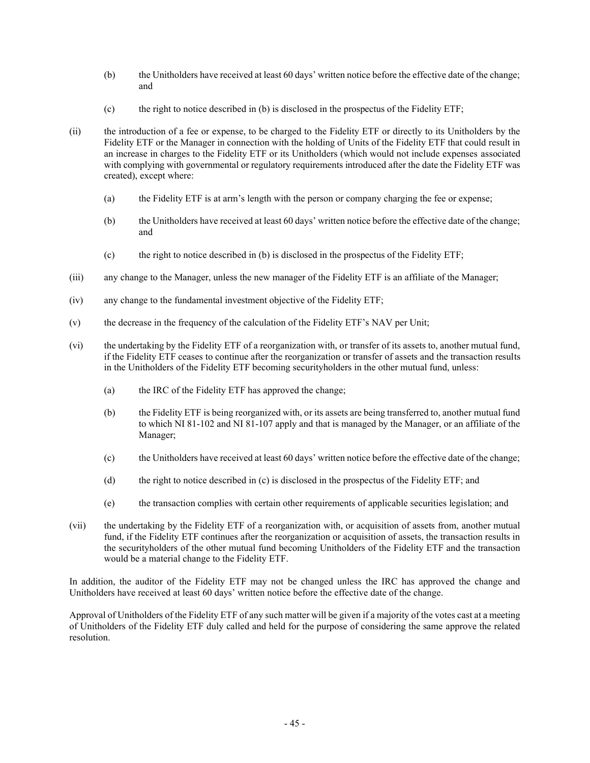(b) the Unitholders have received at least 60 days' written notice before the effective date of the change; and

(c) the right to notice described in (b) is disclosed in the prospectus of the Fidelity ETF;

(ii) the introduction of a fee or expense, to be charged to the Fidelity ETF or directly to its Unitholders by the Fidelity ETF or the Manager in connection with the holding of Units of the Fidelity ETF that could result in an increase in charges to the Fidelity ETF or its Unitholders (which would not include expenses associated with complying with governmental or regulatory requirements introduced after the date the Fidelity ETF was created), except where:

(a) the Fidelity ETF is at arm's length with the person or company charging the fee or expense;

(b) the Unitholders have received at least 60 days' written notice before the effective date of the change; and

(c) the right to notice described in (b) is disclosed in the prospectus of the Fidelity ETF;

(iii) any change to the Manager, unless the new manager of the Fidelity ETF is an affiliate of the Manager;

(iv) any change to the fundamental investment objective of the Fidelity ETF;

(v) the decrease in the frequency of the calculation of the Fidelity ETF's NAV per Unit;

(vi) the undertaking by the Fidelity ETF of a reorganization with, or transfer of its assets to, another mutual fund, if the Fidelity ETF ceases to continue after the reorganization or transfer of assets and the transaction results in the Unitholders of the Fidelity ETF becoming securityholders in the other mutual fund, unless:

(a) the IRC of the Fidelity ETF has approved the change;

(b) the Fidelity ETF is being reorganized with, or its assets are being transferred to, another mutual fund to which NI 81-102 and NI 81-107 apply and that is managed by the Manager, or an affiliate of the Manager;

(c) the Unitholders have received at least 60 days' written notice before the effective date of the change;

(d) the right to notice described in (c) is disclosed in the prospectus of the Fidelity ETF; and

(e) the transaction complies with certain other requirements of applicable securities legislation; and

(vii) the undertaking by the Fidelity ETF of a reorganization with, or acquisition of assets from, another mutual fund, if the Fidelity ETF continues after the reorganization or acquisition of assets, the transaction results in the securityholders of the other mutual fund becoming Unitholders of the Fidelity ETF and the transaction would be a material change to the Fidelity ETF.

In addition, the auditor of the Fidelity ETF may not be changed unless the IRC has approved the change and Unitholders have received at least 60 days' written notice before the effective date of the change.

Approval of Unitholders of the Fidelity ETF of any such matter will be given if a majority of the votes cast at a meeting of Unitholders of the Fidelity ETF duly called and held for the purpose of considering the same approve the related resolution.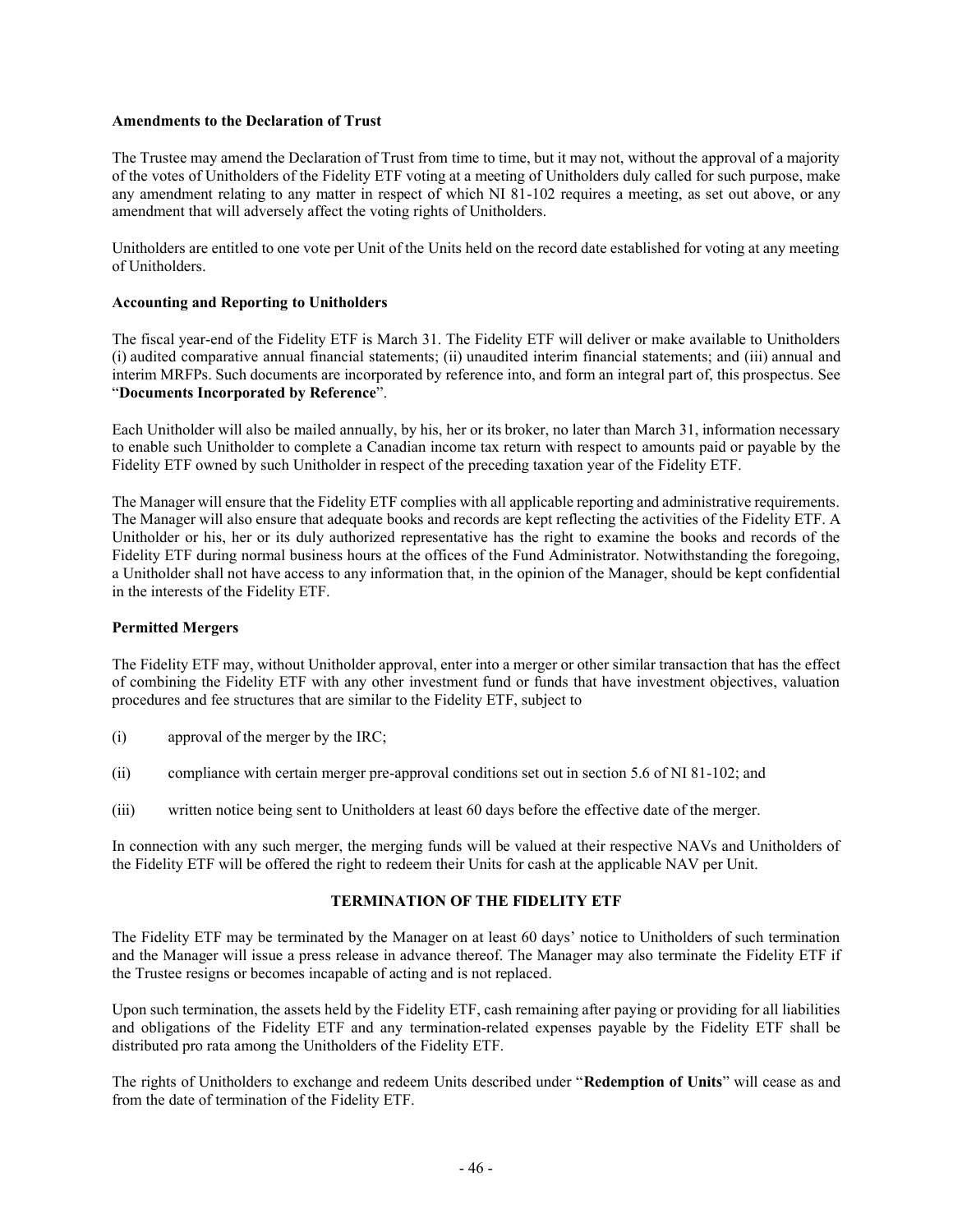**Amendments to the Declaration of Trust**

The Trustee may amend the Declaration of Trust from time to time, but it may not, without the approval of a majority of the votes of Unitholders of the Fidelity ETF voting at a meeting of Unitholders duly called for such purpose, make any amendment relating to any matter in respect of which NI 81-102 requires a meeting, as set out above, or any amendment that will adversely affect the voting rights of Unitholders.

Unitholders are entitled to one vote per Unit of the Units held on the record date established for voting at any meeting of Unitholders.

**Accounting and Reporting to Unitholders**

The fiscal year-end of the Fidelity ETF is March 31. The Fidelity ETF will deliver or make available to Unitholders (i) audited comparative annual financial statements; (ii) unaudited interim financial statements; and (iii) annual and interim MRFPs. Such documents are incorporated by reference into, and form an integral part of, this prospectus. See "**Documents Incorporated by Reference**".

Each Unitholder will also be mailed annually, by his, her or its broker, no later than March 31, information necessary to enable such Unitholder to complete a Canadian income tax return with respect to amounts paid or payable by the Fidelity ETF owned by such Unitholder in respect of the preceding taxation year of the Fidelity ETF.

The Manager will ensure that the Fidelity ETF complies with all applicable reporting and administrative requirements. The Manager will also ensure that adequate books and records are kept reflecting the activities of the Fidelity ETF. A Unitholder or his, her or its duly authorized representative has the right to examine the books and records of the Fidelity ETF during normal business hours at the offices of the Fund Administrator. Notwithstanding the foregoing, a Unitholder shall not have access to any information that, in the opinion of the Manager, should be kept confidential in the interests of the Fidelity ETF.

**Permitted Mergers**

The Fidelity ETF may, without Unitholder approval, enter into a merger or other similar transaction that has the effect of combining the Fidelity ETF with any other investment fund or funds that have investment objectives, valuation procedures and fee structures that are similar to the Fidelity ETF, subject to

(i) approval of the merger by the IRC;

(ii) compliance with certain merger pre-approval conditions set out in section 5.6 of NI 81-102; and

(iii) written notice being sent to Unitholders at least 60 days before the effective date of the merger.

In connection with any such merger, the merging funds will be valued at their respective NAVs and Unitholders of the Fidelity ETF will be offered the right to redeem their Units for cash at the applicable NAV per Unit.

## TERMINATION OF THE FIDELITY ETF

The Fidelity ETF may be terminated by the Manager on at least 60 days' notice to Unitholders of such termination and the Manager will issue a press release in advance thereof. The Manager may also terminate the Fidelity ETF if the Trustee resigns or becomes incapable of acting and is not replaced.

Upon such termination, the assets held by the Fidelity ETF, cash remaining after paying or providing for all liabilities and obligations of the Fidelity ETF and any termination-related expenses payable by the Fidelity ETF shall be distributed pro rata among the Unitholders of the Fidelity ETF.

The rights of Unitholders to exchange and redeem Units described under "**Redemption of Units**" will cease as and from the date of termination of the Fidelity ETF.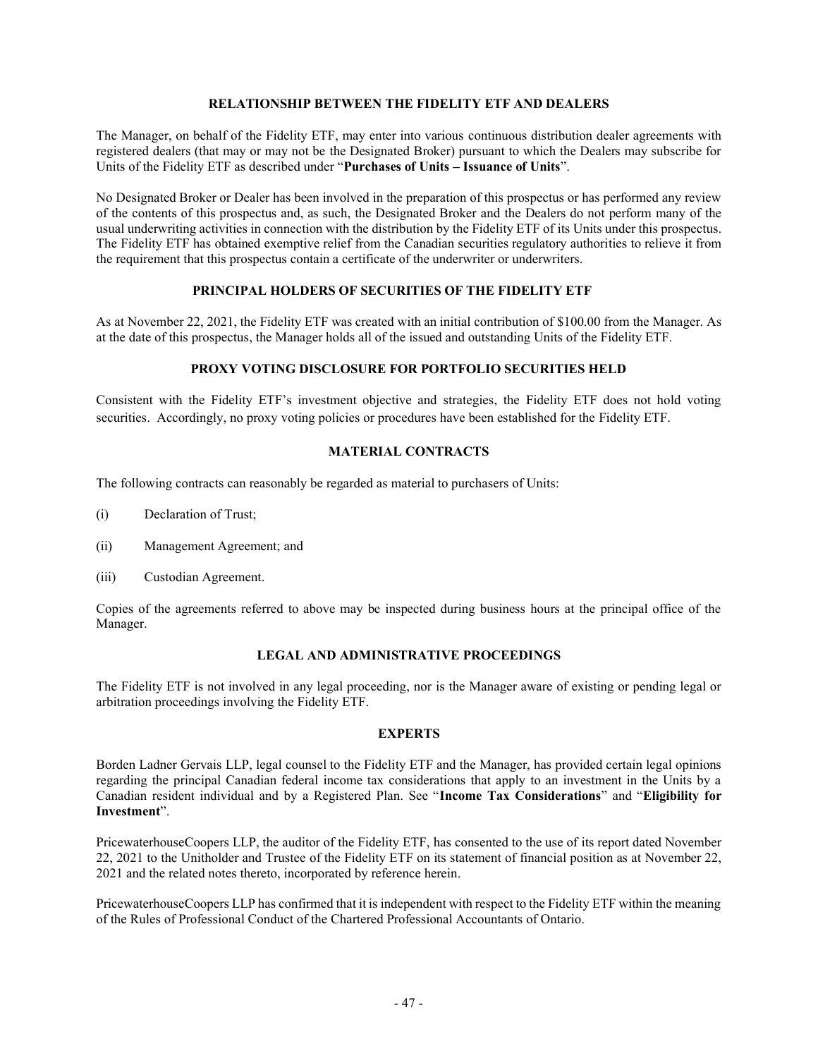## RELATIONSHIP BETWEEN THE FIDELITY ETF AND DEALERS

The Manager, on behalf of the Fidelity ETF, may enter into various continuous distribution dealer agreements with registered dealers (that may or may not be the Designated Broker) pursuant to which the Dealers may subscribe for Units of the Fidelity ETF as described under "**Purchases of Units – Issuance of Units**".

No Designated Broker or Dealer has been involved in the preparation of this prospectus or has performed any review of the contents of this prospectus and, as such, the Designated Broker and the Dealers do not perform many of the usual underwriting activities in connection with the distribution by the Fidelity ETF of its Units under this prospectus. The Fidelity ETF has obtained exemptive relief from the Canadian securities regulatory authorities to relieve it from the requirement that this prospectus contain a certificate of the underwriter or underwriters.

## PRINCIPAL HOLDERS OF SECURITIES OF THE FIDELITY ETF

As at November 22, 2021, the Fidelity ETF was created with an initial contribution of $100.00 from the Manager. As at the date of this prospectus, the Manager holds all of the issued and outstanding Units of the Fidelity ETF.

## PROXY VOTING DISCLOSURE FOR PORTFOLIO SECURITIES HELD

Consistent with the Fidelity ETF's investment objective and strategies, the Fidelity ETF does not hold voting securities. Accordingly, no proxy voting policies or procedures have been established for the Fidelity ETF.

## MATERIAL CONTRACTS

The following contracts can reasonably be regarded as material to purchasers of Units:

(i) Declaration of Trust;

(ii) Management Agreement; and

(iii) Custodian Agreement.

Copies of the agreements referred to above may be inspected during business hours at the principal office of the Manager.

## LEGAL AND ADMINISTRATIVE PROCEEDINGS

The Fidelity ETF is not involved in any legal proceeding, nor is the Manager aware of existing or pending legal or arbitration proceedings involving the Fidelity ETF.

## EXPERTS

Borden Ladner Gervais LLP, legal counsel to the Fidelity ETF and the Manager, has provided certain legal opinions regarding the principal Canadian federal income tax considerations that apply to an investment in the Units by a Canadian resident individual and by a Registered Plan. See "**Income Tax Considerations**" and "**Eligibility for Investment**".

PricewaterhouseCoopers LLP, the auditor of the Fidelity ETF, has consented to the use of its report dated November 22, 2021 to the Unitholder and Trustee of the Fidelity ETF on its statement of financial position as at November 22, 2021 and the related notes thereto, incorporated by reference herein.

PricewaterhouseCoopers LLP has confirmed that it is independent with respect to the Fidelity ETF within the meaning of the Rules of Professional Conduct of the Chartered Professional Accountants of Ontario.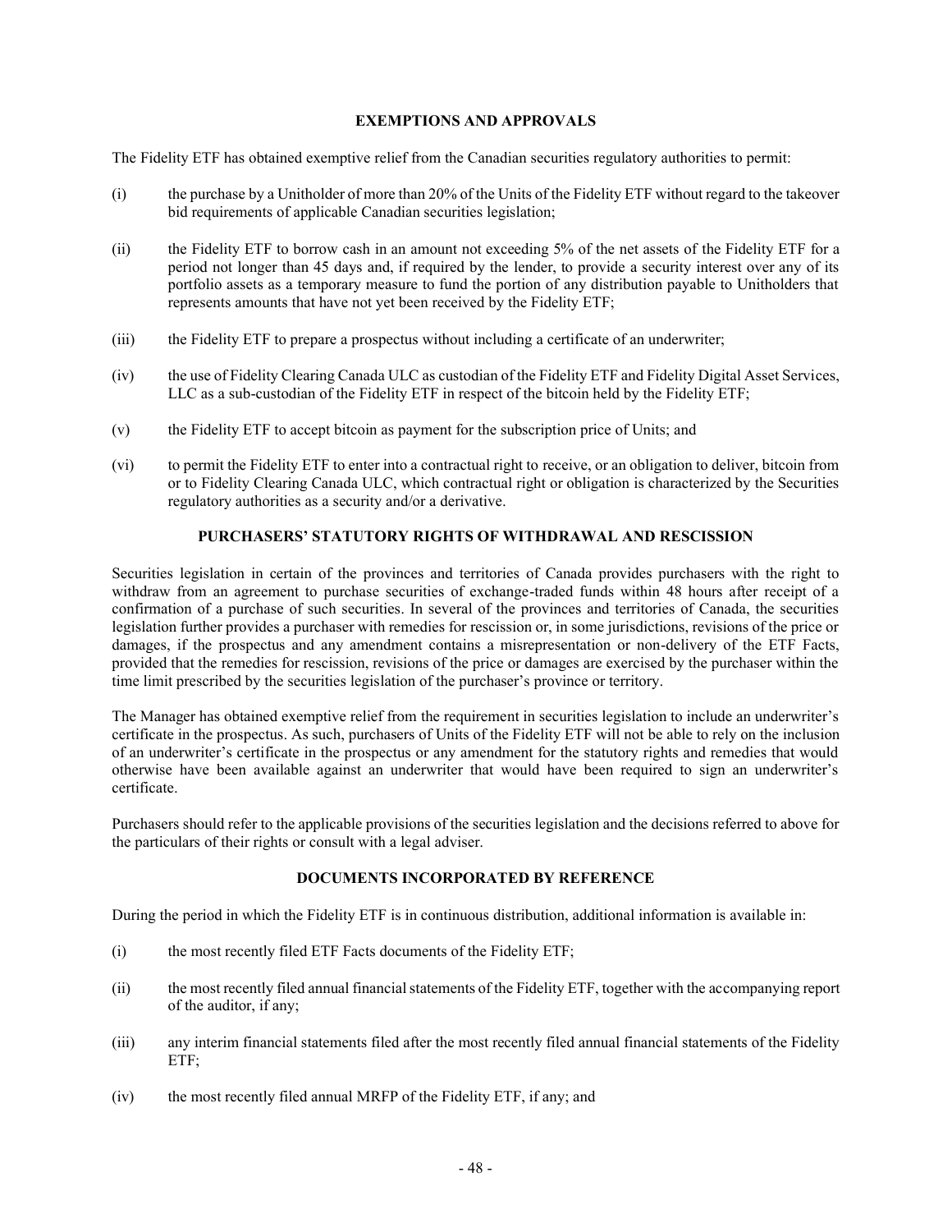## EXEMPTIONS AND APPROVALS

The Fidelity ETF has obtained exemptive relief from the Canadian securities regulatory authorities to permit:

(i) the purchase by a Unitholder of more than 20% of the Units of the Fidelity ETF without regard to the takeover bid requirements of applicable Canadian securities legislation;

(ii) the Fidelity ETF to borrow cash in an amount not exceeding 5% of the net assets of the Fidelity ETF for a period not longer than 45 days and, if required by the lender, to provide a security interest over any of its portfolio assets as a temporary measure to fund the portion of any distribution payable to Unitholders that represents amounts that have not yet been received by the Fidelity ETF;

(iii) the Fidelity ETF to prepare a prospectus without including a certificate of an underwriter;

(iv) the use of Fidelity Clearing Canada ULC as custodian of the Fidelity ETF and Fidelity Digital Asset Services, LLC as a sub-custodian of the Fidelity ETF in respect of the bitcoin held by the Fidelity ETF;

(v) the Fidelity ETF to accept bitcoin as payment for the subscription price of Units; and

(vi) to permit the Fidelity ETF to enter into a contractual right to receive, or an obligation to deliver, bitcoin from or to Fidelity Clearing Canada ULC, which contractual right or obligation is characterized by the Securities regulatory authorities as a security and/or a derivative.

## PURCHASERS' STATUTORY RIGHTS OF WITHDRAWAL AND RESCISSION

Securities legislation in certain of the provinces and territories of Canada provides purchasers with the right to withdraw from an agreement to purchase securities of exchange-traded funds within 48 hours after receipt of a confirmation of a purchase of such securities. In several of the provinces and territories of Canada, the securities legislation further provides a purchaser with remedies for rescission or, in some jurisdictions, revisions of the price or damages, if the prospectus and any amendment contains a misrepresentation or non-delivery of the ETF Facts, provided that the remedies for rescission, revisions of the price or damages are exercised by the purchaser within the time limit prescribed by the securities legislation of the purchaser's province or territory.

The Manager has obtained exemptive relief from the requirement in securities legislation to include an underwriter's certificate in the prospectus. As such, purchasers of Units of the Fidelity ETF will not be able to rely on the inclusion of an underwriter's certificate in the prospectus or any amendment for the statutory rights and remedies that would otherwise have been available against an underwriter that would have been required to sign an underwriter's certificate.

Purchasers should refer to the applicable provisions of the securities legislation and the decisions referred to above for the particulars of their rights or consult with a legal adviser.

## DOCUMENTS INCORPORATED BY REFERENCE

During the period in which the Fidelity ETF is in continuous distribution, additional information is available in:

(i) the most recently filed ETF Facts documents of the Fidelity ETF;

(ii) the most recently filed annual financial statements of the Fidelity ETF, together with the accompanying report of the auditor, if any;

(iii) any interim financial statements filed after the most recently filed annual financial statements of the Fidelity ETF;

(iv) the most recently filed annual MRFP of the Fidelity ETF, if any; and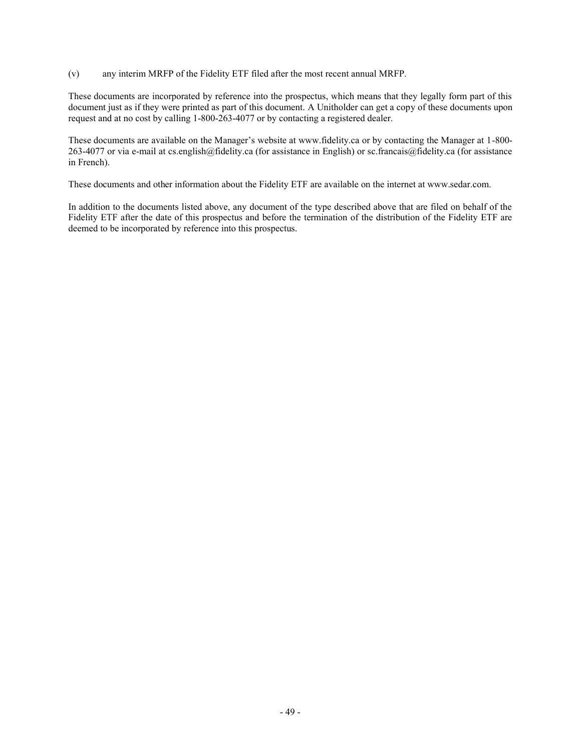(v) any interim MRFP of the Fidelity ETF filed after the most recent annual MRFP.

These documents are incorporated by reference into the prospectus, which means that they legally form part of this document just as if they were printed as part of this document. A Unitholder can get a copy of these documents upon request and at no cost by calling 1-800-263-4077 or by contacting a registered dealer.

These documents are available on the Manager's website at www.fidelity.ca or by contacting the Manager at 1-800-263-4077 or via e-mail at cs.english@fidelity.ca (for assistance in English) or sc.francais@fidelity.ca (for assistance in French).

These documents and other information about the Fidelity ETF are available on the internet at www.sedar.com.

In addition to the documents listed above, any document of the type described above that are filed on behalf of the Fidelity ETF after the date of this prospectus and before the termination of the distribution of the Fidelity ETF are deemed to be incorporated by reference into this prospectus.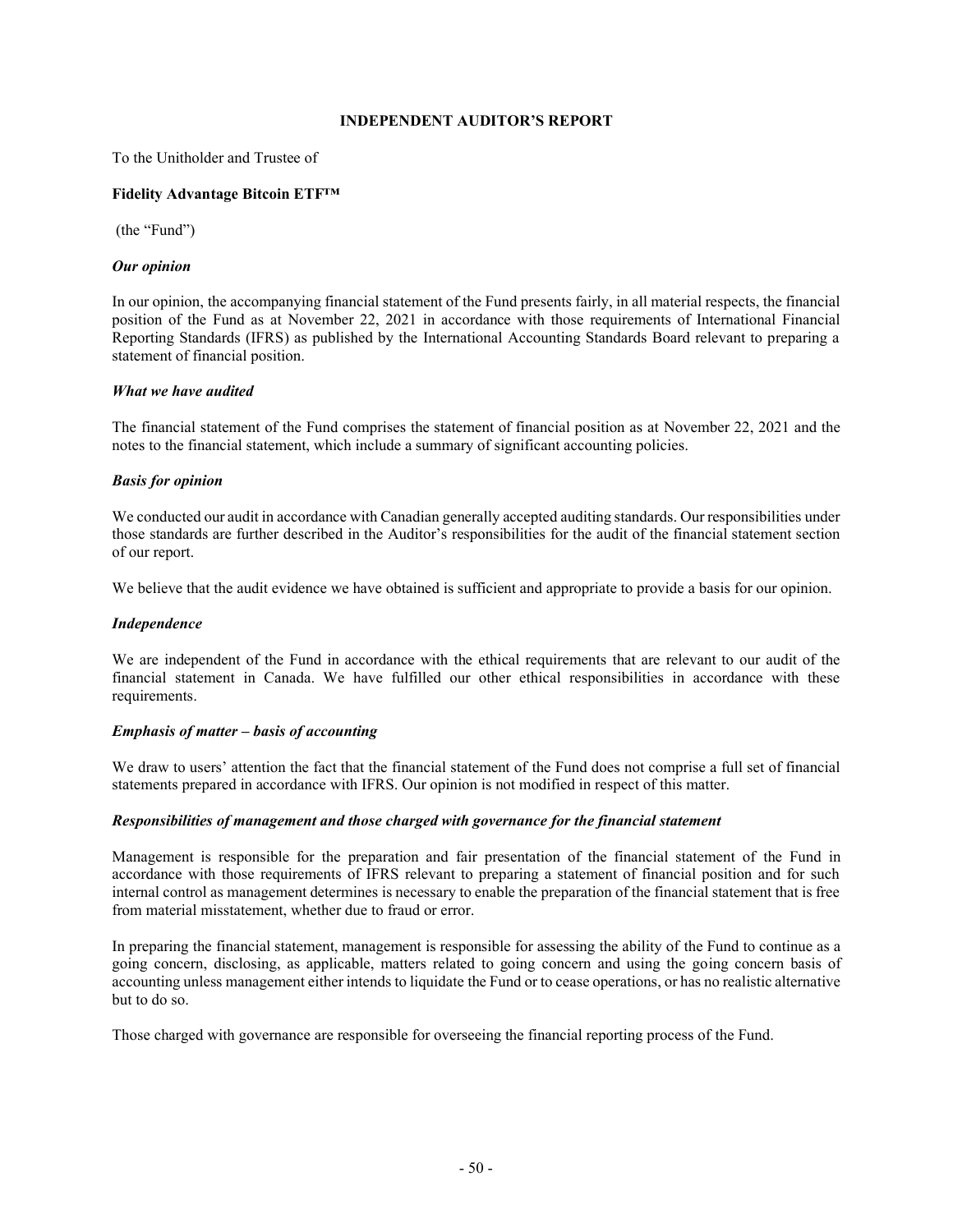# INDEPENDENT AUDITOR'S REPORT

To the Unitholder and Trustee of

**Fidelity Advantage Bitcoin ETF™**

(the "Fund")

***Our opinion***

In our opinion, the accompanying financial statement of the Fund presents fairly, in all material respects, the financial position of the Fund as at November 22, 2021 in accordance with those requirements of International Financial Reporting Standards (IFRS) as published by the International Accounting Standards Board relevant to preparing a statement of financial position.

***What we have audited***

The financial statement of the Fund comprises the statement of financial position as at November 22, 2021 and the notes to the financial statement, which include a summary of significant accounting policies.

***Basis for opinion***

We conducted our audit in accordance with Canadian generally accepted auditing standards. Our responsibilities under those standards are further described in the Auditor's responsibilities for the audit of the financial statement section of our report.

We believe that the audit evidence we have obtained is sufficient and appropriate to provide a basis for our opinion.

***Independence***

We are independent of the Fund in accordance with the ethical requirements that are relevant to our audit of the financial statement in Canada. We have fulfilled our other ethical responsibilities in accordance with these requirements.

***Emphasis of matter – basis of accounting***

We draw to users' attention the fact that the financial statement of the Fund does not comprise a full set of financial statements prepared in accordance with IFRS. Our opinion is not modified in respect of this matter.

***Responsibilities of management and those charged with governance for the financial statement***

Management is responsible for the preparation and fair presentation of the financial statement of the Fund in accordance with those requirements of IFRS relevant to preparing a statement of financial position and for such internal control as management determines is necessary to enable the preparation of the financial statement that is free from material misstatement, whether due to fraud or error.

In preparing the financial statement, management is responsible for assessing the ability of the Fund to continue as a going concern, disclosing, as applicable, matters related to going concern and using the going concern basis of accounting unless management either intends to liquidate the Fund or to cease operations, or has no realistic alternative but to do so.

Those charged with governance are responsible for overseeing the financial reporting process of the Fund.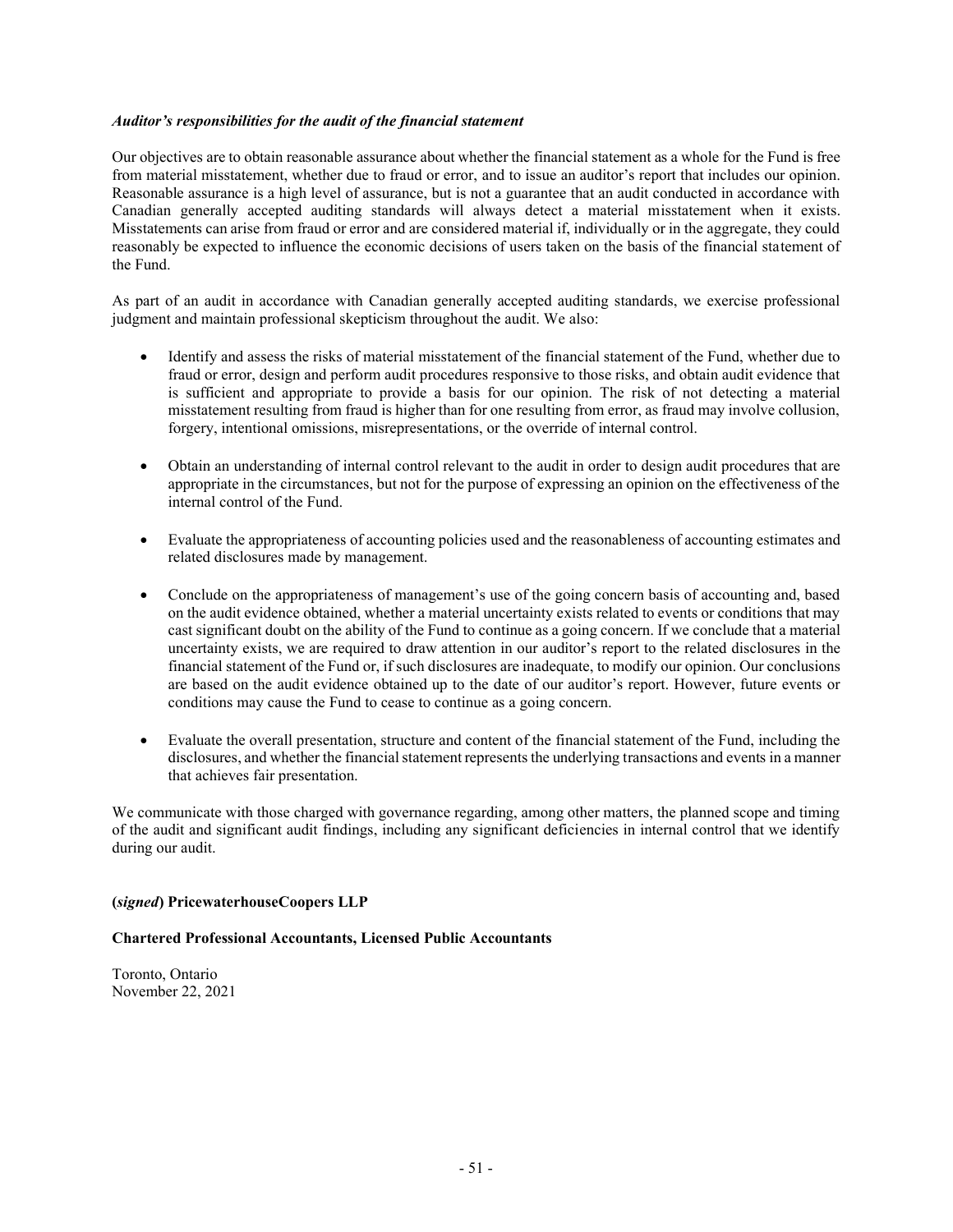### *Auditor's responsibilities for the audit of the financial statement*

Our objectives are to obtain reasonable assurance about whether the financial statement as a whole for the Fund is free from material misstatement, whether due to fraud or error, and to issue an auditor's report that includes our opinion. Reasonable assurance is a high level of assurance, but is not a guarantee that an audit conducted in accordance with Canadian generally accepted auditing standards will always detect a material misstatement when it exists. Misstatements can arise from fraud or error and are considered material if, individually or in the aggregate, they could reasonably be expected to influence the economic decisions of users taken on the basis of the financial statement of the Fund.

As part of an audit in accordance with Canadian generally accepted auditing standards, we exercise professional judgment and maintain professional skepticism throughout the audit. We also:

- Identify and assess the risks of material misstatement of the financial statement of the Fund, whether due to fraud or error, design and perform audit procedures responsive to those risks, and obtain audit evidence that is sufficient and appropriate to provide a basis for our opinion. The risk of not detecting a material misstatement resulting from fraud is higher than for one resulting from error, as fraud may involve collusion, forgery, intentional omissions, misrepresentations, or the override of internal control.

- Obtain an understanding of internal control relevant to the audit in order to design audit procedures that are appropriate in the circumstances, but not for the purpose of expressing an opinion on the effectiveness of the internal control of the Fund.

- Evaluate the appropriateness of accounting policies used and the reasonableness of accounting estimates and related disclosures made by management.

- Conclude on the appropriateness of management's use of the going concern basis of accounting and, based on the audit evidence obtained, whether a material uncertainty exists related to events or conditions that may cast significant doubt on the ability of the Fund to continue as a going concern. If we conclude that a material uncertainty exists, we are required to draw attention in our auditor's report to the related disclosures in the financial statement of the Fund or, if such disclosures are inadequate, to modify our opinion. Our conclusions are based on the audit evidence obtained up to the date of our auditor's report. However, future events or conditions may cause the Fund to cease to continue as a going concern.

- Evaluate the overall presentation, structure and content of the financial statement of the Fund, including the disclosures, and whether the financial statement represents the underlying transactions and events in a manner that achieves fair presentation.

We communicate with those charged with governance regarding, among other matters, the planned scope and timing of the audit and significant audit findings, including any significant deficiencies in internal control that we identify during our audit.

**(*signed*) PricewaterhouseCoopers LLP**

**Chartered Professional Accountants, Licensed Public Accountants**

Toronto, Ontario
November 22, 2021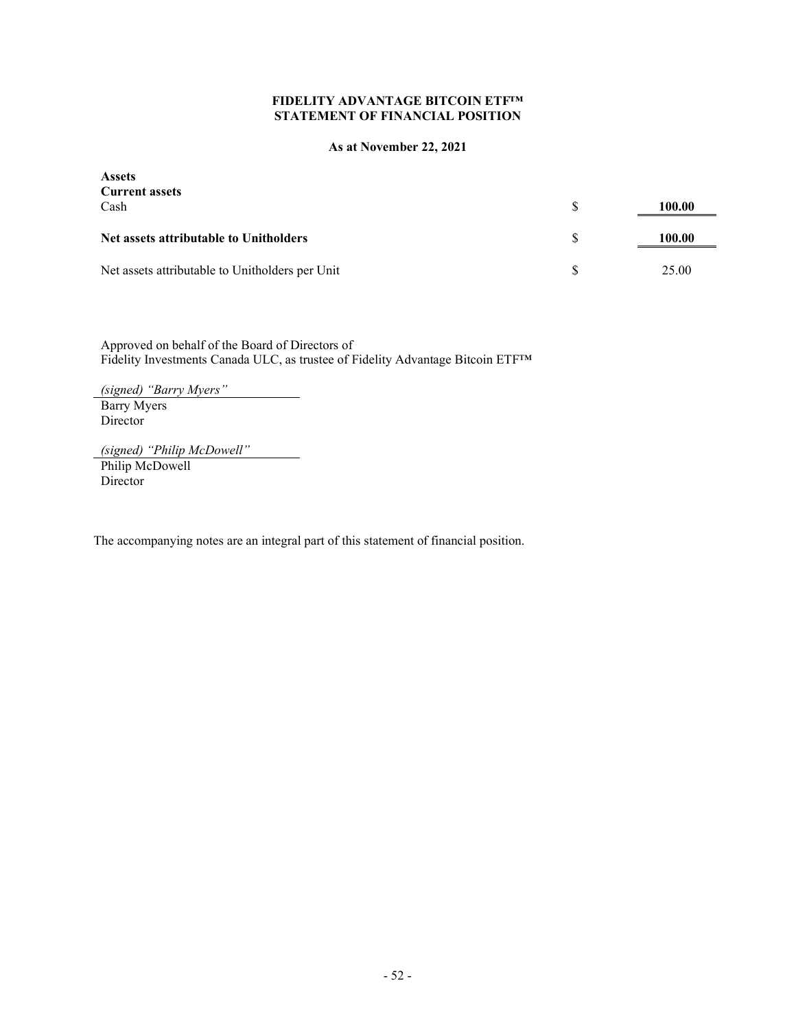# FIDELITY ADVANTAGE BITCOIN ETF™
# STATEMENT OF FINANCIAL POSITION

**As at November 22, 2021**

| | | |
|---|---|---|
| **Assets** | | |
| **Current assets** | | |
| Cash | $ | **100.00** |
| **Net assets attributable to Unitholders** | $ | **100.00** |
| Net assets attributable to Unitholders per Unit | $ | 25.00 |

Approved on behalf of the Board of Directors of
Fidelity Investments Canada ULC, as trustee of Fidelity Advantage Bitcoin ETF™

*(signed) "Barry Myers"*
Barry Myers
Director

*(signed) "Philip McDowell"*
Philip McDowell
Director

The accompanying notes are an integral part of this statement of financial position.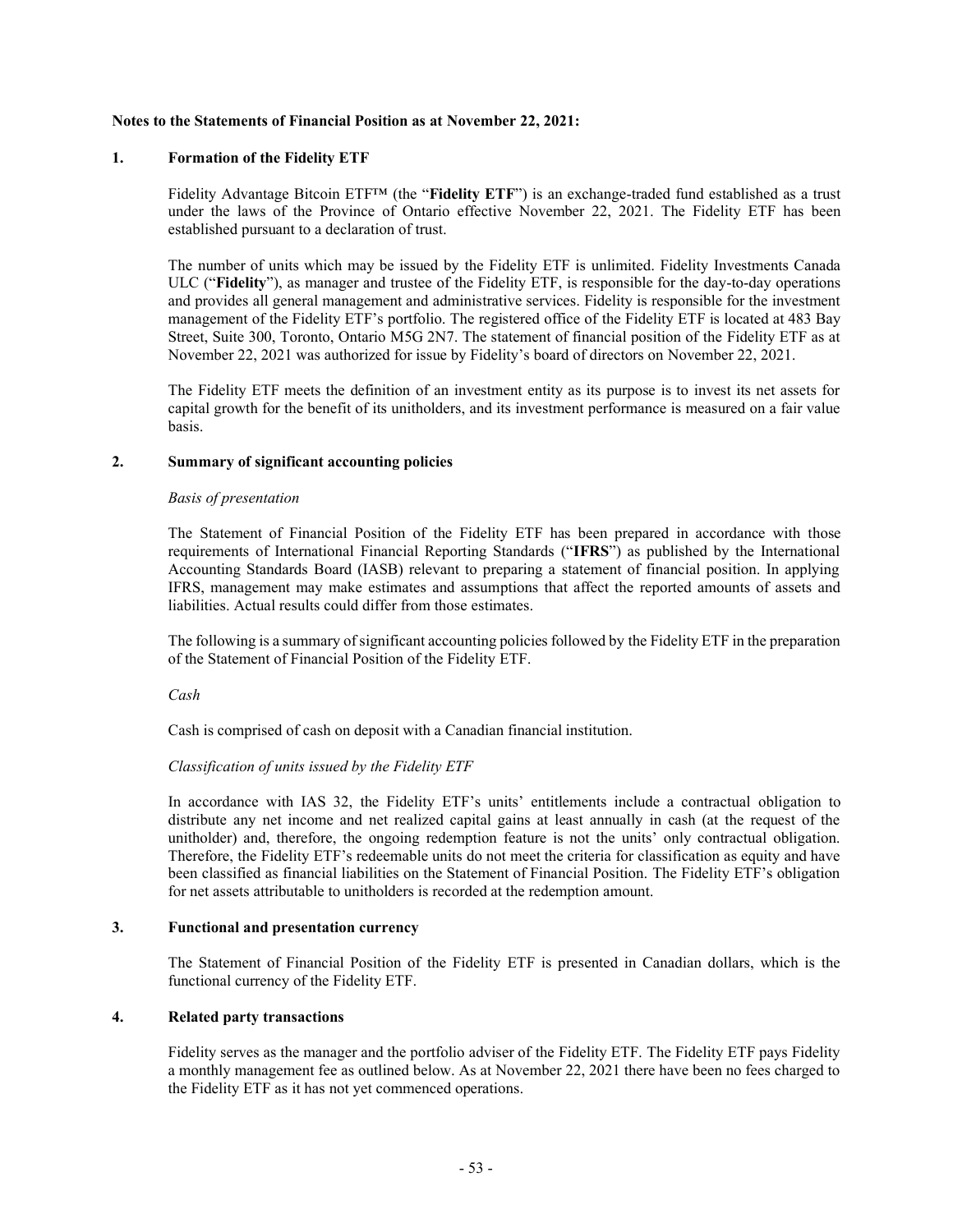**Notes to the Statements of Financial Position as at November 22, 2021:**

## 1. Formation of the Fidelity ETF

Fidelity Advantage Bitcoin ETF™ (the "**Fidelity ETF**") is an exchange-traded fund established as a trust under the laws of the Province of Ontario effective November 22, 2021. The Fidelity ETF has been established pursuant to a declaration of trust.

The number of units which may be issued by the Fidelity ETF is unlimited. Fidelity Investments Canada ULC ("**Fidelity**"), as manager and trustee of the Fidelity ETF, is responsible for the day-to-day operations and provides all general management and administrative services. Fidelity is responsible for the investment management of the Fidelity ETF's portfolio. The registered office of the Fidelity ETF is located at 483 Bay Street, Suite 300, Toronto, Ontario M5G 2N7. The statement of financial position of the Fidelity ETF as at November 22, 2021 was authorized for issue by Fidelity's board of directors on November 22, 2021.

The Fidelity ETF meets the definition of an investment entity as its purpose is to invest its net assets for capital growth for the benefit of its unitholders, and its investment performance is measured on a fair value basis.

## 2. Summary of significant accounting policies

*Basis of presentation*

The Statement of Financial Position of the Fidelity ETF has been prepared in accordance with those requirements of International Financial Reporting Standards ("**IFRS**") as published by the International Accounting Standards Board (IASB) relevant to preparing a statement of financial position. In applying IFRS, management may make estimates and assumptions that affect the reported amounts of assets and liabilities. Actual results could differ from those estimates.

The following is a summary of significant accounting policies followed by the Fidelity ETF in the preparation of the Statement of Financial Position of the Fidelity ETF.

*Cash*

Cash is comprised of cash on deposit with a Canadian financial institution.

*Classification of units issued by the Fidelity ETF*

In accordance with IAS 32, the Fidelity ETF's units' entitlements include a contractual obligation to distribute any net income and net realized capital gains at least annually in cash (at the request of the unitholder) and, therefore, the ongoing redemption feature is not the units' only contractual obligation. Therefore, the Fidelity ETF's redeemable units do not meet the criteria for classification as equity and have been classified as financial liabilities on the Statement of Financial Position. The Fidelity ETF's obligation for net assets attributable to unitholders is recorded at the redemption amount.

## 3. Functional and presentation currency

The Statement of Financial Position of the Fidelity ETF is presented in Canadian dollars, which is the functional currency of the Fidelity ETF.

## 4. Related party transactions

Fidelity serves as the manager and the portfolio adviser of the Fidelity ETF. The Fidelity ETF pays Fidelity a monthly management fee as outlined below. As at November 22, 2021 there have been no fees charged to the Fidelity ETF as it has not yet commenced operations.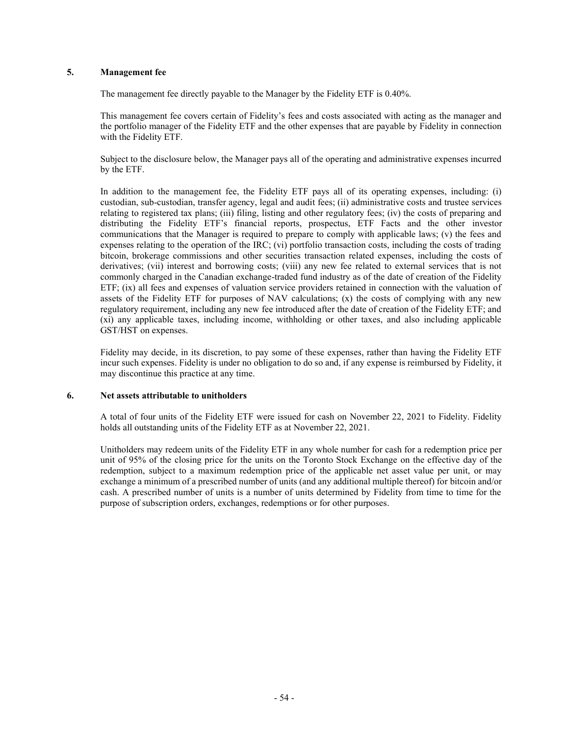## 5. Management fee

The management fee directly payable to the Manager by the Fidelity ETF is 0.40%.

This management fee covers certain of Fidelity's fees and costs associated with acting as the manager and the portfolio manager of the Fidelity ETF and the other expenses that are payable by Fidelity in connection with the Fidelity ETF.

Subject to the disclosure below, the Manager pays all of the operating and administrative expenses incurred by the ETF.

In addition to the management fee, the Fidelity ETF pays all of its operating expenses, including: (i) custodian, sub-custodian, transfer agency, legal and audit fees; (ii) administrative costs and trustee services relating to registered tax plans; (iii) filing, listing and other regulatory fees; (iv) the costs of preparing and distributing the Fidelity ETF's financial reports, prospectus, ETF Facts and the other investor communications that the Manager is required to prepare to comply with applicable laws; (v) the fees and expenses relating to the operation of the IRC; (vi) portfolio transaction costs, including the costs of trading bitcoin, brokerage commissions and other securities transaction related expenses, including the costs of derivatives; (vii) interest and borrowing costs; (viii) any new fee related to external services that is not commonly charged in the Canadian exchange-traded fund industry as of the date of creation of the Fidelity ETF; (ix) all fees and expenses of valuation service providers retained in connection with the valuation of assets of the Fidelity ETF for purposes of NAV calculations; (x) the costs of complying with any new regulatory requirement, including any new fee introduced after the date of creation of the Fidelity ETF; and (xi) any applicable taxes, including income, withholding or other taxes, and also including applicable GST/HST on expenses.

Fidelity may decide, in its discretion, to pay some of these expenses, rather than having the Fidelity ETF incur such expenses. Fidelity is under no obligation to do so and, if any expense is reimbursed by Fidelity, it may discontinue this practice at any time.

## 6. Net assets attributable to unitholders

A total of four units of the Fidelity ETF were issued for cash on November 22, 2021 to Fidelity. Fidelity holds all outstanding units of the Fidelity ETF as at November 22, 2021.

Unitholders may redeem units of the Fidelity ETF in any whole number for cash for a redemption price per unit of 95% of the closing price for the units on the Toronto Stock Exchange on the effective day of the redemption, subject to a maximum redemption price of the applicable net asset value per unit, or may exchange a minimum of a prescribed number of units (and any additional multiple thereof) for bitcoin and/or cash. A prescribed number of units is a number of units determined by Fidelity from time to time for the purpose of subscription orders, exchanges, redemptions or for other purposes.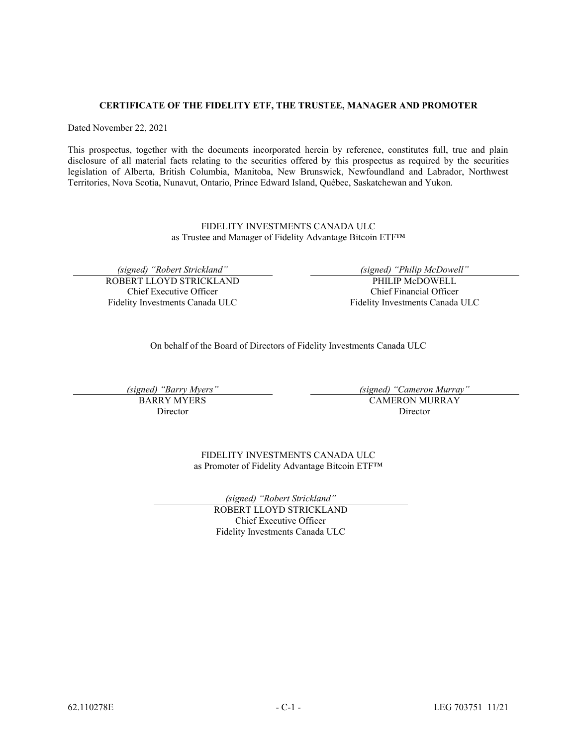**CERTIFICATE OF THE FIDELITY ETF, THE TRUSTEE, MANAGER AND PROMOTER**

Dated November 22, 2021

This prospectus, together with the documents incorporated herein by reference, constitutes full, true and plain disclosure of all material facts relating to the securities offered by this prospectus as required by the securities legislation of Alberta, British Columbia, Manitoba, New Brunswick, Newfoundland and Labrador, Northwest Territories, Nova Scotia, Nunavut, Ontario, Prince Edward Island, Québec, Saskatchewan and Yukon.

FIDELITY INVESTMENTS CANADA ULC
as Trustee and Manager of Fidelity Advantage Bitcoin ETF™

| | |
|---|---|
| *(signed) "Robert Strickland"* | *(signed) "Philip McDowell"* |
| ROBERT LLOYD STRICKLAND | PHILIP McDOWELL |
| Chief Executive Officer | Chief Financial Officer |
| Fidelity Investments Canada ULC | Fidelity Investments Canada ULC |

On behalf of the Board of Directors of Fidelity Investments Canada ULC

| | |
|---|---|
| *(signed) "Barry Myers"* | *(signed) "Cameron Murray"* |
| BARRY MYERS | CAMERON MURRAY |
| Director | Director |

FIDELITY INVESTMENTS CANADA ULC
as Promoter of Fidelity Advantage Bitcoin ETF™

*(signed) "Robert Strickland"*
ROBERT LLOYD STRICKLAND
Chief Executive Officer
Fidelity Investments Canada ULC

62.110278E LEG 703751 11/21